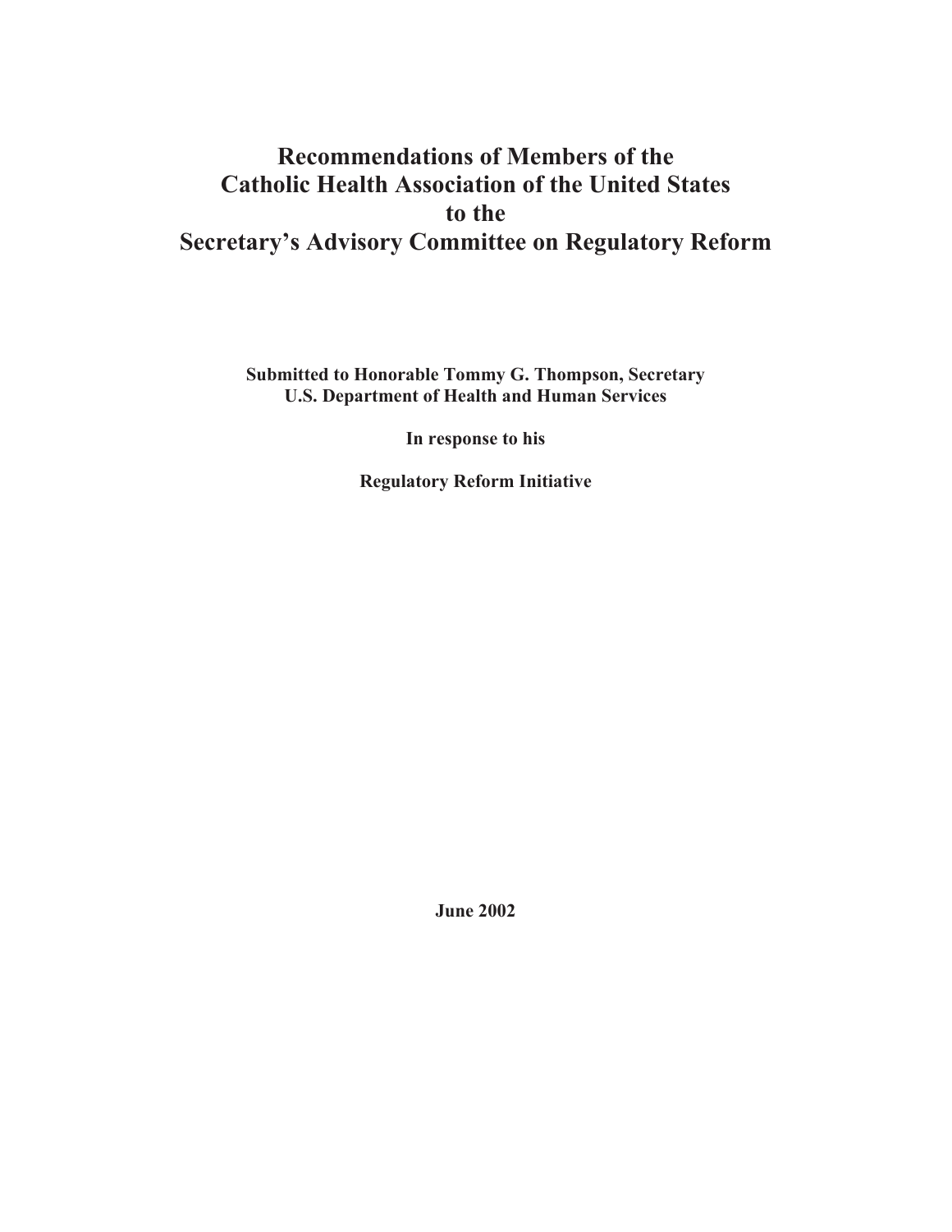# Recommendations of Members of the Catholic Health Association of the United States to the Secretary's Advisory Committee on Regulatory Reform

**Submitted to Honorable Tommy G. Thompson, Secretary**
**U.S. Department of Health and Human Services**

**In response to his**

**Regulatory Reform Initiative**

**June 2002**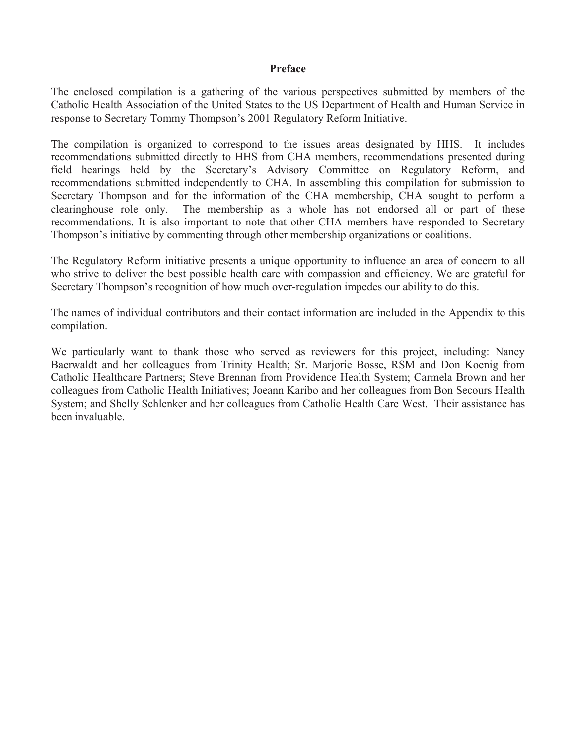# Preface

The enclosed compilation is a gathering of the various perspectives submitted by members of the Catholic Health Association of the United States to the US Department of Health and Human Service in response to Secretary Tommy Thompson's 2001 Regulatory Reform Initiative.

The compilation is organized to correspond to the issues areas designated by HHS. It includes recommendations submitted directly to HHS from CHA members, recommendations presented during field hearings held by the Secretary's Advisory Committee on Regulatory Reform, and recommendations submitted independently to CHA. In assembling this compilation for submission to Secretary Thompson and for the information of the CHA membership, CHA sought to perform a clearinghouse role only. The membership as a whole has not endorsed all or part of these recommendations. It is also important to note that other CHA members have responded to Secretary Thompson's initiative by commenting through other membership organizations or coalitions.

The Regulatory Reform initiative presents a unique opportunity to influence an area of concern to all who strive to deliver the best possible health care with compassion and efficiency. We are grateful for Secretary Thompson's recognition of how much over-regulation impedes our ability to do this.

The names of individual contributors and their contact information are included in the Appendix to this compilation.

We particularly want to thank those who served as reviewers for this project, including: Nancy Baerwaldt and her colleagues from Trinity Health; Sr. Marjorie Bosse, RSM and Don Koenig from Catholic Healthcare Partners; Steve Brennan from Providence Health System; Carmela Brown and her colleagues from Catholic Health Initiatives; Joeann Karibo and her colleagues from Bon Secours Health System; and Shelly Schlenker and her colleagues from Catholic Health Care West. Their assistance has been invaluable.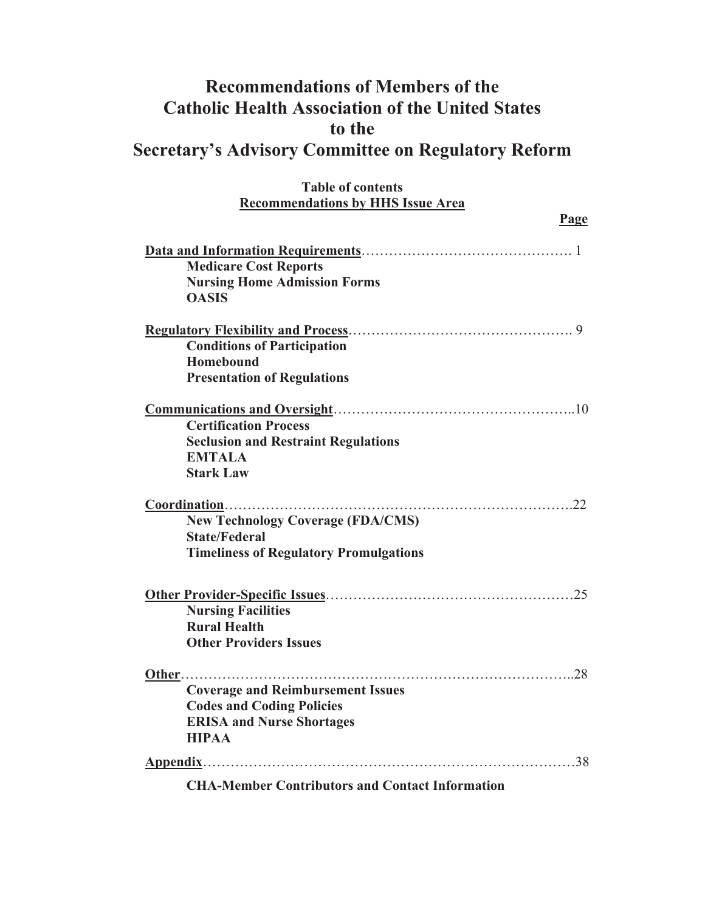# Recommendations of Members of the Catholic Health Association of the United States to the Secretary's Advisory Committee on Regulatory Reform

**Table of contents**

**Recommendations by HHS Issue Area**

| | Page |
|---|---|
| **Data and Information Requirements** | 1 |
| **Medicare Cost Reports** | |
| **Nursing Home Admission Forms** | |
| **OASIS** | |
| **Regulatory Flexibility and Process** | 9 |
| **Conditions of Participation** | |
| **Homebound** | |
| **Presentation of Regulations** | |
| **Communications and Oversight** | 10 |
| **Certification Process** | |
| **Seclusion and Restraint Regulations** | |
| **EMTALA** | |
| **Stark Law** | |
| **Coordination** | 22 |
| **New Technology Coverage (FDA/CMS)** | |
| **State/Federal** | |
| **Timeliness of Regulatory Promulgations** | |
| **Other Provider-Specific Issues** | 25 |
| **Nursing Facilities** | |
| **Rural Health** | |
| **Other Providers Issues** | |
| **Other** | 28 |
| **Coverage and Reimbursement Issues** | |
| **Codes and Coding Policies** | |
| **ERISA and Nurse Shortages** | |
| **HIPAA** | |
| **Appendix** | 38 |
| **CHA-Member Contributors and Contact Information** | |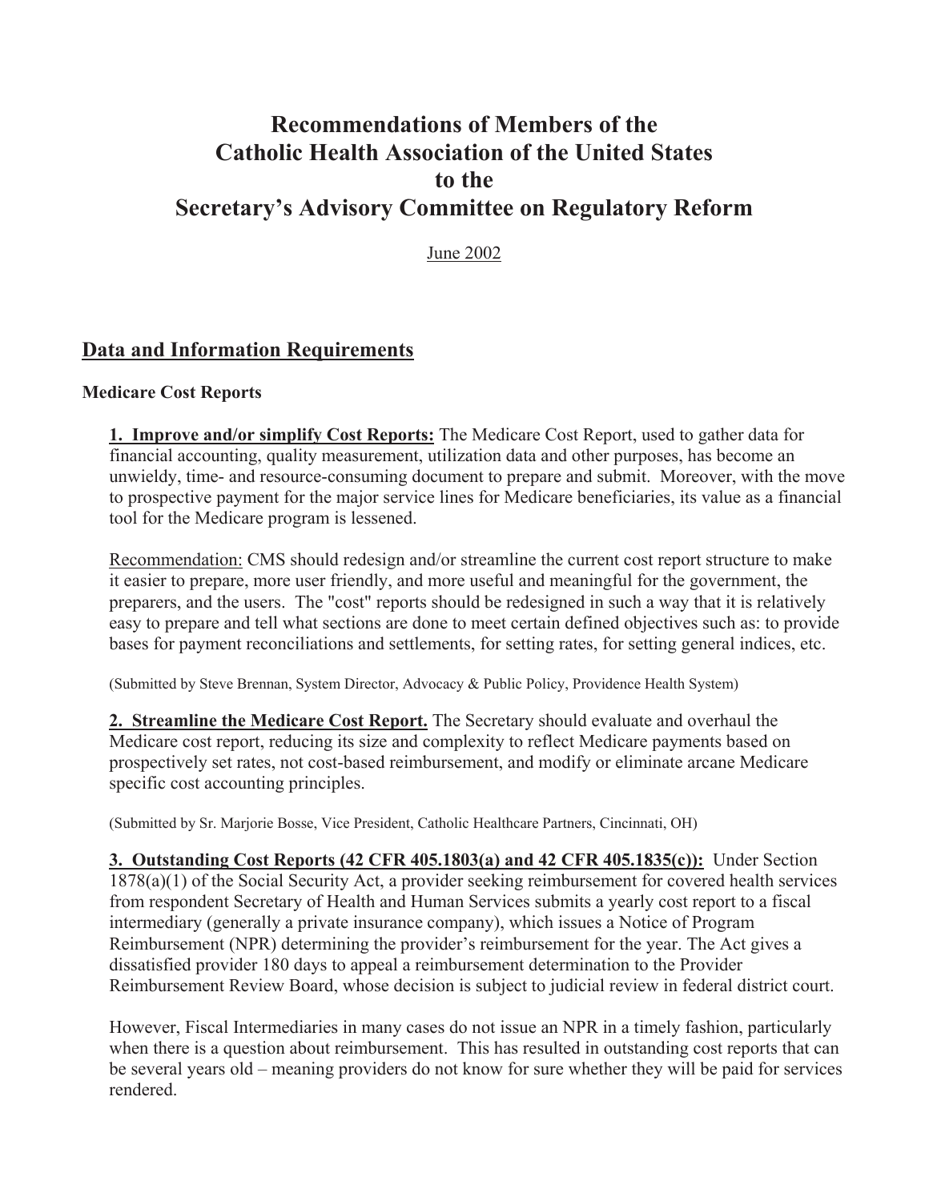# Recommendations of Members of the Catholic Health Association of the United States to the Secretary's Advisory Committee on Regulatory Reform

June 2002

## Data and Information Requirements

### Medicare Cost Reports

**1. Improve and/or simplify Cost Reports:** The Medicare Cost Report, used to gather data for financial accounting, quality measurement, utilization data and other purposes, has become an unwieldy, time- and resource-consuming document to prepare and submit. Moreover, with the move to prospective payment for the major service lines for Medicare beneficiaries, its value as a financial tool for the Medicare program is lessened.

Recommendation: CMS should redesign and/or streamline the current cost report structure to make it easier to prepare, more user friendly, and more useful and meaningful for the government, the preparers, and the users. The "cost" reports should be redesigned in such a way that it is relatively easy to prepare and tell what sections are done to meet certain defined objectives such as: to provide bases for payment reconciliations and settlements, for setting rates, for setting general indices, etc.

(Submitted by Steve Brennan, System Director, Advocacy & Public Policy, Providence Health System)

**2. Streamline the Medicare Cost Report.** The Secretary should evaluate and overhaul the Medicare cost report, reducing its size and complexity to reflect Medicare payments based on prospectively set rates, not cost-based reimbursement, and modify or eliminate arcane Medicare specific cost accounting principles.

(Submitted by Sr. Marjorie Bosse, Vice President, Catholic Healthcare Partners, Cincinnati, OH)

**3. Outstanding Cost Reports (42 CFR 405.1803(a) and 42 CFR 405.1835(c)):** Under Section 1878(a)(1) of the Social Security Act, a provider seeking reimbursement for covered health services from respondent Secretary of Health and Human Services submits a yearly cost report to a fiscal intermediary (generally a private insurance company), which issues a Notice of Program Reimbursement (NPR) determining the provider's reimbursement for the year. The Act gives a dissatisfied provider 180 days to appeal a reimbursement determination to the Provider Reimbursement Review Board, whose decision is subject to judicial review in federal district court.

However, Fiscal Intermediaries in many cases do not issue an NPR in a timely fashion, particularly when there is a question about reimbursement. This has resulted in outstanding cost reports that can be several years old – meaning providers do not know for sure whether they will be paid for services rendered.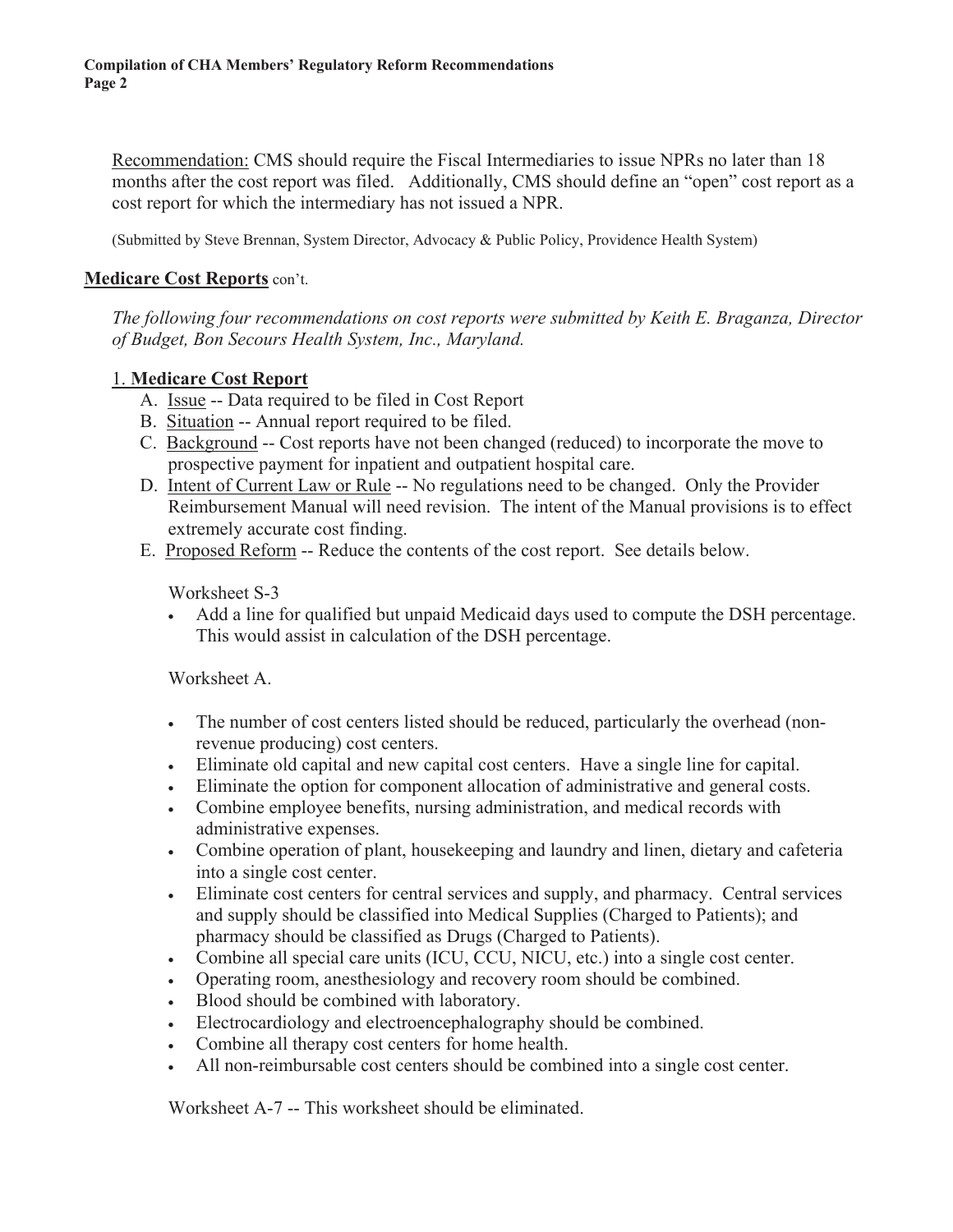Recommendation: CMS should require the Fiscal Intermediaries to issue NPRs no later than 18 months after the cost report was filed. Additionally, CMS should define an "open" cost report as a cost report for which the intermediary has not issued a NPR.

(Submitted by Steve Brennan, System Director, Advocacy & Public Policy, Providence Health System)

**Medicare Cost Reports** con't.

*The following four recommendations on cost reports were submitted by Keith E. Braganza, Director of Budget, Bon Secours Health System, Inc., Maryland.*

1. **Medicare Cost Report**
   - A. Issue -- Data required to be filed in Cost Report
   - B. Situation -- Annual report required to be filed.
   - C. Background -- Cost reports have not been changed (reduced) to incorporate the move to prospective payment for inpatient and outpatient hospital care.
   - D. Intent of Current Law or Rule -- No regulations need to be changed. Only the Provider Reimbursement Manual will need revision. The intent of the Manual provisions is to effect extremely accurate cost finding.
   - E. Proposed Reform -- Reduce the contents of the cost report. See details below.

   Worksheet S-3

   - Add a line for qualified but unpaid Medicaid days used to compute the DSH percentage. This would assist in calculation of the DSH percentage.

   Worksheet A.

   - The number of cost centers listed should be reduced, particularly the overhead (non-revenue producing) cost centers.
   - Eliminate old capital and new capital cost centers. Have a single line for capital.
   - Eliminate the option for component allocation of administrative and general costs.
   - Combine employee benefits, nursing administration, and medical records with administrative expenses.
   - Combine operation of plant, housekeeping and laundry and linen, dietary and cafeteria into a single cost center.
   - Eliminate cost centers for central services and supply, and pharmacy. Central services and supply should be classified into Medical Supplies (Charged to Patients); and pharmacy should be classified as Drugs (Charged to Patients).
   - Combine all special care units (ICU, CCU, NICU, etc.) into a single cost center.
   - Operating room, anesthesiology and recovery room should be combined.
   - Blood should be combined with laboratory.
   - Electrocardiology and electroencephalography should be combined.
   - Combine all therapy cost centers for home health.
   - All non-reimbursable cost centers should be combined into a single cost center.

   Worksheet A-7 -- This worksheet should be eliminated.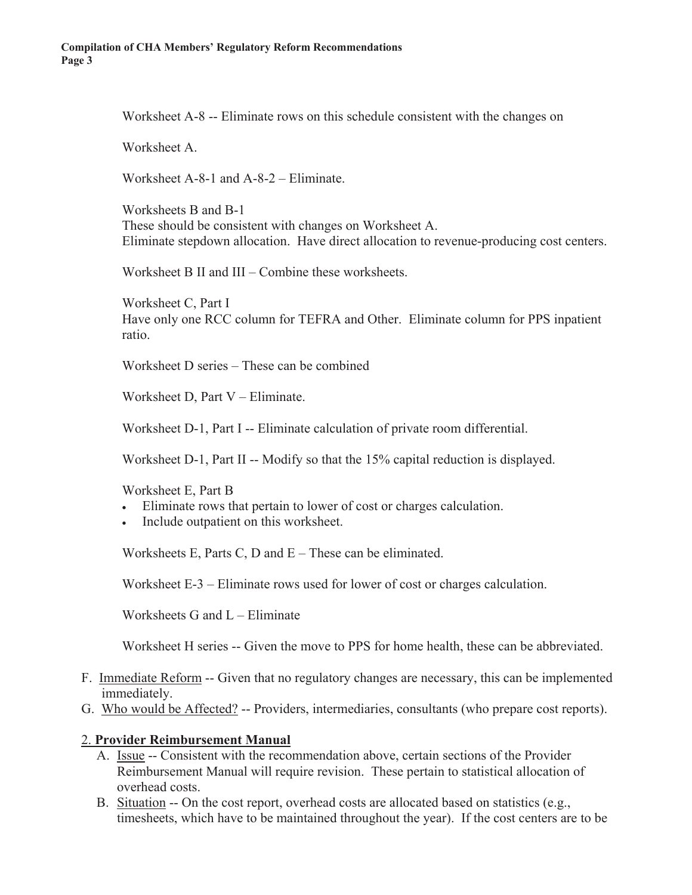Worksheet A-8 -- Eliminate rows on this schedule consistent with the changes on

Worksheet A.

Worksheet A-8-1 and A-8-2 – Eliminate.

Worksheets B and B-1
These should be consistent with changes on Worksheet A.
Eliminate stepdown allocation. Have direct allocation to revenue-producing cost centers.

Worksheet B II and III – Combine these worksheets.

Worksheet C, Part I
Have only one RCC column for TEFRA and Other. Eliminate column for PPS inpatient ratio.

Worksheet D series – These can be combined

Worksheet D, Part V – Eliminate.

Worksheet D-1, Part I -- Eliminate calculation of private room differential.

Worksheet D-1, Part II -- Modify so that the 15% capital reduction is displayed.

Worksheet E, Part B

- Eliminate rows that pertain to lower of cost or charges calculation.
- Include outpatient on this worksheet.

Worksheets E, Parts C, D and E – These can be eliminated.

Worksheet E-3 – Eliminate rows used for lower of cost or charges calculation.

Worksheets G and L – Eliminate

Worksheet H series -- Given the move to PPS for home health, these can be abbreviated.

F. Immediate Reform -- Given that no regulatory changes are necessary, this can be implemented immediately.
G. Who would be Affected? -- Providers, intermediaries, consultants (who prepare cost reports).

## 2. Provider Reimbursement Manual

A. Issue -- Consistent with the recommendation above, certain sections of the Provider Reimbursement Manual will require revision. These pertain to statistical allocation of overhead costs.
B. Situation -- On the cost report, overhead costs are allocated based on statistics (e.g., timesheets, which have to be maintained throughout the year). If the cost centers are to be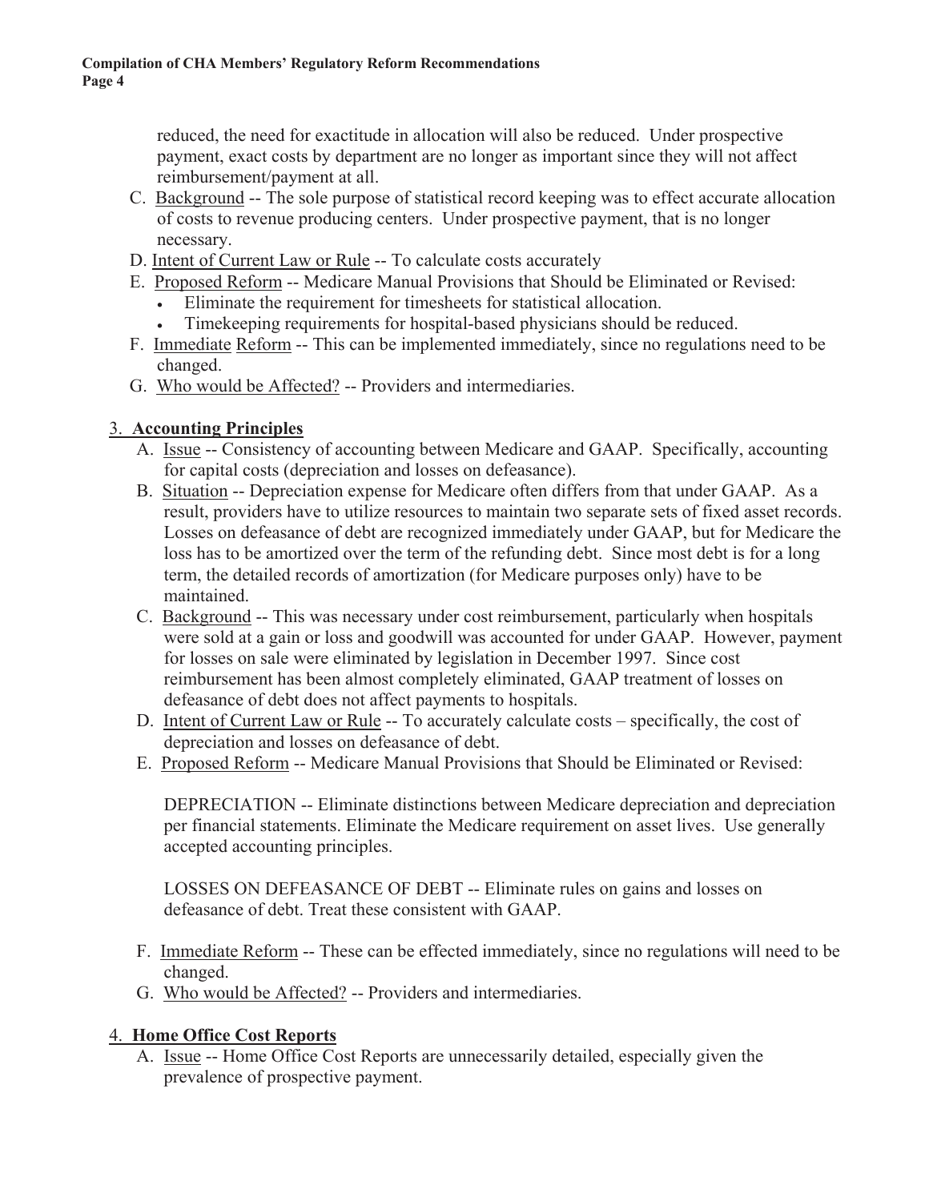reduced, the need for exactitude in allocation will also be reduced. Under prospective payment, exact costs by department are no longer as important since they will not affect reimbursement/payment at all.

C. Background -- The sole purpose of statistical record keeping was to effect accurate allocation of costs to revenue producing centers. Under prospective payment, that is no longer necessary.

D. Intent of Current Law or Rule -- To calculate costs accurately

E. Proposed Reform -- Medicare Manual Provisions that Should be Eliminated or Revised:

- Eliminate the requirement for timesheets for statistical allocation.
- Timekeeping requirements for hospital-based physicians should be reduced.

F. Immediate Reform -- This can be implemented immediately, since no regulations need to be changed.

G. Who would be Affected? -- Providers and intermediaries.

### 3. Accounting Principles

A. Issue -- Consistency of accounting between Medicare and GAAP. Specifically, accounting for capital costs (depreciation and losses on defeasance).

B. Situation -- Depreciation expense for Medicare often differs from that under GAAP. As a result, providers have to utilize resources to maintain two separate sets of fixed asset records. Losses on defeasance of debt are recognized immediately under GAAP, but for Medicare the loss has to be amortized over the term of the refunding debt. Since most debt is for a long term, the detailed records of amortization (for Medicare purposes only) have to be maintained.

C. Background -- This was necessary under cost reimbursement, particularly when hospitals were sold at a gain or loss and goodwill was accounted for under GAAP. However, payment for losses on sale were eliminated by legislation in December 1997. Since cost reimbursement has been almost completely eliminated, GAAP treatment of losses on defeasance of debt does not affect payments to hospitals.

D. Intent of Current Law or Rule -- To accurately calculate costs – specifically, the cost of depreciation and losses on defeasance of debt.

E. Proposed Reform -- Medicare Manual Provisions that Should be Eliminated or Revised:

DEPRECIATION -- Eliminate distinctions between Medicare depreciation and depreciation per financial statements. Eliminate the Medicare requirement on asset lives. Use generally accepted accounting principles.

LOSSES ON DEFEASANCE OF DEBT -- Eliminate rules on gains and losses on defeasance of debt. Treat these consistent with GAAP.

F. Immediate Reform -- These can be effected immediately, since no regulations will need to be changed.

G. Who would be Affected? -- Providers and intermediaries.

### 4. Home Office Cost Reports

A. Issue -- Home Office Cost Reports are unnecessarily detailed, especially given the prevalence of prospective payment.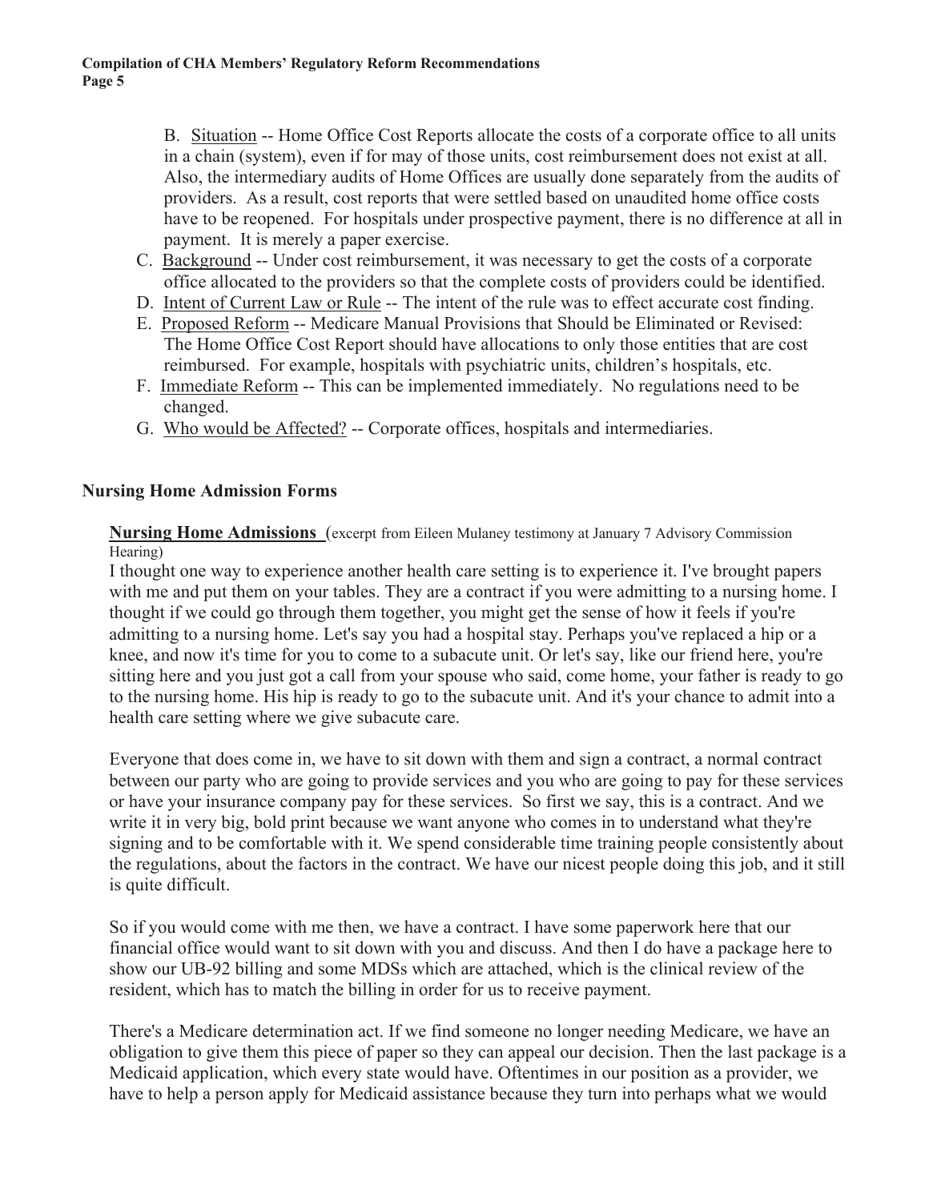B. Situation -- Home Office Cost Reports allocate the costs of a corporate office to all units in a chain (system), even if for may of those units, cost reimbursement does not exist at all. Also, the intermediary audits of Home Offices are usually done separately from the audits of providers. As a result, cost reports that were settled based on unaudited home office costs have to be reopened. For hospitals under prospective payment, there is no difference at all in payment. It is merely a paper exercise.

C. Background -- Under cost reimbursement, it was necessary to get the costs of a corporate office allocated to the providers so that the complete costs of providers could be identified.

D. Intent of Current Law or Rule -- The intent of the rule was to effect accurate cost finding.

E. Proposed Reform -- Medicare Manual Provisions that Should be Eliminated or Revised: The Home Office Cost Report should have allocations to only those entities that are cost reimbursed. For example, hospitals with psychiatric units, children's hospitals, etc.

F. Immediate Reform -- This can be implemented immediately. No regulations need to be changed.

G. Who would be Affected? -- Corporate offices, hospitals and intermediaries.

## Nursing Home Admission Forms

**Nursing Home Admissions** (excerpt from Eileen Mulaney testimony at January 7 Advisory Commission Hearing)

I thought one way to experience another health care setting is to experience it. I've brought papers with me and put them on your tables. They are a contract if you were admitting to a nursing home. I thought if we could go through them together, you might get the sense of how it feels if you're admitting to a nursing home. Let's say you had a hospital stay. Perhaps you've replaced a hip or a knee, and now it's time for you to come to a subacute unit. Or let's say, like our friend here, you're sitting here and you just got a call from your spouse who said, come home, your father is ready to go to the nursing home. His hip is ready to go to the subacute unit. And it's your chance to admit into a health care setting where we give subacute care.

Everyone that does come in, we have to sit down with them and sign a contract, a normal contract between our party who are going to provide services and you who are going to pay for these services or have your insurance company pay for these services. So first we say, this is a contract. And we write it in very big, bold print because we want anyone who comes in to understand what they're signing and to be comfortable with it. We spend considerable time training people consistently about the regulations, about the factors in the contract. We have our nicest people doing this job, and it still is quite difficult.

So if you would come with me then, we have a contract. I have some paperwork here that our financial office would want to sit down with you and discuss. And then I do have a package here to show our UB-92 billing and some MDSs which are attached, which is the clinical review of the resident, which has to match the billing in order for us to receive payment.

There's a Medicare determination act. If we find someone no longer needing Medicare, we have an obligation to give them this piece of paper so they can appeal our decision. Then the last package is a Medicaid application, which every state would have. Oftentimes in our position as a provider, we have to help a person apply for Medicaid assistance because they turn into perhaps what we would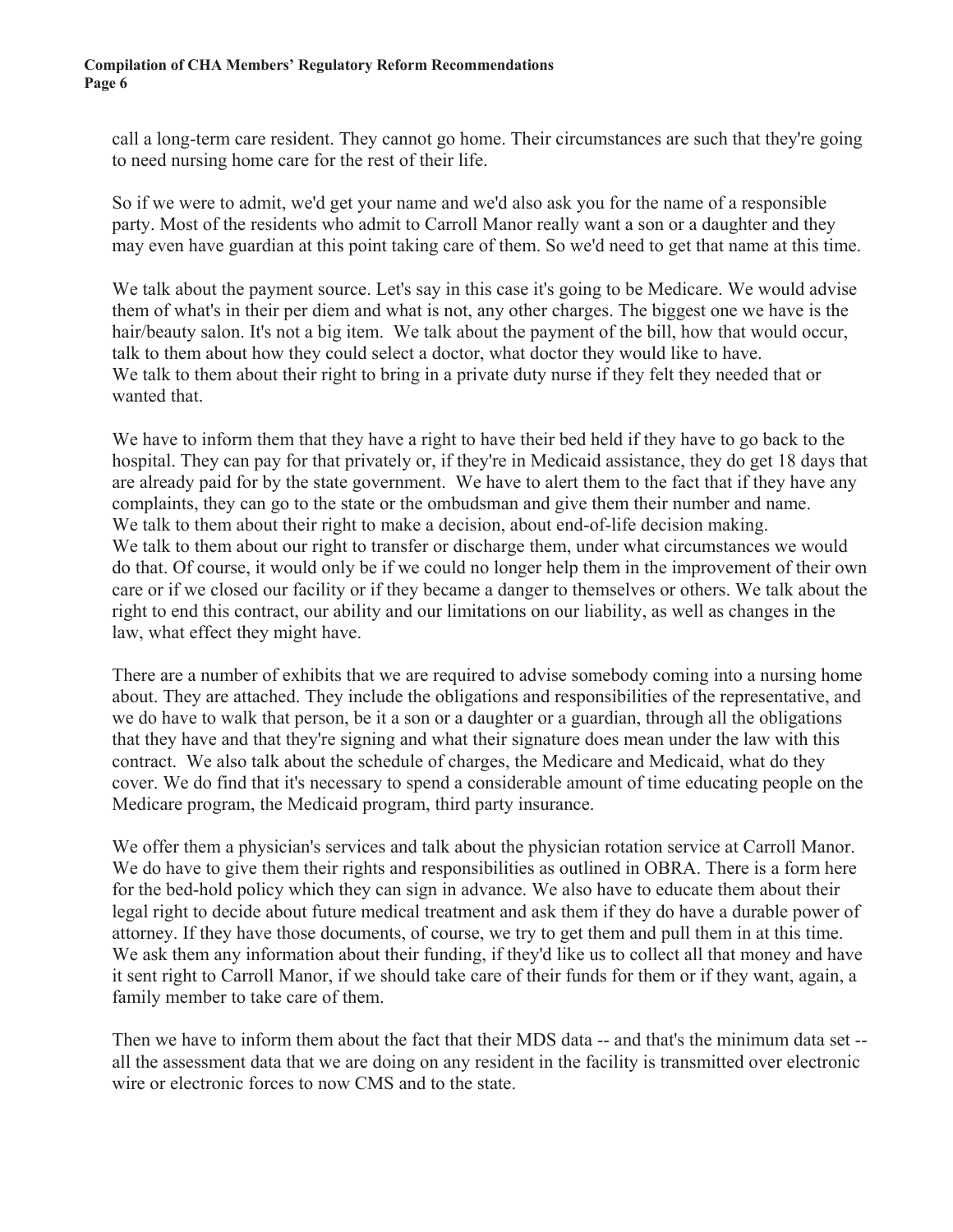call a long-term care resident. They cannot go home. Their circumstances are such that they're going to need nursing home care for the rest of their life.

So if we were to admit, we'd get your name and we'd also ask you for the name of a responsible party. Most of the residents who admit to Carroll Manor really want a son or a daughter and they may even have guardian at this point taking care of them. So we'd need to get that name at this time.

We talk about the payment source. Let's say in this case it's going to be Medicare. We would advise them of what's in their per diem and what is not, any other charges. The biggest one we have is the hair/beauty salon. It's not a big item. We talk about the payment of the bill, how that would occur, talk to them about how they could select a doctor, what doctor they would like to have.
We talk to them about their right to bring in a private duty nurse if they felt they needed that or wanted that.

We have to inform them that they have a right to have their bed held if they have to go back to the hospital. They can pay for that privately or, if they're in Medicaid assistance, they do get 18 days that are already paid for by the state government. We have to alert them to the fact that if they have any complaints, they can go to the state or the ombudsman and give them their number and name.
We talk to them about their right to make a decision, about end-of-life decision making.
We talk to them about our right to transfer or discharge them, under what circumstances we would do that. Of course, it would only be if we could no longer help them in the improvement of their own care or if we closed our facility or if they became a danger to themselves or others. We talk about the right to end this contract, our ability and our limitations on our liability, as well as changes in the law, what effect they might have.

There are a number of exhibits that we are required to advise somebody coming into a nursing home about. They are attached. They include the obligations and responsibilities of the representative, and we do have to walk that person, be it a son or a daughter or a guardian, through all the obligations that they have and that they're signing and what their signature does mean under the law with this contract. We also talk about the schedule of charges, the Medicare and Medicaid, what do they cover. We do find that it's necessary to spend a considerable amount of time educating people on the Medicare program, the Medicaid program, third party insurance.

We offer them a physician's services and talk about the physician rotation service at Carroll Manor. We do have to give them their rights and responsibilities as outlined in OBRA. There is a form here for the bed-hold policy which they can sign in advance. We also have to educate them about their legal right to decide about future medical treatment and ask them if they do have a durable power of attorney. If they have those documents, of course, we try to get them and pull them in at this time. We ask them any information about their funding, if they'd like us to collect all that money and have it sent right to Carroll Manor, if we should take care of their funds for them or if they want, again, a family member to take care of them.

Then we have to inform them about the fact that their MDS data -- and that's the minimum data set -- all the assessment data that we are doing on any resident in the facility is transmitted over electronic wire or electronic forces to now CMS and to the state.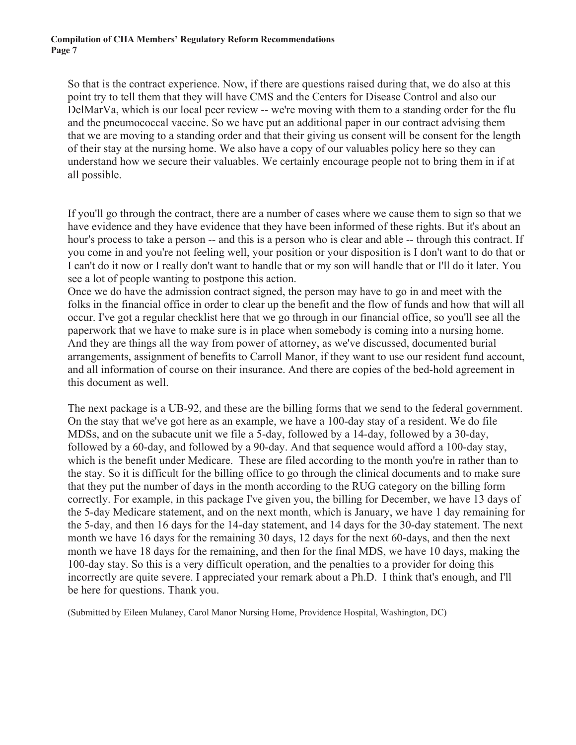So that is the contract experience. Now, if there are questions raised during that, we do also at this point try to tell them that they will have CMS and the Centers for Disease Control and also our DelMarVa, which is our local peer review -- we're moving with them to a standing order for the flu and the pneumococcal vaccine. So we have put an additional paper in our contract advising them that we are moving to a standing order and that their giving us consent will be consent for the length of their stay at the nursing home. We also have a copy of our valuables policy here so they can understand how we secure their valuables. We certainly encourage people not to bring them in if at all possible.

If you'll go through the contract, there are a number of cases where we cause them to sign so that we have evidence and they have evidence that they have been informed of these rights. But it's about an hour's process to take a person -- and this is a person who is clear and able -- through this contract. If you come in and you're not feeling well, your position or your disposition is I don't want to do that or I can't do it now or I really don't want to handle that or my son will handle that or I'll do it later. You see a lot of people wanting to postpone this action.

Once we do have the admission contract signed, the person may have to go in and meet with the folks in the financial office in order to clear up the benefit and the flow of funds and how that will all occur. I've got a regular checklist here that we go through in our financial office, so you'll see all the paperwork that we have to make sure is in place when somebody is coming into a nursing home. And they are things all the way from power of attorney, as we've discussed, documented burial arrangements, assignment of benefits to Carroll Manor, if they want to use our resident fund account, and all information of course on their insurance. And there are copies of the bed-hold agreement in this document as well.

The next package is a UB-92, and these are the billing forms that we send to the federal government. On the stay that we've got here as an example, we have a 100-day stay of a resident. We do file MDSs, and on the subacute unit we file a 5-day, followed by a 14-day, followed by a 30-day, followed by a 60-day, and followed by a 90-day. And that sequence would afford a 100-day stay, which is the benefit under Medicare. These are filed according to the month you're in rather than to the stay. So it is difficult for the billing office to go through the clinical documents and to make sure that they put the number of days in the month according to the RUG category on the billing form correctly. For example, in this package I've given you, the billing for December, we have 13 days of the 5-day Medicare statement, and on the next month, which is January, we have 1 day remaining for the 5-day, and then 16 days for the 14-day statement, and 14 days for the 30-day statement. The next month we have 16 days for the remaining 30 days, 12 days for the next 60-days, and then the next month we have 18 days for the remaining, and then for the final MDS, we have 10 days, making the 100-day stay. So this is a very difficult operation, and the penalties to a provider for doing this incorrectly are quite severe. I appreciated your remark about a Ph.D. I think that's enough, and I'll be here for questions. Thank you.

(Submitted by Eileen Mulaney, Carol Manor Nursing Home, Providence Hospital, Washington, DC)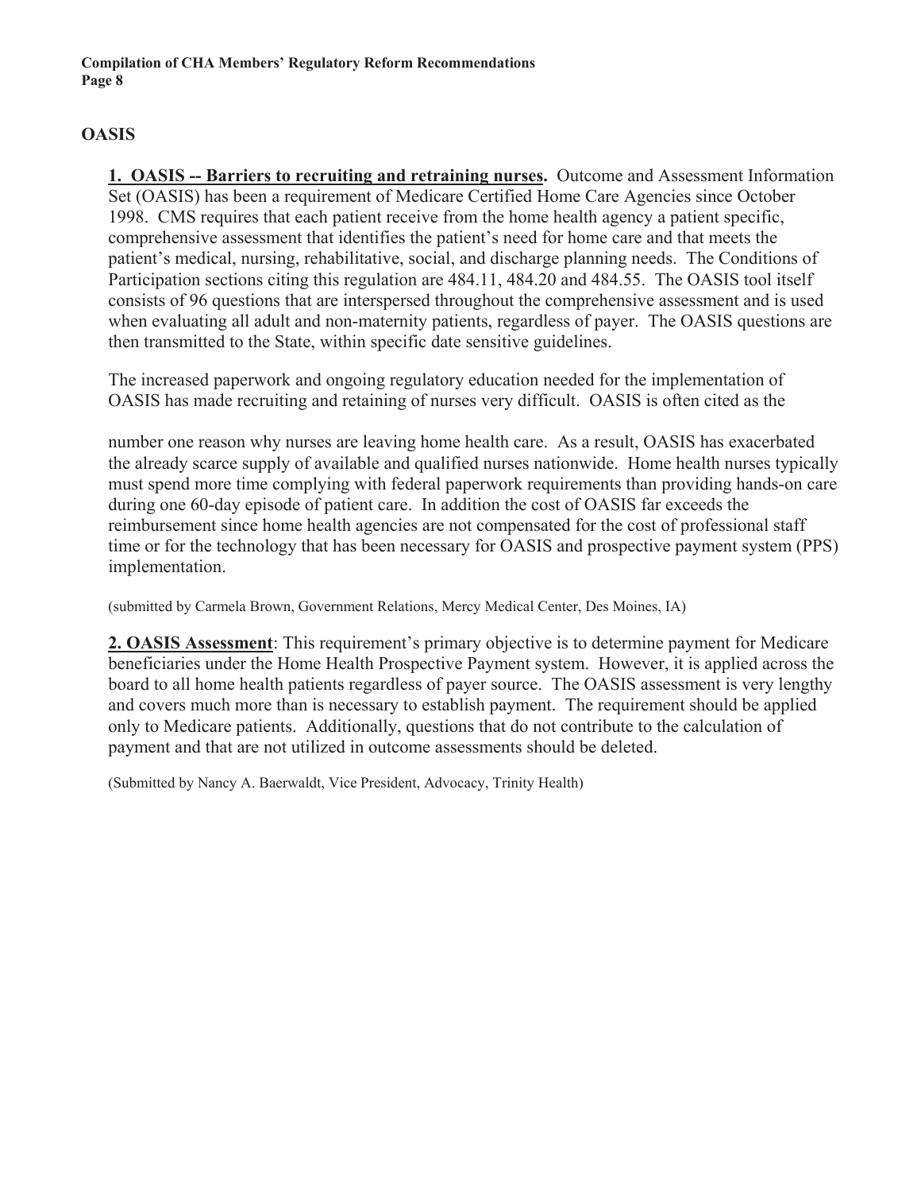## OASIS

**1. <u>OASIS -- Barriers to recruiting and retraining nurses</u>.** Outcome and Assessment Information Set (OASIS) has been a requirement of Medicare Certified Home Care Agencies since October 1998. CMS requires that each patient receive from the home health agency a patient specific, comprehensive assessment that identifies the patient's need for home care and that meets the patient's medical, nursing, rehabilitative, social, and discharge planning needs. The Conditions of Participation sections citing this regulation are 484.11, 484.20 and 484.55. The OASIS tool itself consists of 96 questions that are interspersed throughout the comprehensive assessment and is used when evaluating all adult and non-maternity patients, regardless of payer. The OASIS questions are then transmitted to the State, within specific date sensitive guidelines.

The increased paperwork and ongoing regulatory education needed for the implementation of OASIS has made recruiting and retaining of nurses very difficult. OASIS is often cited as the number one reason why nurses are leaving home health care. As a result, OASIS has exacerbated the already scarce supply of available and qualified nurses nationwide. Home health nurses typically must spend more time complying with federal paperwork requirements than providing hands-on care during one 60-day episode of patient care. In addition the cost of OASIS far exceeds the reimbursement since home health agencies are not compensated for the cost of professional staff time or for the technology that has been necessary for OASIS and prospective payment system (PPS) implementation.

(submitted by Carmela Brown, Government Relations, Mercy Medical Center, Des Moines, IA)

**2. <u>OASIS Assessment</u>**: This requirement's primary objective is to determine payment for Medicare beneficiaries under the Home Health Prospective Payment system. However, it is applied across the board to all home health patients regardless of payer source. The OASIS assessment is very lengthy and covers much more than is necessary to establish payment. The requirement should be applied only to Medicare patients. Additionally, questions that do not contribute to the calculation of payment and that are not utilized in outcome assessments should be deleted.

(Submitted by Nancy A. Baerwaldt, Vice President, Advocacy, Trinity Health)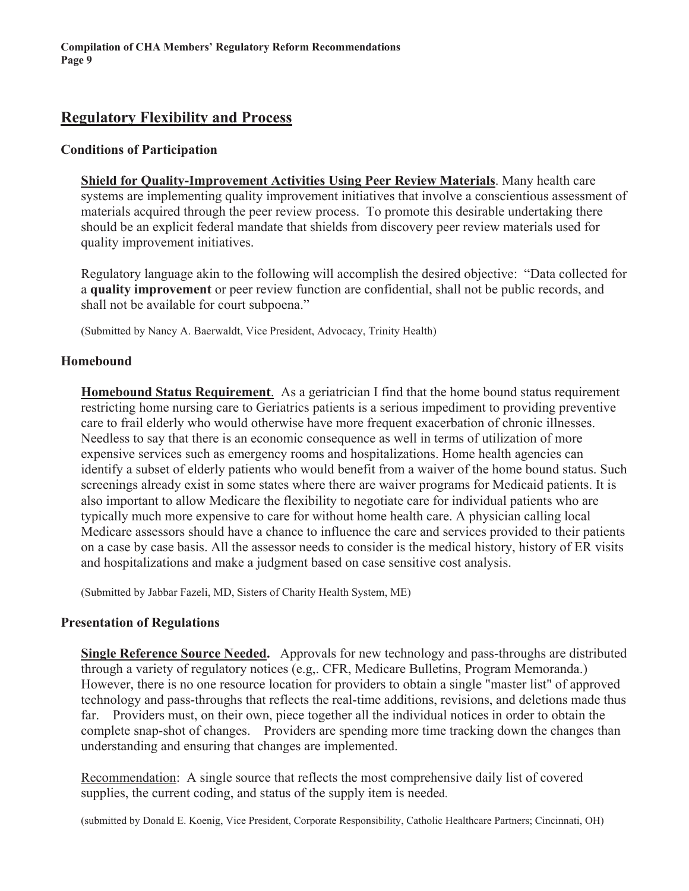## Regulatory Flexibility and Process

### Conditions of Participation

**Shield for Quality-Improvement Activities Using Peer Review Materials**. Many health care systems are implementing quality improvement initiatives that involve a conscientious assessment of materials acquired through the peer review process. To promote this desirable undertaking there should be an explicit federal mandate that shields from discovery peer review materials used for quality improvement initiatives.

Regulatory language akin to the following will accomplish the desired objective: "Data collected for a **quality improvement** or peer review function are confidential, shall not be public records, and shall not be available for court subpoena."

(Submitted by Nancy A. Baerwaldt, Vice President, Advocacy, Trinity Health)

### Homebound

**Homebound Status Requirement**. As a geriatrician I find that the home bound status requirement restricting home nursing care to Geriatrics patients is a serious impediment to providing preventive care to frail elderly who would otherwise have more frequent exacerbation of chronic illnesses. Needless to say that there is an economic consequence as well in terms of utilization of more expensive services such as emergency rooms and hospitalizations. Home health agencies can identify a subset of elderly patients who would benefit from a waiver of the home bound status. Such screenings already exist in some states where there are waiver programs for Medicaid patients. It is also important to allow Medicare the flexibility to negotiate care for individual patients who are typically much more expensive to care for without home health care. A physician calling local Medicare assessors should have a chance to influence the care and services provided to their patients on a case by case basis. All the assessor needs to consider is the medical history, history of ER visits and hospitalizations and make a judgment based on case sensitive cost analysis.

(Submitted by Jabbar Fazeli, MD, Sisters of Charity Health System, ME)

### Presentation of Regulations

**Single Reference Source Needed.** Approvals for new technology and pass-throughs are distributed through a variety of regulatory notices (e.g,. CFR, Medicare Bulletins, Program Memoranda.) However, there is no one resource location for providers to obtain a single "master list" of approved technology and pass-throughs that reflects the real-time additions, revisions, and deletions made thus far. Providers must, on their own, piece together all the individual notices in order to obtain the complete snap-shot of changes. Providers are spending more time tracking down the changes than understanding and ensuring that changes are implemented.

Recommendation: A single source that reflects the most comprehensive daily list of covered supplies, the current coding, and status of the supply item is needed.

(submitted by Donald E. Koenig, Vice President, Corporate Responsibility, Catholic Healthcare Partners; Cincinnati, OH)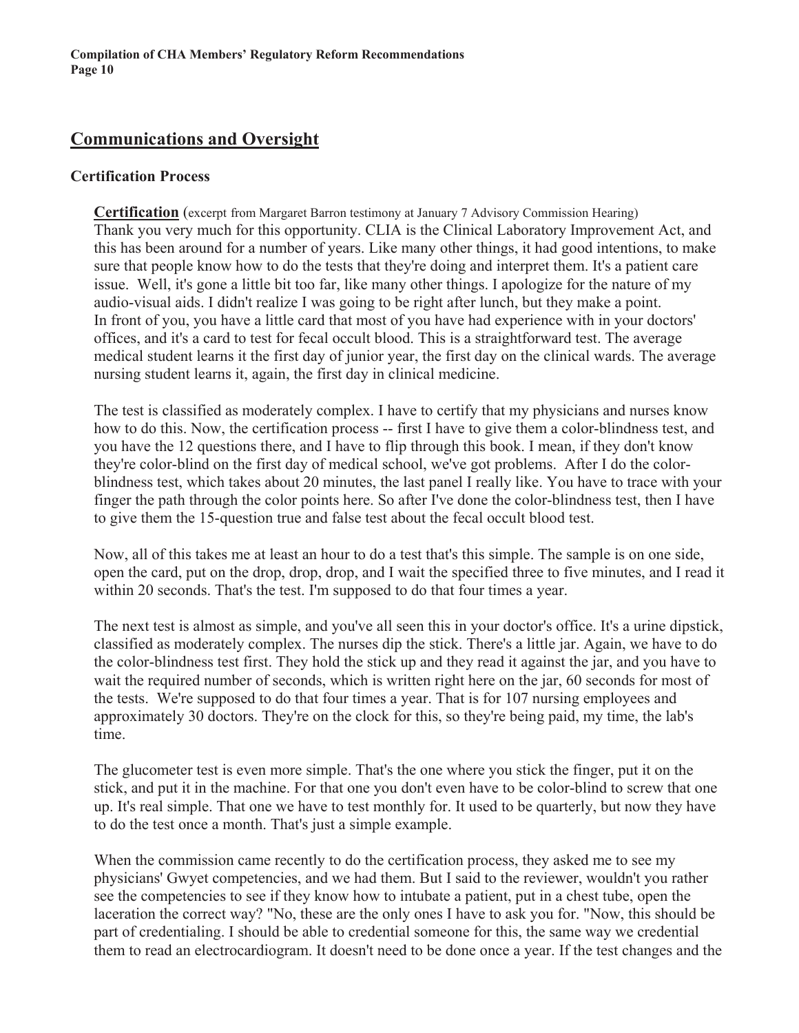## Communications and Oversight

### Certification Process

**Certification** (excerpt from Margaret Barron testimony at January 7 Advisory Commission Hearing)
Thank you very much for this opportunity. CLIA is the Clinical Laboratory Improvement Act, and this has been around for a number of years. Like many other things, it had good intentions, to make sure that people know how to do the tests that they're doing and interpret them. It's a patient care issue. Well, it's gone a little bit too far, like many other things. I apologize for the nature of my audio-visual aids. I didn't realize I was going to be right after lunch, but they make a point.
In front of you, you have a little card that most of you have had experience with in your doctors' offices, and it's a card to test for fecal occult blood. This is a straightforward test. The average medical student learns it the first day of junior year, the first day on the clinical wards. The average nursing student learns it, again, the first day in clinical medicine.

The test is classified as moderately complex. I have to certify that my physicians and nurses know how to do this. Now, the certification process -- first I have to give them a color-blindness test, and you have the 12 questions there, and I have to flip through this book. I mean, if they don't know they're color-blind on the first day of medical school, we've got problems. After I do the color-blindness test, which takes about 20 minutes, the last panel I really like. You have to trace with your finger the path through the color points here. So after I've done the color-blindness test, then I have to give them the 15-question true and false test about the fecal occult blood test.

Now, all of this takes me at least an hour to do a test that's this simple. The sample is on one side, open the card, put on the drop, drop, drop, and I wait the specified three to five minutes, and I read it within 20 seconds. That's the test. I'm supposed to do that four times a year.

The next test is almost as simple, and you've all seen this in your doctor's office. It's a urine dipstick, classified as moderately complex. The nurses dip the stick. There's a little jar. Again, we have to do the color-blindness test first. They hold the stick up and they read it against the jar, and you have to wait the required number of seconds, which is written right here on the jar, 60 seconds for most of the tests. We're supposed to do that four times a year. That is for 107 nursing employees and approximately 30 doctors. They're on the clock for this, so they're being paid, my time, the lab's time.

The glucometer test is even more simple. That's the one where you stick the finger, put it on the stick, and put it in the machine. For that one you don't even have to be color-blind to screw that one up. It's real simple. That one we have to test monthly for. It used to be quarterly, but now they have to do the test once a month. That's just a simple example.

When the commission came recently to do the certification process, they asked me to see my physicians' Gwyet competencies, and we had them. But I said to the reviewer, wouldn't you rather see the competencies to see if they know how to intubate a patient, put in a chest tube, open the laceration the correct way? "No, these are the only ones I have to ask you for. "Now, this should be part of credentialing. I should be able to credential someone for this, the same way we credential them to read an electrocardiogram. It doesn't need to be done once a year. If the test changes and the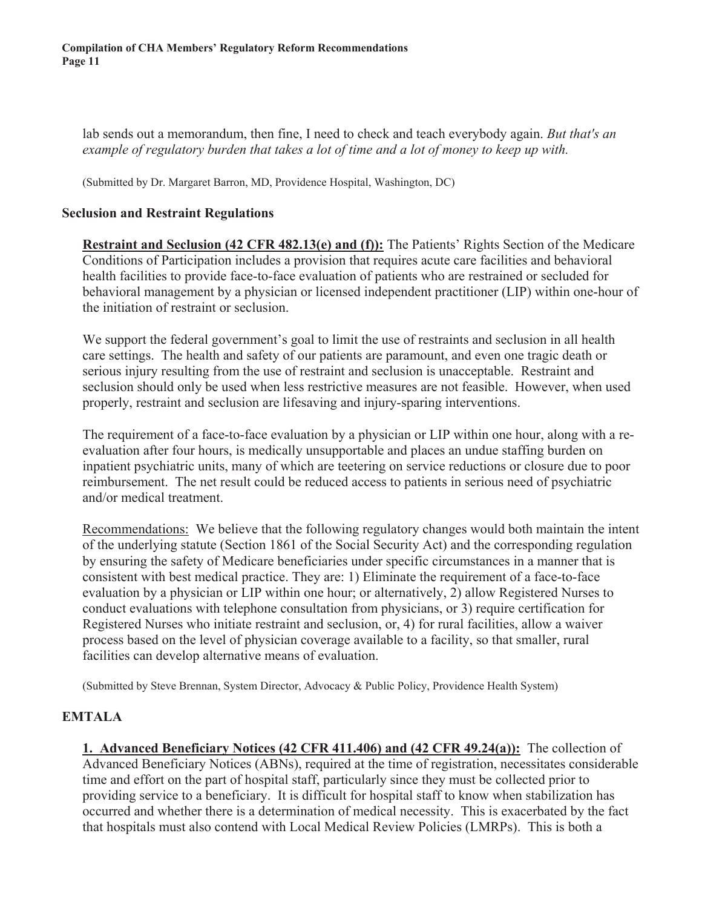lab sends out a memorandum, then fine, I need to check and teach everybody again. *But that's an example of regulatory burden that takes a lot of time and a lot of money to keep up with.*

(Submitted by Dr. Margaret Barron, MD, Providence Hospital, Washington, DC)

## Seclusion and Restraint Regulations

**Restraint and Seclusion (42 CFR 482.13(e) and (f)):** The Patients' Rights Section of the Medicare Conditions of Participation includes a provision that requires acute care facilities and behavioral health facilities to provide face-to-face evaluation of patients who are restrained or secluded for behavioral management by a physician or licensed independent practitioner (LIP) within one-hour of the initiation of restraint or seclusion.

We support the federal government's goal to limit the use of restraints and seclusion in all health care settings. The health and safety of our patients are paramount, and even one tragic death or serious injury resulting from the use of restraint and seclusion is unacceptable. Restraint and seclusion should only be used when less restrictive measures are not feasible. However, when used properly, restraint and seclusion are lifesaving and injury-sparing interventions.

The requirement of a face-to-face evaluation by a physician or LIP within one hour, along with a re-evaluation after four hours, is medically unsupportable and places an undue staffing burden on inpatient psychiatric units, many of which are teetering on service reductions or closure due to poor reimbursement. The net result could be reduced access to patients in serious need of psychiatric and/or medical treatment.

Recommendations: We believe that the following regulatory changes would both maintain the intent of the underlying statute (Section 1861 of the Social Security Act) and the corresponding regulation by ensuring the safety of Medicare beneficiaries under specific circumstances in a manner that is consistent with best medical practice. They are: 1) Eliminate the requirement of a face-to-face evaluation by a physician or LIP within one hour; or alternatively, 2) allow Registered Nurses to conduct evaluations with telephone consultation from physicians, or 3) require certification for Registered Nurses who initiate restraint and seclusion, or, 4) for rural facilities, allow a waiver process based on the level of physician coverage available to a facility, so that smaller, rural facilities can develop alternative means of evaluation.

(Submitted by Steve Brennan, System Director, Advocacy & Public Policy, Providence Health System)

## EMTALA

**1. Advanced Beneficiary Notices (42 CFR 411.406) and (42 CFR 49.24(a)):** The collection of Advanced Beneficiary Notices (ABNs), required at the time of registration, necessitates considerable time and effort on the part of hospital staff, particularly since they must be collected prior to providing service to a beneficiary. It is difficult for hospital staff to know when stabilization has occurred and whether there is a determination of medical necessity. This is exacerbated by the fact that hospitals must also contend with Local Medical Review Policies (LMRPs). This is both a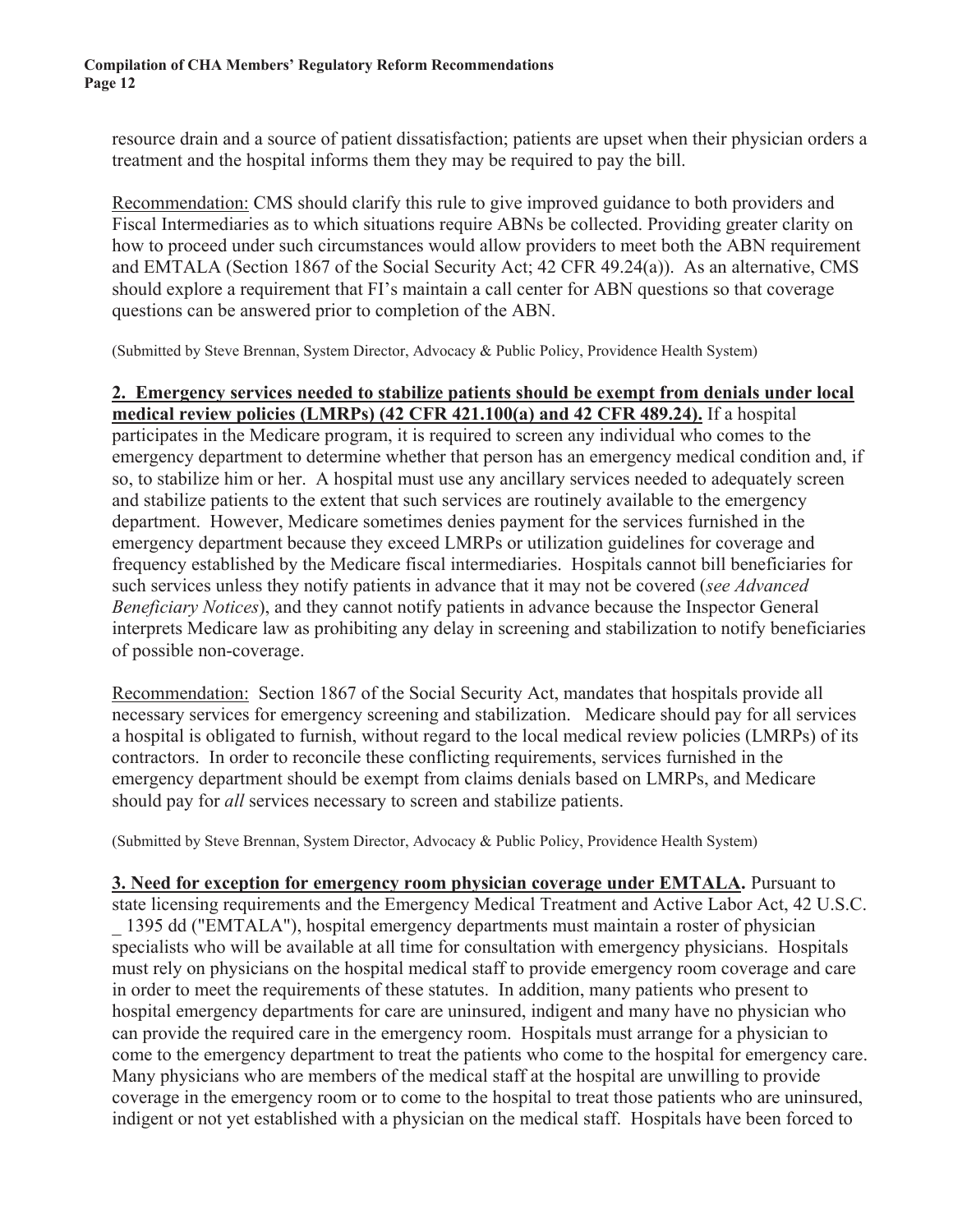resource drain and a source of patient dissatisfaction; patients are upset when their physician orders a treatment and the hospital informs them they may be required to pay the bill.

Recommendation: CMS should clarify this rule to give improved guidance to both providers and Fiscal Intermediaries as to which situations require ABNs be collected. Providing greater clarity on how to proceed under such circumstances would allow providers to meet both the ABN requirement and EMTALA (Section 1867 of the Social Security Act; 42 CFR 49.24(a)). As an alternative, CMS should explore a requirement that FI's maintain a call center for ABN questions so that coverage questions can be answered prior to completion of the ABN.

(Submitted by Steve Brennan, System Director, Advocacy & Public Policy, Providence Health System)

**2. Emergency services needed to stabilize patients should be exempt from denials under local medical review policies (LMRPs) (42 CFR 421.100(a) and 42 CFR 489.24).** If a hospital participates in the Medicare program, it is required to screen any individual who comes to the emergency department to determine whether that person has an emergency medical condition and, if so, to stabilize him or her. A hospital must use any ancillary services needed to adequately screen and stabilize patients to the extent that such services are routinely available to the emergency department. However, Medicare sometimes denies payment for the services furnished in the emergency department because they exceed LMRPs or utilization guidelines for coverage and frequency established by the Medicare fiscal intermediaries. Hospitals cannot bill beneficiaries for such services unless they notify patients in advance that it may not be covered (*see Advanced Beneficiary Notices*), and they cannot notify patients in advance because the Inspector General interprets Medicare law as prohibiting any delay in screening and stabilization to notify beneficiaries of possible non-coverage.

Recommendation: Section 1867 of the Social Security Act, mandates that hospitals provide all necessary services for emergency screening and stabilization. Medicare should pay for all services a hospital is obligated to furnish, without regard to the local medical review policies (LMRPs) of its contractors. In order to reconcile these conflicting requirements, services furnished in the emergency department should be exempt from claims denials based on LMRPs, and Medicare should pay for *all* services necessary to screen and stabilize patients.

(Submitted by Steve Brennan, System Director, Advocacy & Public Policy, Providence Health System)

**3. Need for exception for emergency room physician coverage under EMTALA.** Pursuant to state licensing requirements and the Emergency Medical Treatment and Active Labor Act, 42 U.S.C. _ 1395 dd ("EMTALA"), hospital emergency departments must maintain a roster of physician specialists who will be available at all time for consultation with emergency physicians. Hospitals must rely on physicians on the hospital medical staff to provide emergency room coverage and care in order to meet the requirements of these statutes. In addition, many patients who present to hospital emergency departments for care are uninsured, indigent and many have no physician who can provide the required care in the emergency room. Hospitals must arrange for a physician to come to the emergency department to treat the patients who come to the hospital for emergency care. Many physicians who are members of the medical staff at the hospital are unwilling to provide coverage in the emergency room or to come to the hospital to treat those patients who are uninsured, indigent or not yet established with a physician on the medical staff. Hospitals have been forced to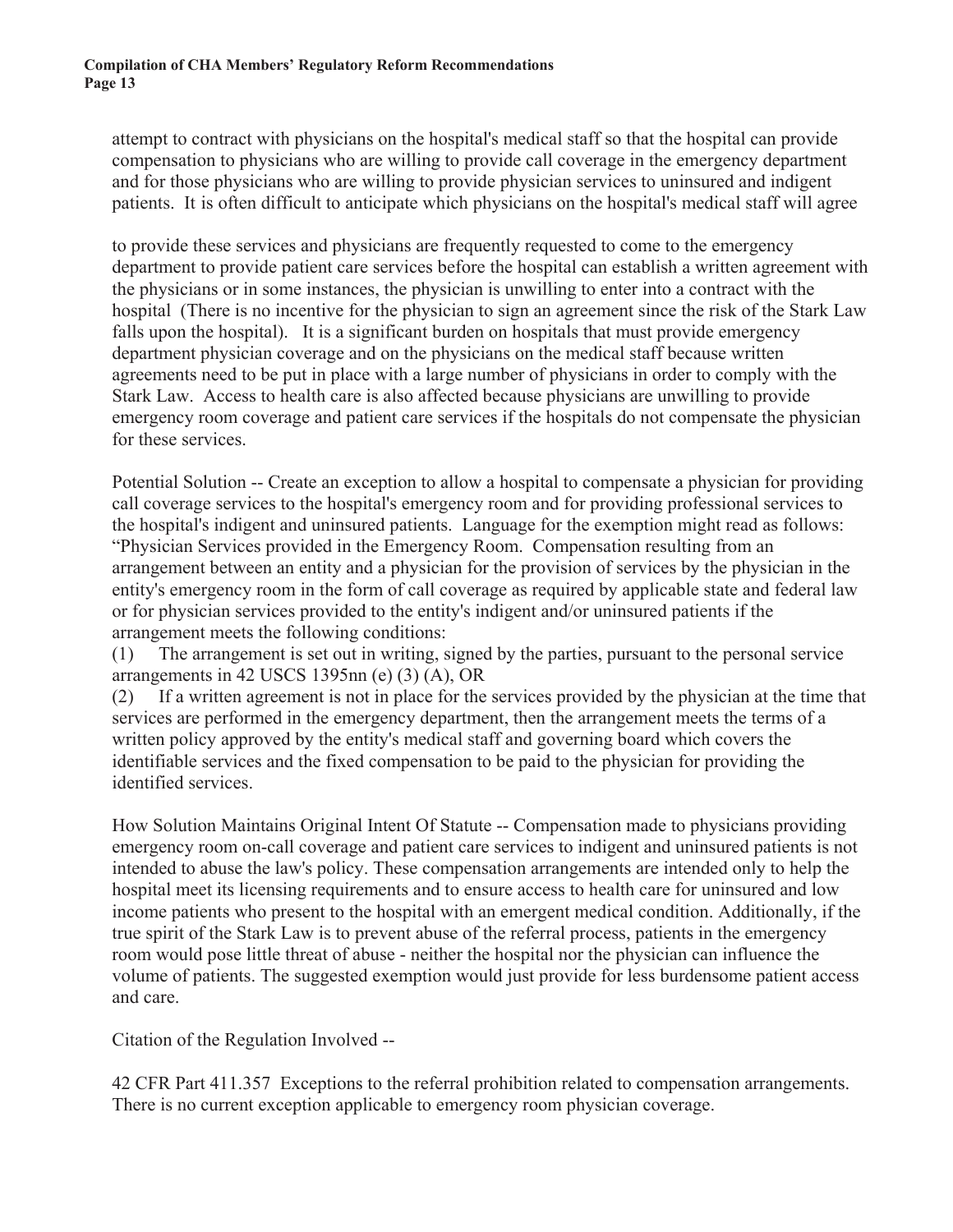attempt to contract with physicians on the hospital's medical staff so that the hospital can provide compensation to physicians who are willing to provide call coverage in the emergency department and for those physicians who are willing to provide physician services to uninsured and indigent patients. It is often difficult to anticipate which physicians on the hospital's medical staff will agree

to provide these services and physicians are frequently requested to come to the emergency department to provide patient care services before the hospital can establish a written agreement with the physicians or in some instances, the physician is unwilling to enter into a contract with the hospital (There is no incentive for the physician to sign an agreement since the risk of the Stark Law falls upon the hospital). It is a significant burden on hospitals that must provide emergency department physician coverage and on the physicians on the medical staff because written agreements need to be put in place with a large number of physicians in order to comply with the Stark Law. Access to health care is also affected because physicians are unwilling to provide emergency room coverage and patient care services if the hospitals do not compensate the physician for these services.

Potential Solution -- Create an exception to allow a hospital to compensate a physician for providing call coverage services to the hospital's emergency room and for providing professional services to the hospital's indigent and uninsured patients. Language for the exemption might read as follows: "Physician Services provided in the Emergency Room. Compensation resulting from an arrangement between an entity and a physician for the provision of services by the physician in the entity's emergency room in the form of call coverage as required by applicable state and federal law or for physician services provided to the entity's indigent and/or uninsured patients if the arrangement meets the following conditions:

(1) The arrangement is set out in writing, signed by the parties, pursuant to the personal service arrangements in 42 USCS 1395nn (e) (3) (A), OR

(2) If a written agreement is not in place for the services provided by the physician at the time that services are performed in the emergency department, then the arrangement meets the terms of a written policy approved by the entity's medical staff and governing board which covers the identifiable services and the fixed compensation to be paid to the physician for providing the identified services.

How Solution Maintains Original Intent Of Statute -- Compensation made to physicians providing emergency room on-call coverage and patient care services to indigent and uninsured patients is not intended to abuse the law's policy. These compensation arrangements are intended only to help the hospital meet its licensing requirements and to ensure access to health care for uninsured and low income patients who present to the hospital with an emergent medical condition. Additionally, if the true spirit of the Stark Law is to prevent abuse of the referral process, patients in the emergency room would pose little threat of abuse - neither the hospital nor the physician can influence the volume of patients. The suggested exemption would just provide for less burdensome patient access and care.

Citation of the Regulation Involved --

42 CFR Part 411.357 Exceptions to the referral prohibition related to compensation arrangements. There is no current exception applicable to emergency room physician coverage.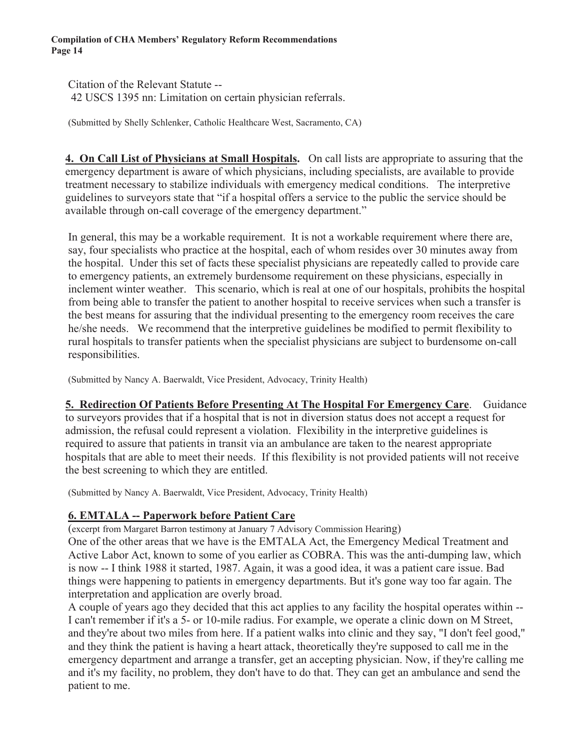Citation of the Relevant Statute --
42 USCS 1395 nn: Limitation on certain physician referrals.

(Submitted by Shelly Schlenker, Catholic Healthcare West, Sacramento, CA)

**4. On Call List of Physicians at Small Hospitals.** On call lists are appropriate to assuring that the emergency department is aware of which physicians, including specialists, are available to provide treatment necessary to stabilize individuals with emergency medical conditions. The interpretive guidelines to surveyors state that "if a hospital offers a service to the public the service should be available through on-call coverage of the emergency department."

In general, this may be a workable requirement. It is not a workable requirement where there are, say, four specialists who practice at the hospital, each of whom resides over 30 minutes away from the hospital. Under this set of facts these specialist physicians are repeatedly called to provide care to emergency patients, an extremely burdensome requirement on these physicians, especially in inclement winter weather. This scenario, which is real at one of our hospitals, prohibits the hospital from being able to transfer the patient to another hospital to receive services when such a transfer is the best means for assuring that the individual presenting to the emergency room receives the care he/she needs. We recommend that the interpretive guidelines be modified to permit flexibility to rural hospitals to transfer patients when the specialist physicians are subject to burdensome on-call responsibilities.

(Submitted by Nancy A. Baerwaldt, Vice President, Advocacy, Trinity Health)

**5. Redirection Of Patients Before Presenting At The Hospital For Emergency Care**. Guidance to surveyors provides that if a hospital that is not in diversion status does not accept a request for admission, the refusal could represent a violation. Flexibility in the interpretive guidelines is required to assure that patients in transit via an ambulance are taken to the nearest appropriate hospitals that are able to meet their needs. If this flexibility is not provided patients will not receive the best screening to which they are entitled.

(Submitted by Nancy A. Baerwaldt, Vice President, Advocacy, Trinity Health)

**6. EMTALA -- Paperwork before Patient Care**

(excerpt from Margaret Barron testimony at January 7 Advisory Commission Hearing)

One of the other areas that we have is the EMTALA Act, the Emergency Medical Treatment and Active Labor Act, known to some of you earlier as COBRA. This was the anti-dumping law, which is now -- I think 1988 it started, 1987. Again, it was a good idea, it was a patient care issue. Bad things were happening to patients in emergency departments. But it's gone way too far again. The interpretation and application are overly broad.

A couple of years ago they decided that this act applies to any facility the hospital operates within -- I can't remember if it's a 5- or 10-mile radius. For example, we operate a clinic down on M Street, and they're about two miles from here. If a patient walks into clinic and they say, "I don't feel good," and they think the patient is having a heart attack, theoretically they're supposed to call me in the emergency department and arrange a transfer, get an accepting physician. Now, if they're calling me and it's my facility, no problem, they don't have to do that. They can get an ambulance and send the patient to me.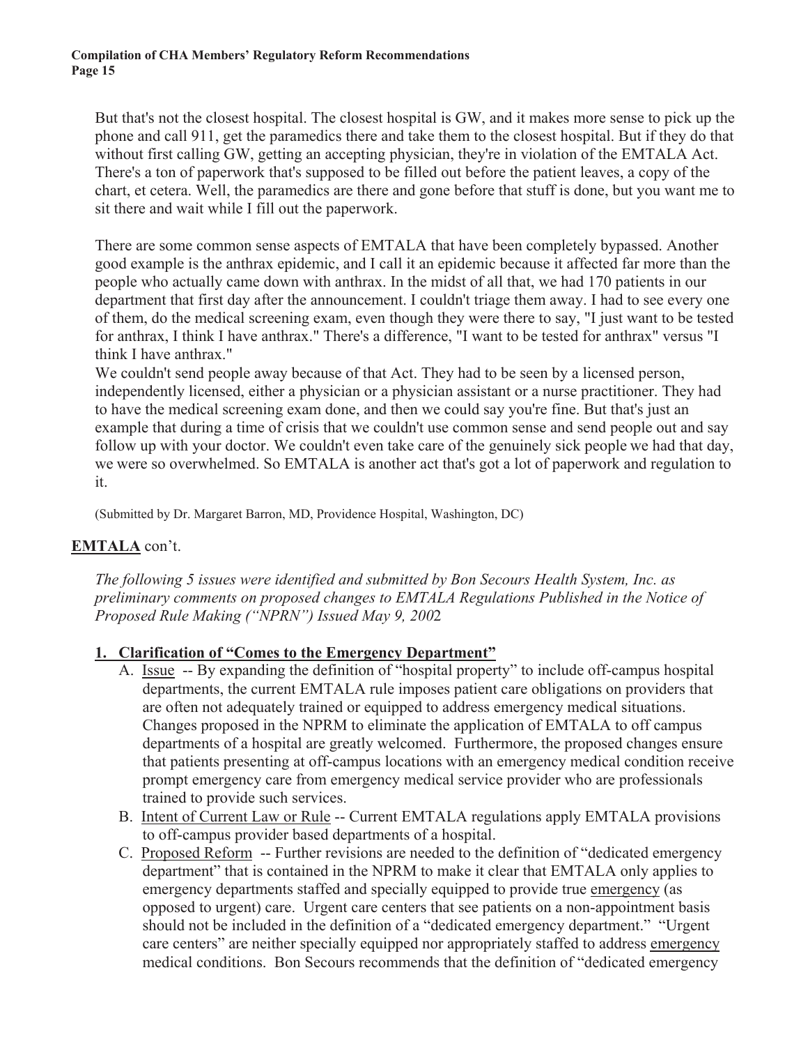But that's not the closest hospital. The closest hospital is GW, and it makes more sense to pick up the phone and call 911, get the paramedics there and take them to the closest hospital. But if they do that without first calling GW, getting an accepting physician, they're in violation of the EMTALA Act. There's a ton of paperwork that's supposed to be filled out before the patient leaves, a copy of the chart, et cetera. Well, the paramedics are there and gone before that stuff is done, but you want me to sit there and wait while I fill out the paperwork.

There are some common sense aspects of EMTALA that have been completely bypassed. Another good example is the anthrax epidemic, and I call it an epidemic because it affected far more than the people who actually came down with anthrax. In the midst of all that, we had 170 patients in our department that first day after the announcement. I couldn't triage them away. I had to see every one of them, do the medical screening exam, even though they were there to say, "I just want to be tested for anthrax, I think I have anthrax." There's a difference, "I want to be tested for anthrax" versus "I think I have anthrax."
We couldn't send people away because of that Act. They had to be seen by a licensed person, independently licensed, either a physician or a physician assistant or a nurse practitioner. They had to have the medical screening exam done, and then we could say you're fine. But that's just an example that during a time of crisis that we couldn't use common sense and send people out and say follow up with your doctor. We couldn't even take care of the genuinely sick people we had that day, we were so overwhelmed. So EMTALA is another act that's got a lot of paperwork and regulation to it.

(Submitted by Dr. Margaret Barron, MD, Providence Hospital, Washington, DC)

**EMTALA** con't.

*The following 5 issues were identified and submitted by Bon Secours Health System, Inc. as preliminary comments on proposed changes to EMTALA Regulations Published in the Notice of Proposed Rule Making ("NPRN") Issued May 9, 2002*

**1. Clarification of "Comes to the Emergency Department"**

A. Issue -- By expanding the definition of "hospital property" to include off-campus hospital departments, the current EMTALA rule imposes patient care obligations on providers that are often not adequately trained or equipped to address emergency medical situations. Changes proposed in the NPRM to eliminate the application of EMTALA to off campus departments of a hospital are greatly welcomed. Furthermore, the proposed changes ensure that patients presenting at off-campus locations with an emergency medical condition receive prompt emergency care from emergency medical service provider who are professionals trained to provide such services.

B. Intent of Current Law or Rule -- Current EMTALA regulations apply EMTALA provisions to off-campus provider based departments of a hospital.

C. Proposed Reform -- Further revisions are needed to the definition of "dedicated emergency department" that is contained in the NPRM to make it clear that EMTALA only applies to emergency departments staffed and specially equipped to provide true emergency (as opposed to urgent) care. Urgent care centers that see patients on a non-appointment basis should not be included in the definition of a "dedicated emergency department." "Urgent care centers" are neither specially equipped nor appropriately staffed to address emergency medical conditions. Bon Secours recommends that the definition of "dedicated emergency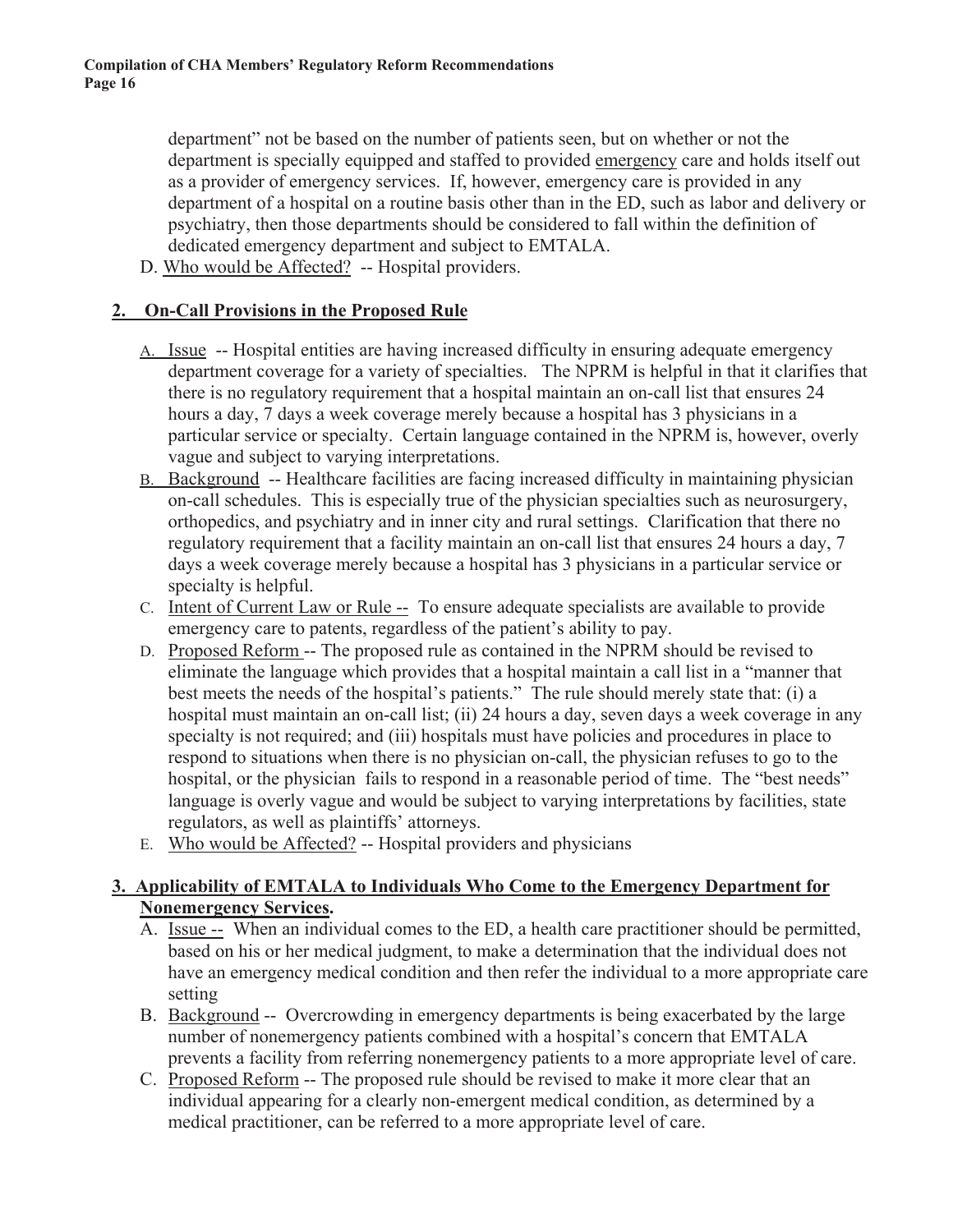department" not be based on the number of patients seen, but on whether or not the department is specially equipped and staffed to provided emergency care and holds itself out as a provider of emergency services. If, however, emergency care is provided in any department of a hospital on a routine basis other than in the ED, such as labor and delivery or psychiatry, then those departments should be considered to fall within the definition of dedicated emergency department and subject to EMTALA.

D. Who would be Affected? -- Hospital providers.

## 2. On-Call Provisions in the Proposed Rule

A. Issue -- Hospital entities are having increased difficulty in ensuring adequate emergency department coverage for a variety of specialties. The NPRM is helpful in that it clarifies that there is no regulatory requirement that a hospital maintain an on-call list that ensures 24 hours a day, 7 days a week coverage merely because a hospital has 3 physicians in a particular service or specialty. Certain language contained in the NPRM is, however, overly vague and subject to varying interpretations.

B. Background -- Healthcare facilities are facing increased difficulty in maintaining physician on-call schedules. This is especially true of the physician specialties such as neurosurgery, orthopedics, and psychiatry and in inner city and rural settings. Clarification that there no regulatory requirement that a facility maintain an on-call list that ensures 24 hours a day, 7 days a week coverage merely because a hospital has 3 physicians in a particular service or specialty is helpful.

C. Intent of Current Law or Rule -- To ensure adequate specialists are available to provide emergency care to patents, regardless of the patient's ability to pay.

D. Proposed Reform -- The proposed rule as contained in the NPRM should be revised to eliminate the language which provides that a hospital maintain a call list in a "manner that best meets the needs of the hospital's patients." The rule should merely state that: (i) a hospital must maintain an on-call list; (ii) 24 hours a day, seven days a week coverage in any specialty is not required; and (iii) hospitals must have policies and procedures in place to respond to situations when there is no physician on-call, the physician refuses to go to the hospital, or the physician fails to respond in a reasonable period of time. The "best needs" language is overly vague and would be subject to varying interpretations by facilities, state regulators, as well as plaintiffs' attorneys.

E. Who would be Affected? -- Hospital providers and physicians

## 3. Applicability of EMTALA to Individuals Who Come to the Emergency Department for Nonemergency Services.

A. Issue -- When an individual comes to the ED, a health care practitioner should be permitted, based on his or her medical judgment, to make a determination that the individual does not have an emergency medical condition and then refer the individual to a more appropriate care setting

B. Background -- Overcrowding in emergency departments is being exacerbated by the large number of nonemergency patients combined with a hospital's concern that EMTALA prevents a facility from referring nonemergency patients to a more appropriate level of care.

C. Proposed Reform -- The proposed rule should be revised to make it more clear that an individual appearing for a clearly non-emergent medical condition, as determined by a medical practitioner, can be referred to a more appropriate level of care.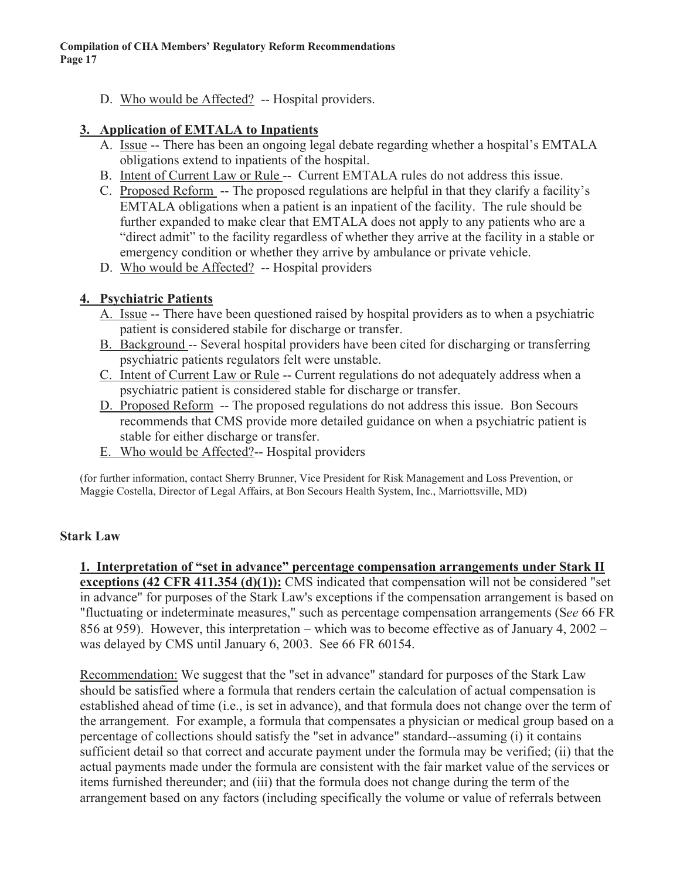D. Who would be Affected? -- Hospital providers.

**3. Application of EMTALA to Inpatients**

A. Issue -- There has been an ongoing legal debate regarding whether a hospital's EMTALA obligations extend to inpatients of the hospital.

B. Intent of Current Law or Rule -- Current EMTALA rules do not address this issue.

C. Proposed Reform -- The proposed regulations are helpful in that they clarify a facility's EMTALA obligations when a patient is an inpatient of the facility. The rule should be further expanded to make clear that EMTALA does not apply to any patients who are a "direct admit" to the facility regardless of whether they arrive at the facility in a stable or emergency condition or whether they arrive by ambulance or private vehicle.

D. Who would be Affected? -- Hospital providers

**4. Psychiatric Patients**

A. Issue -- There have been questioned raised by hospital providers as to when a psychiatric patient is considered stabile for discharge or transfer.

B. Background -- Several hospital providers have been cited for discharging or transferring psychiatric patients regulators felt were unstable.

C. Intent of Current Law or Rule -- Current regulations do not adequately address when a psychiatric patient is considered stable for discharge or transfer.

D. Proposed Reform -- The proposed regulations do not address this issue. Bon Secours recommends that CMS provide more detailed guidance on when a psychiatric patient is stable for either discharge or transfer.

E. Who would be Affected?-- Hospital providers

(for further information, contact Sherry Brunner, Vice President for Risk Management and Loss Prevention, or Maggie Costella, Director of Legal Affairs, at Bon Secours Health System, Inc., Marriottsville, MD)

## Stark Law

**1. Interpretation of "set in advance" percentage compensation arrangements under Stark II exceptions (42 CFR 411.354 (d)(1)):** CMS indicated that compensation will not be considered "set in advance" for purposes of the Stark Law's exceptions if the compensation arrangement is based on "fluctuating or indeterminate measures," such as percentage compensation arrangements (S*ee* 66 FR 856 at 959). However, this interpretation – which was to become effective as of January 4, 2002 – was delayed by CMS until January 6, 2003. See 66 FR 60154.

Recommendation: We suggest that the "set in advance" standard for purposes of the Stark Law should be satisfied where a formula that renders certain the calculation of actual compensation is established ahead of time (i.e., is set in advance), and that formula does not change over the term of the arrangement. For example, a formula that compensates a physician or medical group based on a percentage of collections should satisfy the "set in advance" standard--assuming (i) it contains sufficient detail so that correct and accurate payment under the formula may be verified; (ii) that the actual payments made under the formula are consistent with the fair market value of the services or items furnished thereunder; and (iii) that the formula does not change during the term of the arrangement based on any factors (including specifically the volume or value of referrals between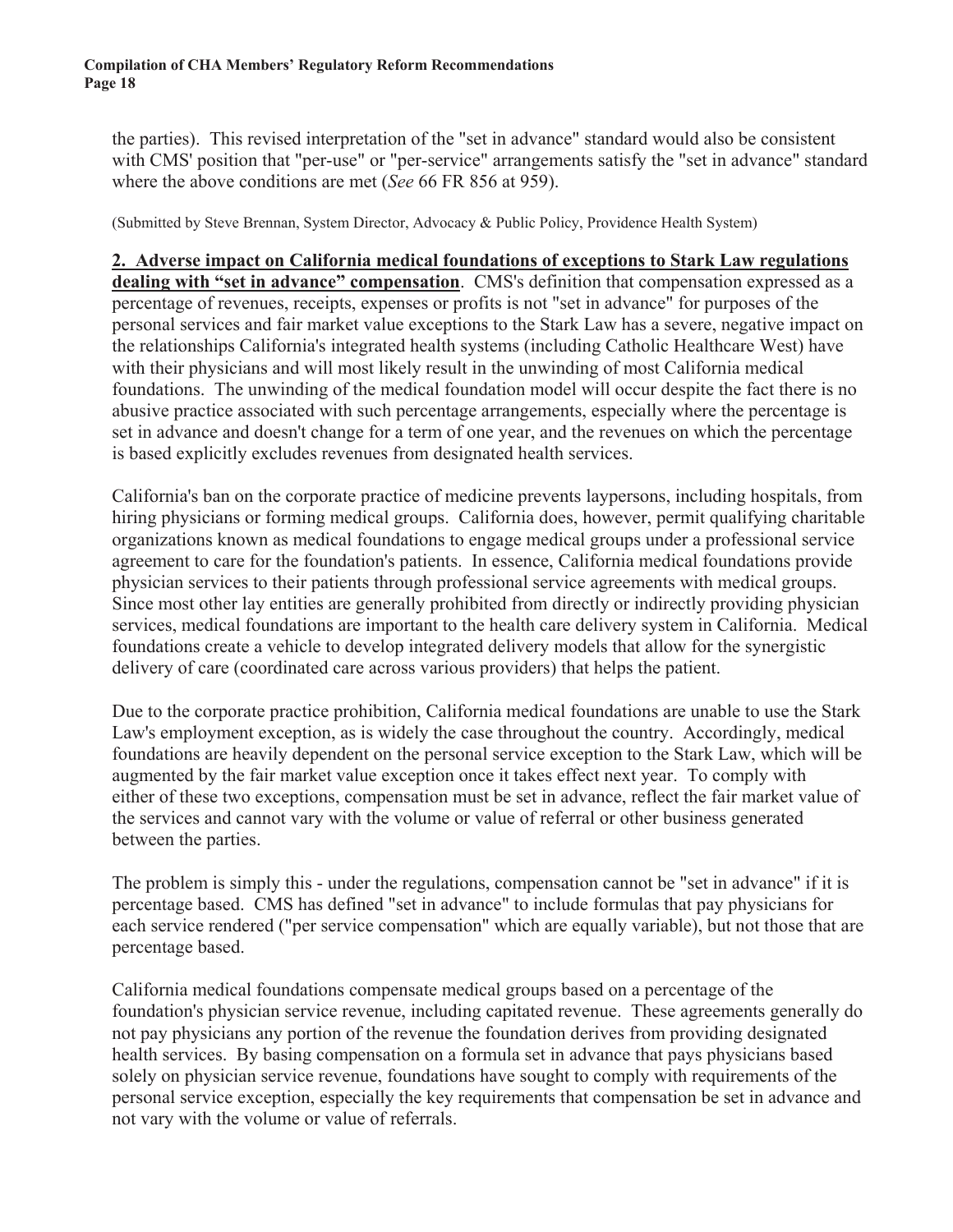the parties). This revised interpretation of the "set in advance" standard would also be consistent with CMS' position that "per-use" or "per-service" arrangements satisfy the "set in advance" standard where the above conditions are met (*See* 66 FR 856 at 959).

(Submitted by Steve Brennan, System Director, Advocacy & Public Policy, Providence Health System)

**2. Adverse impact on California medical foundations of exceptions to Stark Law regulations dealing with "set in advance" compensation**. CMS's definition that compensation expressed as a percentage of revenues, receipts, expenses or profits is not "set in advance" for purposes of the personal services and fair market value exceptions to the Stark Law has a severe, negative impact on the relationships California's integrated health systems (including Catholic Healthcare West) have with their physicians and will most likely result in the unwinding of most California medical foundations. The unwinding of the medical foundation model will occur despite the fact there is no abusive practice associated with such percentage arrangements, especially where the percentage is set in advance and doesn't change for a term of one year, and the revenues on which the percentage is based explicitly excludes revenues from designated health services.

California's ban on the corporate practice of medicine prevents laypersons, including hospitals, from hiring physicians or forming medical groups. California does, however, permit qualifying charitable organizations known as medical foundations to engage medical groups under a professional service agreement to care for the foundation's patients. In essence, California medical foundations provide physician services to their patients through professional service agreements with medical groups. Since most other lay entities are generally prohibited from directly or indirectly providing physician services, medical foundations are important to the health care delivery system in California. Medical foundations create a vehicle to develop integrated delivery models that allow for the synergistic delivery of care (coordinated care across various providers) that helps the patient.

Due to the corporate practice prohibition, California medical foundations are unable to use the Stark Law's employment exception, as is widely the case throughout the country. Accordingly, medical foundations are heavily dependent on the personal service exception to the Stark Law, which will be augmented by the fair market value exception once it takes effect next year. To comply with either of these two exceptions, compensation must be set in advance, reflect the fair market value of the services and cannot vary with the volume or value of referral or other business generated between the parties.

The problem is simply this - under the regulations, compensation cannot be "set in advance" if it is percentage based. CMS has defined "set in advance" to include formulas that pay physicians for each service rendered ("per service compensation" which are equally variable), but not those that are percentage based.

California medical foundations compensate medical groups based on a percentage of the foundation's physician service revenue, including capitated revenue. These agreements generally do not pay physicians any portion of the revenue the foundation derives from providing designated health services. By basing compensation on a formula set in advance that pays physicians based solely on physician service revenue, foundations have sought to comply with requirements of the personal service exception, especially the key requirements that compensation be set in advance and not vary with the volume or value of referrals.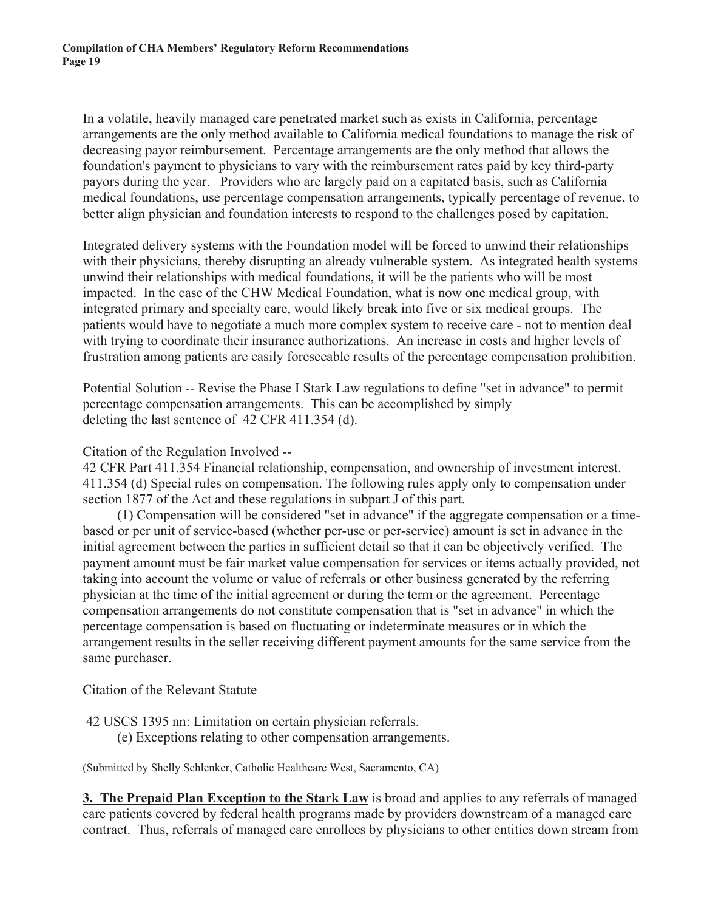In a volatile, heavily managed care penetrated market such as exists in California, percentage arrangements are the only method available to California medical foundations to manage the risk of decreasing payor reimbursement. Percentage arrangements are the only method that allows the foundation's payment to physicians to vary with the reimbursement rates paid by key third-party payors during the year. Providers who are largely paid on a capitated basis, such as California medical foundations, use percentage compensation arrangements, typically percentage of revenue, to better align physician and foundation interests to respond to the challenges posed by capitation.

Integrated delivery systems with the Foundation model will be forced to unwind their relationships with their physicians, thereby disrupting an already vulnerable system. As integrated health systems unwind their relationships with medical foundations, it will be the patients who will be most impacted. In the case of the CHW Medical Foundation, what is now one medical group, with integrated primary and specialty care, would likely break into five or six medical groups. The patients would have to negotiate a much more complex system to receive care - not to mention deal with trying to coordinate their insurance authorizations. An increase in costs and higher levels of frustration among patients are easily foreseeable results of the percentage compensation prohibition.

Potential Solution -- Revise the Phase I Stark Law regulations to define "set in advance" to permit percentage compensation arrangements. This can be accomplished by simply deleting the last sentence of 42 CFR 411.354 (d).

Citation of the Regulation Involved --
42 CFR Part 411.354 Financial relationship, compensation, and ownership of investment interest. 411.354 (d) Special rules on compensation. The following rules apply only to compensation under section 1877 of the Act and these regulations in subpart J of this part.

(1) Compensation will be considered "set in advance" if the aggregate compensation or a time-based or per unit of service-based (whether per-use or per-service) amount is set in advance in the initial agreement between the parties in sufficient detail so that it can be objectively verified. The payment amount must be fair market value compensation for services or items actually provided, not taking into account the volume or value of referrals or other business generated by the referring physician at the time of the initial agreement or during the term or the agreement. Percentage compensation arrangements do not constitute compensation that is "set in advance" in which the percentage compensation is based on fluctuating or indeterminate measures or in which the arrangement results in the seller receiving different payment amounts for the same service from the same purchaser.

Citation of the Relevant Statute

42 USCS 1395 nn: Limitation on certain physician referrals.
(e) Exceptions relating to other compensation arrangements.

(Submitted by Shelly Schlenker, Catholic Healthcare West, Sacramento, CA)

**3. The Prepaid Plan Exception to the Stark Law** is broad and applies to any referrals of managed care patients covered by federal health programs made by providers downstream of a managed care contract. Thus, referrals of managed care enrollees by physicians to other entities down stream from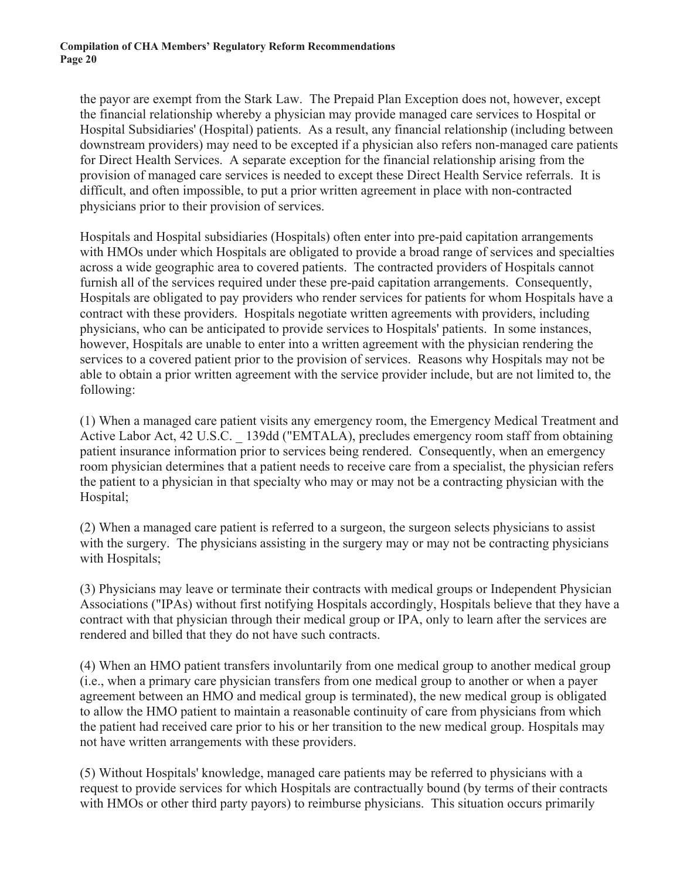the payor are exempt from the Stark Law. The Prepaid Plan Exception does not, however, except the financial relationship whereby a physician may provide managed care services to Hospital or Hospital Subsidiaries' (Hospital) patients. As a result, any financial relationship (including between downstream providers) may need to be excepted if a physician also refers non-managed care patients for Direct Health Services. A separate exception for the financial relationship arising from the provision of managed care services is needed to except these Direct Health Service referrals. It is difficult, and often impossible, to put a prior written agreement in place with non-contracted physicians prior to their provision of services.

Hospitals and Hospital subsidiaries (Hospitals) often enter into pre-paid capitation arrangements with HMOs under which Hospitals are obligated to provide a broad range of services and specialties across a wide geographic area to covered patients. The contracted providers of Hospitals cannot furnish all of the services required under these pre-paid capitation arrangements. Consequently, Hospitals are obligated to pay providers who render services for patients for whom Hospitals have a contract with these providers. Hospitals negotiate written agreements with providers, including physicians, who can be anticipated to provide services to Hospitals' patients. In some instances, however, Hospitals are unable to enter into a written agreement with the physician rendering the services to a covered patient prior to the provision of services. Reasons why Hospitals may not be able to obtain a prior written agreement with the service provider include, but are not limited to, the following:

(1) When a managed care patient visits any emergency room, the Emergency Medical Treatment and Active Labor Act, 42 U.S.C. _ 139dd ("EMTALA), precludes emergency room staff from obtaining patient insurance information prior to services being rendered. Consequently, when an emergency room physician determines that a patient needs to receive care from a specialist, the physician refers the patient to a physician in that specialty who may or may not be a contracting physician with the Hospital;

(2) When a managed care patient is referred to a surgeon, the surgeon selects physicians to assist with the surgery. The physicians assisting in the surgery may or may not be contracting physicians with Hospitals;

(3) Physicians may leave or terminate their contracts with medical groups or Independent Physician Associations ("IPAs) without first notifying Hospitals accordingly, Hospitals believe that they have a contract with that physician through their medical group or IPA, only to learn after the services are rendered and billed that they do not have such contracts.

(4) When an HMO patient transfers involuntarily from one medical group to another medical group (i.e., when a primary care physician transfers from one medical group to another or when a payer agreement between an HMO and medical group is terminated), the new medical group is obligated to allow the HMO patient to maintain a reasonable continuity of care from physicians from which the patient had received care prior to his or her transition to the new medical group. Hospitals may not have written arrangements with these providers.

(5) Without Hospitals' knowledge, managed care patients may be referred to physicians with a request to provide services for which Hospitals are contractually bound (by terms of their contracts with HMOs or other third party payors) to reimburse physicians. This situation occurs primarily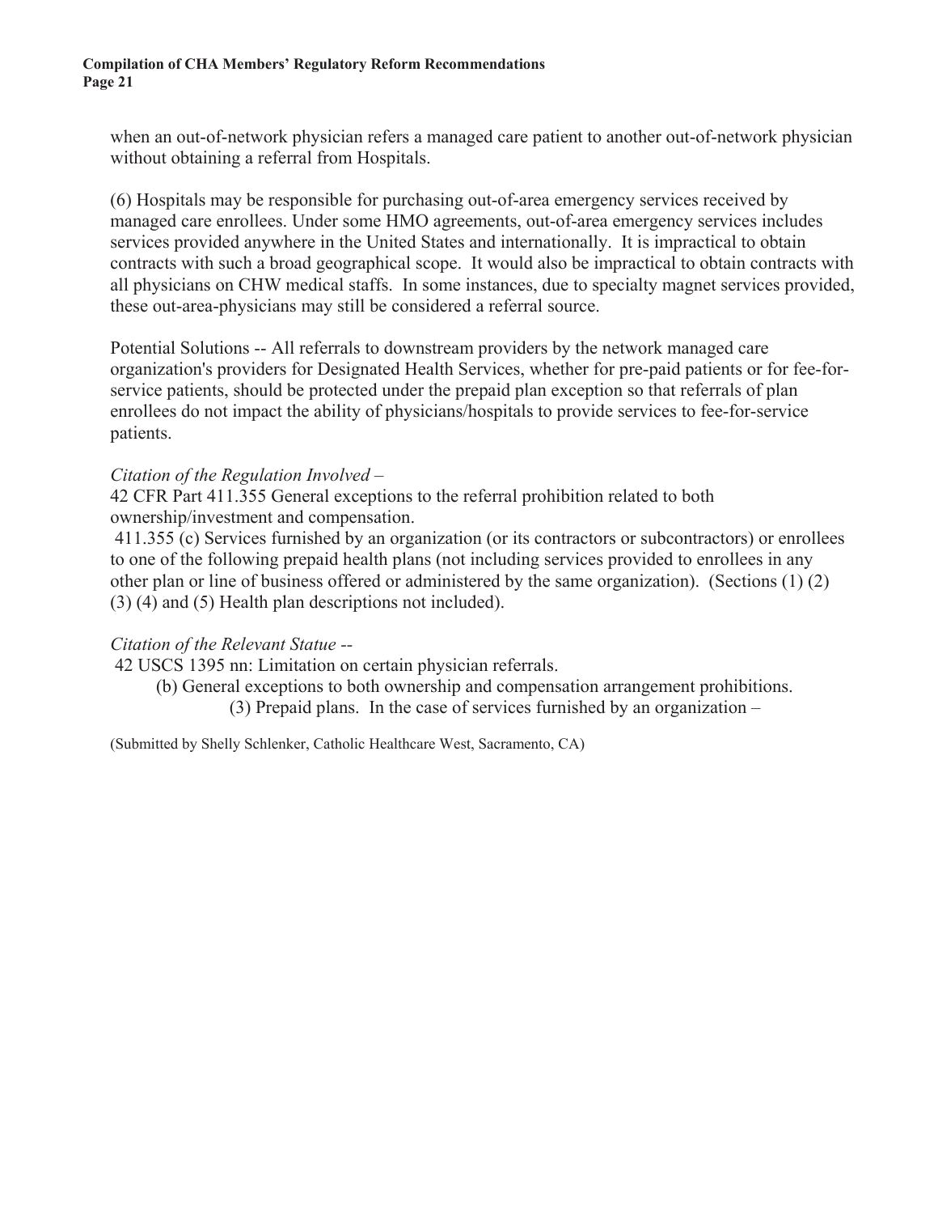when an out-of-network physician refers a managed care patient to another out-of-network physician without obtaining a referral from Hospitals.

(6) Hospitals may be responsible for purchasing out-of-area emergency services received by managed care enrollees. Under some HMO agreements, out-of-area emergency services includes services provided anywhere in the United States and internationally. It is impractical to obtain contracts with such a broad geographical scope. It would also be impractical to obtain contracts with all physicians on CHW medical staffs. In some instances, due to specialty magnet services provided, these out-area-physicians may still be considered a referral source.

Potential Solutions -- All referrals to downstream providers by the network managed care organization's providers for Designated Health Services, whether for pre-paid patients or for fee-for-service patients, should be protected under the prepaid plan exception so that referrals of plan enrollees do not impact the ability of physicians/hospitals to provide services to fee-for-service patients.

*Citation of the Regulation Involved –*

42 CFR Part 411.355 General exceptions to the referral prohibition related to both ownership/investment and compensation.

411.355 (c) Services furnished by an organization (or its contractors or subcontractors) or enrollees to one of the following prepaid health plans (not including services provided to enrollees in any other plan or line of business offered or administered by the same organization). (Sections (1) (2) (3) (4) and (5) Health plan descriptions not included).

*Citation of the Relevant Statue --*

42 USCS 1395 nn: Limitation on certain physician referrals.

(b) General exceptions to both ownership and compensation arrangement prohibitions.

(3) Prepaid plans. In the case of services furnished by an organization –

(Submitted by Shelly Schlenker, Catholic Healthcare West, Sacramento, CA)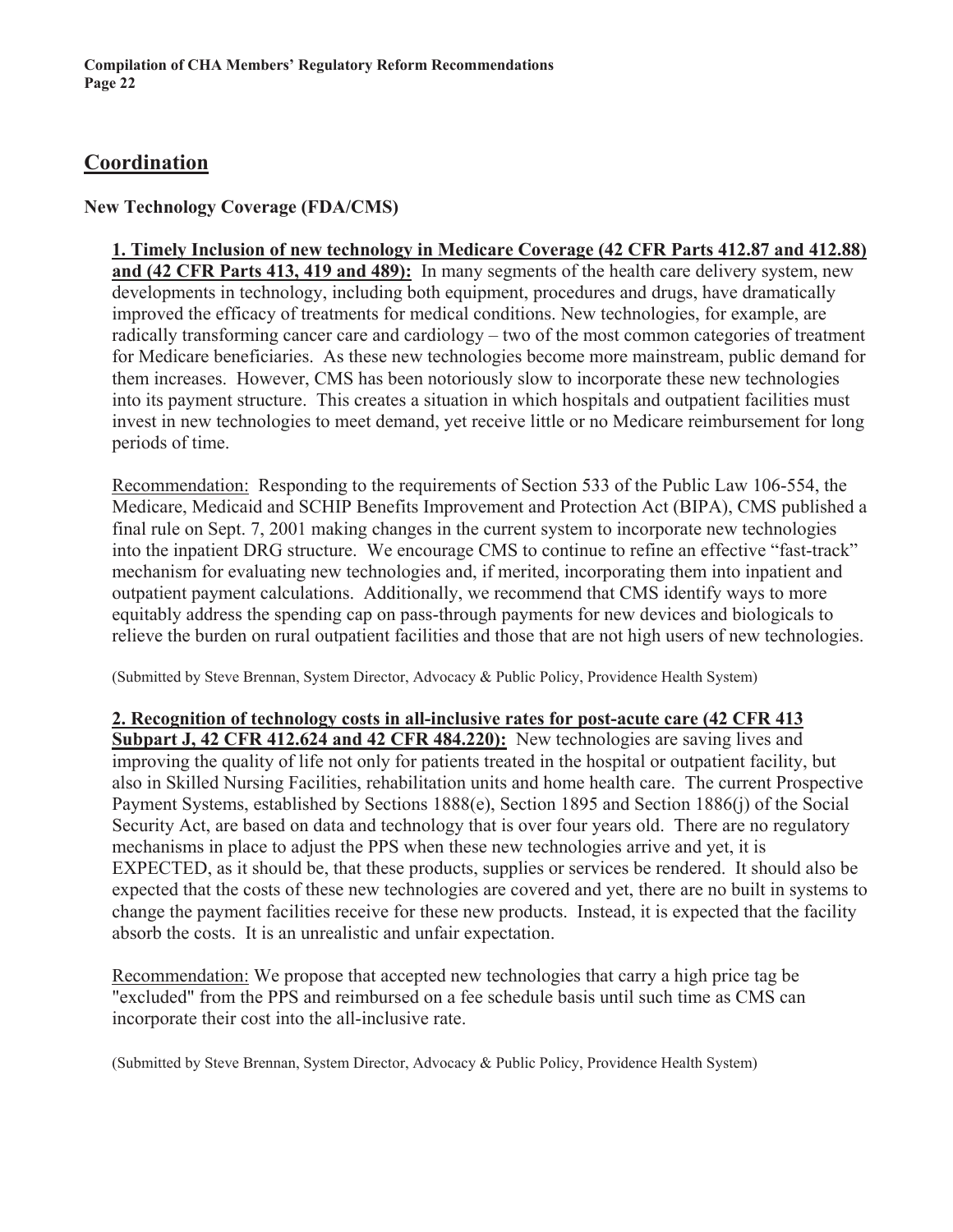## Coordination

### New Technology Coverage (FDA/CMS)

**1. Timely Inclusion of new technology in Medicare Coverage (42 CFR Parts 412.87 and 412.88) and (42 CFR Parts 413, 419 and 489):** In many segments of the health care delivery system, new developments in technology, including both equipment, procedures and drugs, have dramatically improved the efficacy of treatments for medical conditions. New technologies, for example, are radically transforming cancer care and cardiology – two of the most common categories of treatment for Medicare beneficiaries. As these new technologies become more mainstream, public demand for them increases. However, CMS has been notoriously slow to incorporate these new technologies into its payment structure. This creates a situation in which hospitals and outpatient facilities must invest in new technologies to meet demand, yet receive little or no Medicare reimbursement for long periods of time.

Recommendation: Responding to the requirements of Section 533 of the Public Law 106-554, the Medicare, Medicaid and SCHIP Benefits Improvement and Protection Act (BIPA), CMS published a final rule on Sept. 7, 2001 making changes in the current system to incorporate new technologies into the inpatient DRG structure. We encourage CMS to continue to refine an effective "fast-track" mechanism for evaluating new technologies and, if merited, incorporating them into inpatient and outpatient payment calculations. Additionally, we recommend that CMS identify ways to more equitably address the spending cap on pass-through payments for new devices and biologicals to relieve the burden on rural outpatient facilities and those that are not high users of new technologies.

(Submitted by Steve Brennan, System Director, Advocacy & Public Policy, Providence Health System)

**2. Recognition of technology costs in all-inclusive rates for post-acute care (42 CFR 413 Subpart J, 42 CFR 412.624 and 42 CFR 484.220):** New technologies are saving lives and improving the quality of life not only for patients treated in the hospital or outpatient facility, but also in Skilled Nursing Facilities, rehabilitation units and home health care. The current Prospective Payment Systems, established by Sections 1888(e), Section 1895 and Section 1886(j) of the Social Security Act, are based on data and technology that is over four years old. There are no regulatory mechanisms in place to adjust the PPS when these new technologies arrive and yet, it is EXPECTED, as it should be, that these products, supplies or services be rendered. It should also be expected that the costs of these new technologies are covered and yet, there are no built in systems to change the payment facilities receive for these new products. Instead, it is expected that the facility absorb the costs. It is an unrealistic and unfair expectation.

Recommendation: We propose that accepted new technologies that carry a high price tag be "excluded" from the PPS and reimbursed on a fee schedule basis until such time as CMS can incorporate their cost into the all-inclusive rate.

(Submitted by Steve Brennan, System Director, Advocacy & Public Policy, Providence Health System)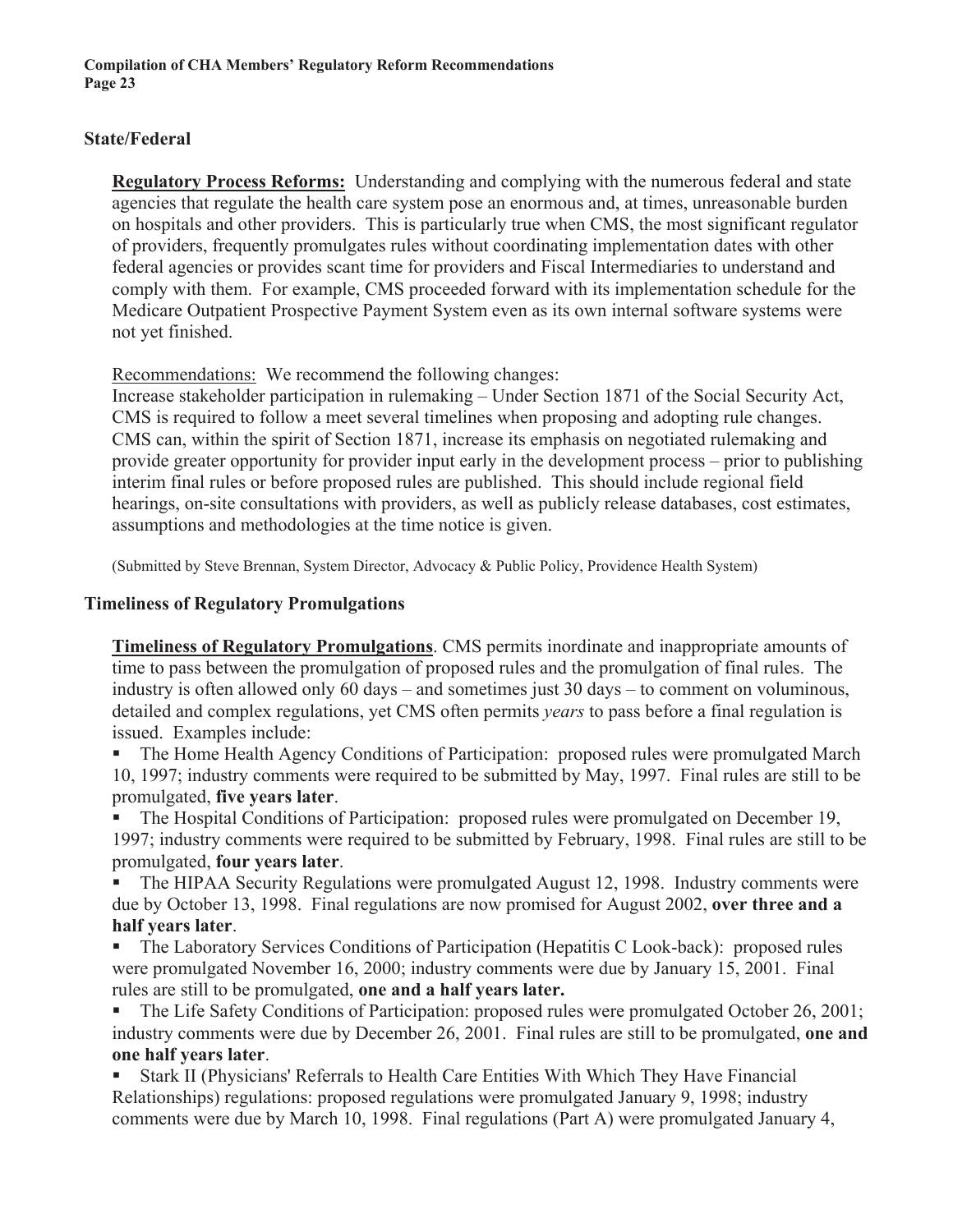## State/Federal

**Regulatory Process Reforms:** Understanding and complying with the numerous federal and state agencies that regulate the health care system pose an enormous and, at times, unreasonable burden on hospitals and other providers. This is particularly true when CMS, the most significant regulator of providers, frequently promulgates rules without coordinating implementation dates with other federal agencies or provides scant time for providers and Fiscal Intermediaries to understand and comply with them. For example, CMS proceeded forward with its implementation schedule for the Medicare Outpatient Prospective Payment System even as its own internal software systems were not yet finished.

Recommendations: We recommend the following changes:
Increase stakeholder participation in rulemaking – Under Section 1871 of the Social Security Act, CMS is required to follow a meet several timelines when proposing and adopting rule changes. CMS can, within the spirit of Section 1871, increase its emphasis on negotiated rulemaking and provide greater opportunity for provider input early in the development process – prior to publishing interim final rules or before proposed rules are published. This should include regional field hearings, on-site consultations with providers, as well as publicly release databases, cost estimates, assumptions and methodologies at the time notice is given.

(Submitted by Steve Brennan, System Director, Advocacy & Public Policy, Providence Health System)

## Timeliness of Regulatory Promulgations

**Timeliness of Regulatory Promulgations**. CMS permits inordinate and inappropriate amounts of time to pass between the promulgation of proposed rules and the promulgation of final rules. The industry is often allowed only 60 days – and sometimes just 30 days – to comment on voluminous, detailed and complex regulations, yet CMS often permits *years* to pass before a final regulation is issued. Examples include:

- The Home Health Agency Conditions of Participation: proposed rules were promulgated March 10, 1997; industry comments were required to be submitted by May, 1997. Final rules are still to be promulgated, **five years later**.
- The Hospital Conditions of Participation: proposed rules were promulgated on December 19, 1997; industry comments were required to be submitted by February, 1998. Final rules are still to be promulgated, **four years later**.
- The HIPAA Security Regulations were promulgated August 12, 1998. Industry comments were due by October 13, 1998. Final regulations are now promised for August 2002, **over three and a half years later**.
- The Laboratory Services Conditions of Participation (Hepatitis C Look-back): proposed rules were promulgated November 16, 2000; industry comments were due by January 15, 2001. Final rules are still to be promulgated, **one and a half years later.**
- The Life Safety Conditions of Participation: proposed rules were promulgated October 26, 2001; industry comments were due by December 26, 2001. Final rules are still to be promulgated, **one and one half years later**.
- Stark II (Physicians' Referrals to Health Care Entities With Which They Have Financial Relationships) regulations: proposed regulations were promulgated January 9, 1998; industry comments were due by March 10, 1998. Final regulations (Part A) were promulgated January 4,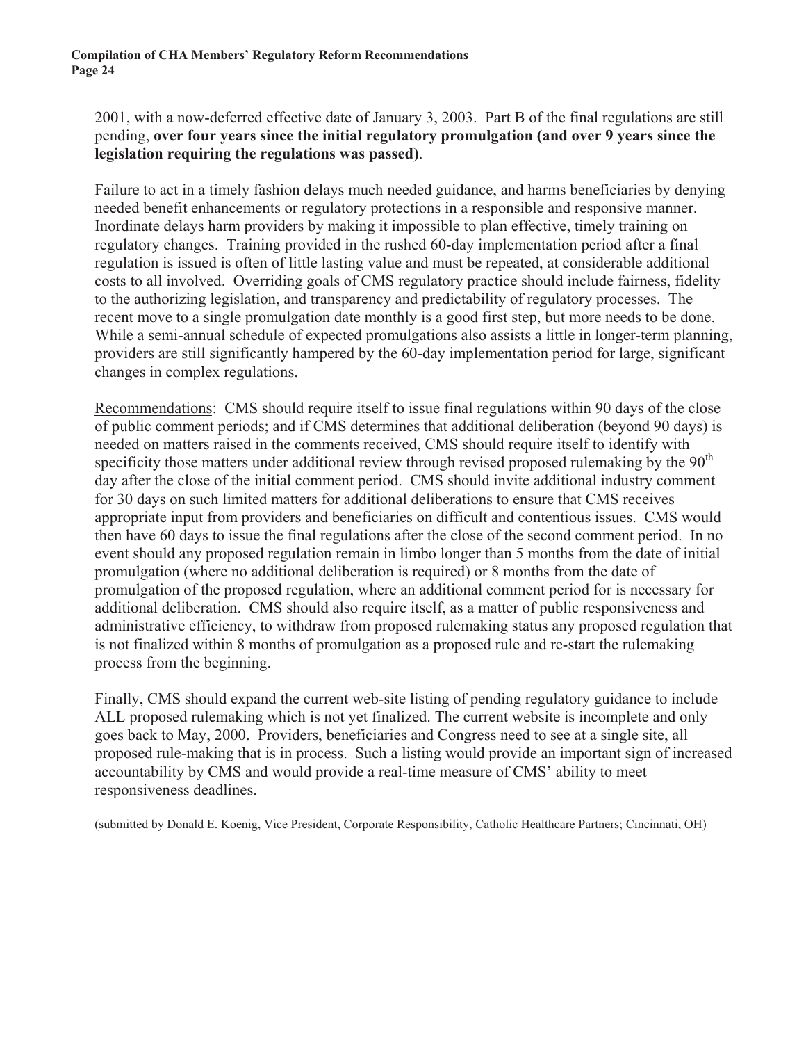2001, with a now-deferred effective date of January 3, 2003. Part B of the final regulations are still pending, **over four years since the initial regulatory promulgation (and over 9 years since the legislation requiring the regulations was passed)**.

Failure to act in a timely fashion delays much needed guidance, and harms beneficiaries by denying needed benefit enhancements or regulatory protections in a responsible and responsive manner. Inordinate delays harm providers by making it impossible to plan effective, timely training on regulatory changes. Training provided in the rushed 60-day implementation period after a final regulation is issued is often of little lasting value and must be repeated, at considerable additional costs to all involved. Overriding goals of CMS regulatory practice should include fairness, fidelity to the authorizing legislation, and transparency and predictability of regulatory processes. The recent move to a single promulgation date monthly is a good first step, but more needs to be done. While a semi-annual schedule of expected promulgations also assists a little in longer-term planning, providers are still significantly hampered by the 60-day implementation period for large, significant changes in complex regulations.

Recommendations: CMS should require itself to issue final regulations within 90 days of the close of public comment periods; and if CMS determines that additional deliberation (beyond 90 days) is needed on matters raised in the comments received, CMS should require itself to identify with specificity those matters under additional review through revised proposed rulemaking by the 90th day after the close of the initial comment period. CMS should invite additional industry comment for 30 days on such limited matters for additional deliberations to ensure that CMS receives appropriate input from providers and beneficiaries on difficult and contentious issues. CMS would then have 60 days to issue the final regulations after the close of the second comment period. In no event should any proposed regulation remain in limbo longer than 5 months from the date of initial promulgation (where no additional deliberation is required) or 8 months from the date of promulgation of the proposed regulation, where an additional comment period for is necessary for additional deliberation. CMS should also require itself, as a matter of public responsiveness and administrative efficiency, to withdraw from proposed rulemaking status any proposed regulation that is not finalized within 8 months of promulgation as a proposed rule and re-start the rulemaking process from the beginning.

Finally, CMS should expand the current web-site listing of pending regulatory guidance to include ALL proposed rulemaking which is not yet finalized. The current website is incomplete and only goes back to May, 2000. Providers, beneficiaries and Congress need to see at a single site, all proposed rule-making that is in process. Such a listing would provide an important sign of increased accountability by CMS and would provide a real-time measure of CMS' ability to meet responsiveness deadlines.

(submitted by Donald E. Koenig, Vice President, Corporate Responsibility, Catholic Healthcare Partners; Cincinnati, OH)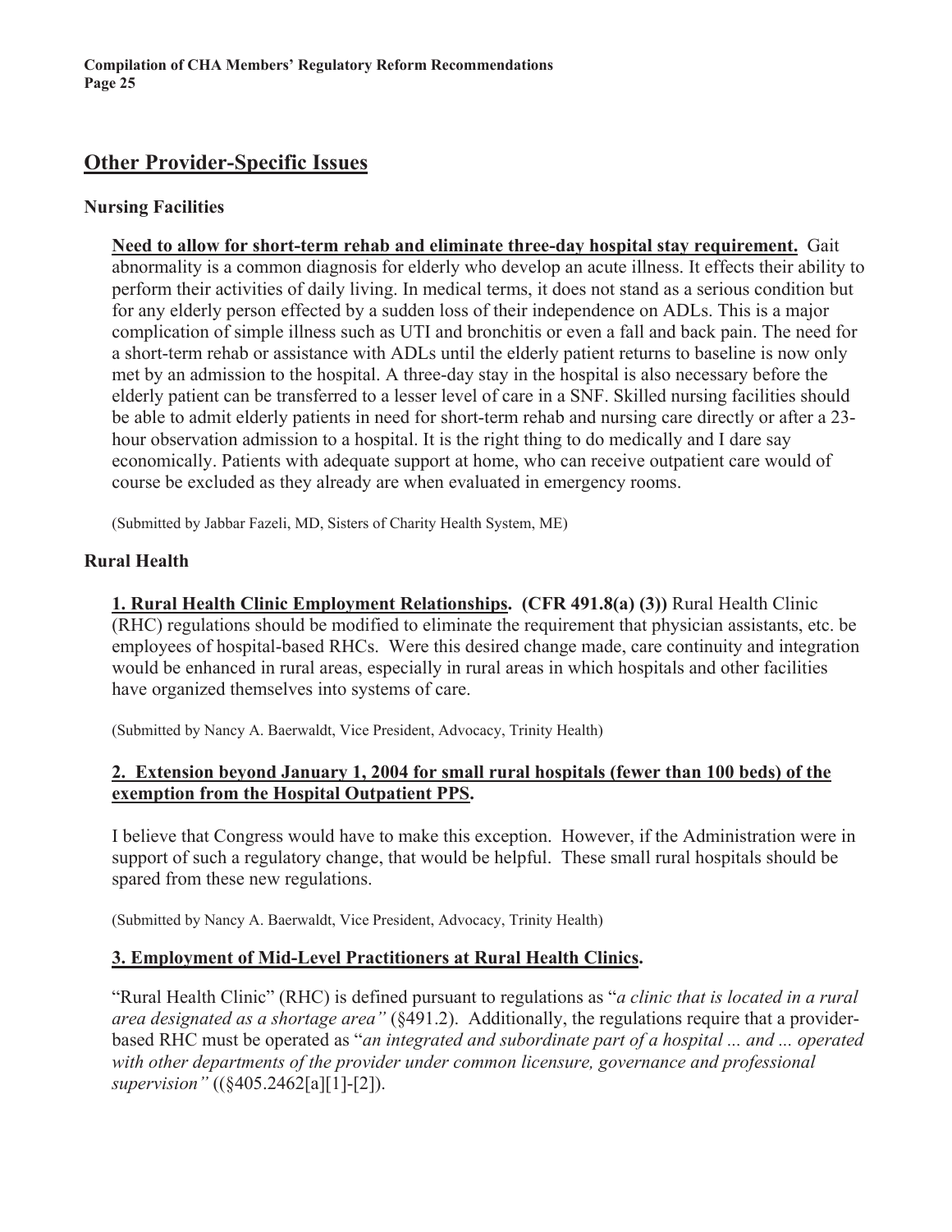## Other Provider-Specific Issues

### Nursing Facilities

**Need to allow for short-term rehab and eliminate three-day hospital stay requirement.** Gait abnormality is a common diagnosis for elderly who develop an acute illness. It effects their ability to perform their activities of daily living. In medical terms, it does not stand as a serious condition but for any elderly person effected by a sudden loss of their independence on ADLs. This is a major complication of simple illness such as UTI and bronchitis or even a fall and back pain. The need for a short-term rehab or assistance with ADLs until the elderly patient returns to baseline is now only met by an admission to the hospital. A three-day stay in the hospital is also necessary before the elderly patient can be transferred to a lesser level of care in a SNF. Skilled nursing facilities should be able to admit elderly patients in need for short-term rehab and nursing care directly or after a 23-hour observation admission to a hospital. It is the right thing to do medically and I dare say economically. Patients with adequate support at home, who can receive outpatient care would of course be excluded as they already are when evaluated in emergency rooms.

(Submitted by Jabbar Fazeli, MD, Sisters of Charity Health System, ME)

### Rural Health

**1. Rural Health Clinic Employment Relationships. (CFR 491.8(a) (3))** Rural Health Clinic (RHC) regulations should be modified to eliminate the requirement that physician assistants, etc. be employees of hospital-based RHCs. Were this desired change made, care continuity and integration would be enhanced in rural areas, especially in rural areas in which hospitals and other facilities have organized themselves into systems of care.

(Submitted by Nancy A. Baerwaldt, Vice President, Advocacy, Trinity Health)

**2. Extension beyond January 1, 2004 for small rural hospitals (fewer than 100 beds) of the exemption from the Hospital Outpatient PPS.**

I believe that Congress would have to make this exception. However, if the Administration were in support of such a regulatory change, that would be helpful. These small rural hospitals should be spared from these new regulations.

(Submitted by Nancy A. Baerwaldt, Vice President, Advocacy, Trinity Health)

**3. Employment of Mid-Level Practitioners at Rural Health Clinics.**

"Rural Health Clinic" (RHC) is defined pursuant to regulations as "*a clinic that is located in a rural area designated as a shortage area"* (§491.2). Additionally, the regulations require that a provider-based RHC must be operated as "*an integrated and subordinate part of a hospital ... and ... operated with other departments of the provider under common licensure, governance and professional supervision"* ((§405.2462[a][1]-[2]).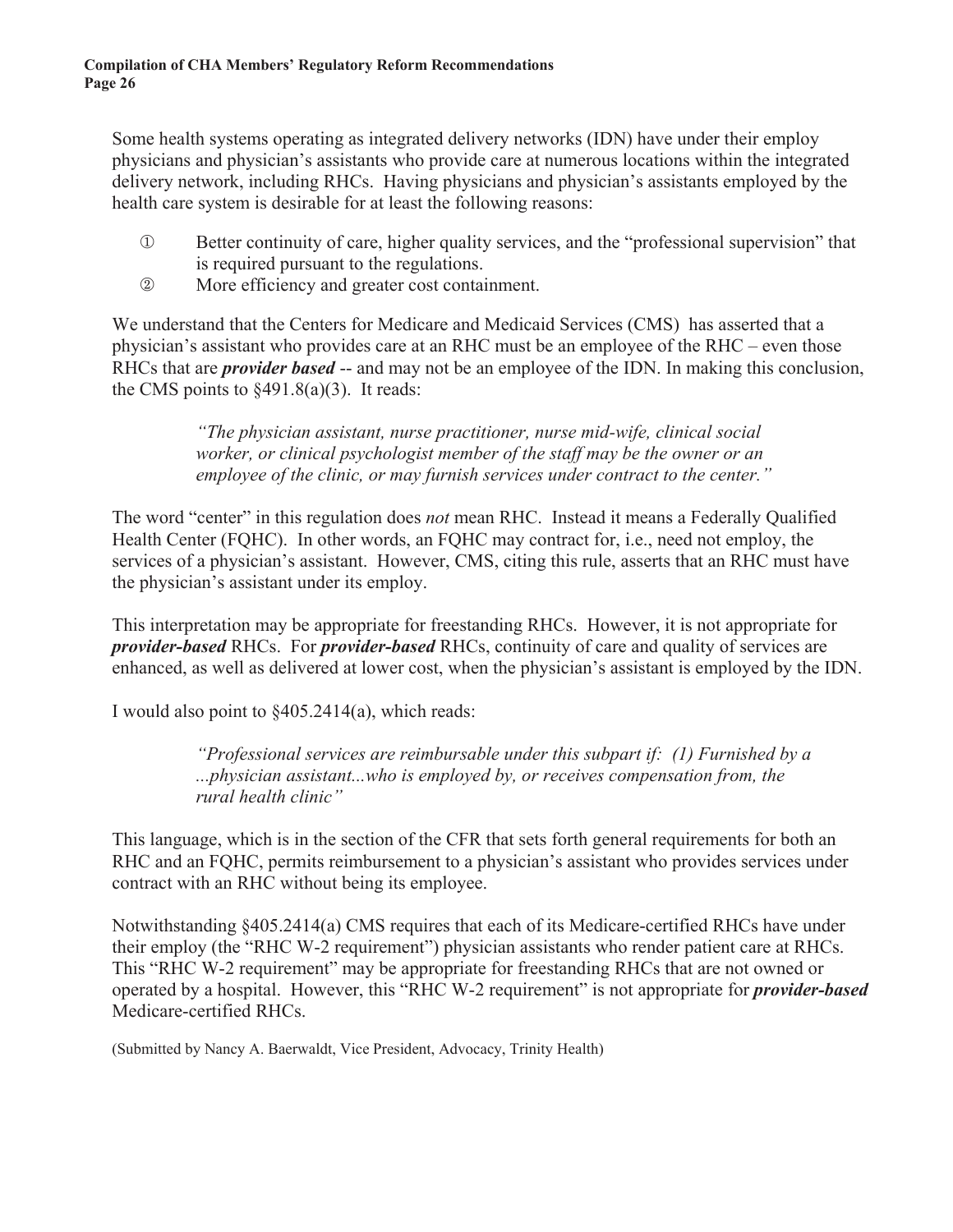Some health systems operating as integrated delivery networks (IDN) have under their employ physicians and physician's assistants who provide care at numerous locations within the integrated delivery network, including RHCs. Having physicians and physician's assistants employed by the health care system is desirable for at least the following reasons:

① Better continuity of care, higher quality services, and the "professional supervision" that is required pursuant to the regulations.

② More efficiency and greater cost containment.

We understand that the Centers for Medicare and Medicaid Services (CMS) has asserted that a physician's assistant who provides care at an RHC must be an employee of the RHC – even those RHCs that are ***provider based*** -- and may not be an employee of the IDN. In making this conclusion, the CMS points to §491.8(a)(3). It reads:

> *"The physician assistant, nurse practitioner, nurse mid-wife, clinical social worker, or clinical psychologist member of the staff may be the owner or an employee of the clinic, or may furnish services under contract to the center."*

The word "center" in this regulation does *not* mean RHC. Instead it means a Federally Qualified Health Center (FQHC). In other words, an FQHC may contract for, i.e., need not employ, the services of a physician's assistant. However, CMS, citing this rule, asserts that an RHC must have the physician's assistant under its employ.

This interpretation may be appropriate for freestanding RHCs. However, it is not appropriate for ***provider-based*** RHCs. For ***provider-based*** RHCs, continuity of care and quality of services are enhanced, as well as delivered at lower cost, when the physician's assistant is employed by the IDN.

I would also point to §405.2414(a), which reads:

> *"Professional services are reimbursable under this subpart if: (1) Furnished by a ...physician assistant...who is employed by, or receives compensation from, the rural health clinic"*

This language, which is in the section of the CFR that sets forth general requirements for both an RHC and an FQHC, permits reimbursement to a physician's assistant who provides services under contract with an RHC without being its employee.

Notwithstanding §405.2414(a) CMS requires that each of its Medicare-certified RHCs have under their employ (the "RHC W-2 requirement") physician assistants who render patient care at RHCs. This "RHC W-2 requirement" may be appropriate for freestanding RHCs that are not owned or operated by a hospital. However, this "RHC W-2 requirement" is not appropriate for ***provider-based*** Medicare-certified RHCs.

(Submitted by Nancy A. Baerwaldt, Vice President, Advocacy, Trinity Health)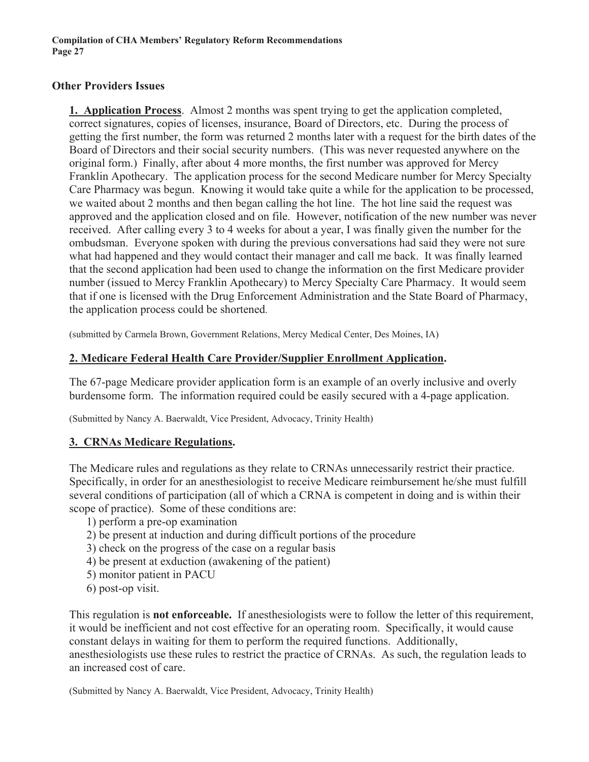## Other Providers Issues

**1. Application Process**. Almost 2 months was spent trying to get the application completed, correct signatures, copies of licenses, insurance, Board of Directors, etc. During the process of getting the first number, the form was returned 2 months later with a request for the birth dates of the Board of Directors and their social security numbers. (This was never requested anywhere on the original form.) Finally, after about 4 more months, the first number was approved for Mercy Franklin Apothecary. The application process for the second Medicare number for Mercy Specialty Care Pharmacy was begun. Knowing it would take quite a while for the application to be processed, we waited about 2 months and then began calling the hot line. The hot line said the request was approved and the application closed and on file. However, notification of the new number was never received. After calling every 3 to 4 weeks for about a year, I was finally given the number for the ombudsman. Everyone spoken with during the previous conversations had said they were not sure what had happened and they would contact their manager and call me back. It was finally learned that the second application had been used to change the information on the first Medicare provider number (issued to Mercy Franklin Apothecary) to Mercy Specialty Care Pharmacy. It would seem that if one is licensed with the Drug Enforcement Administration and the State Board of Pharmacy, the application process could be shortened.

(submitted by Carmela Brown, Government Relations, Mercy Medical Center, Des Moines, IA)

**2. Medicare Federal Health Care Provider/Supplier Enrollment Application.**

The 67-page Medicare provider application form is an example of an overly inclusive and overly burdensome form. The information required could be easily secured with a 4-page application.

(Submitted by Nancy A. Baerwaldt, Vice President, Advocacy, Trinity Health)

**3. CRNAs Medicare Regulations.**

The Medicare rules and regulations as they relate to CRNAs unnecessarily restrict their practice. Specifically, in order for an anesthesiologist to receive Medicare reimbursement he/she must fulfill several conditions of participation (all of which a CRNA is competent in doing and is within their scope of practice). Some of these conditions are:

1) perform a pre-op examination
2) be present at induction and during difficult portions of the procedure
3) check on the progress of the case on a regular basis
4) be present at exduction (awakening of the patient)
5) monitor patient in PACU
6) post-op visit.

This regulation is **not enforceable.** If anesthesiologists were to follow the letter of this requirement, it would be inefficient and not cost effective for an operating room. Specifically, it would cause constant delays in waiting for them to perform the required functions. Additionally, anesthesiologists use these rules to restrict the practice of CRNAs. As such, the regulation leads to an increased cost of care.

(Submitted by Nancy A. Baerwaldt, Vice President, Advocacy, Trinity Health)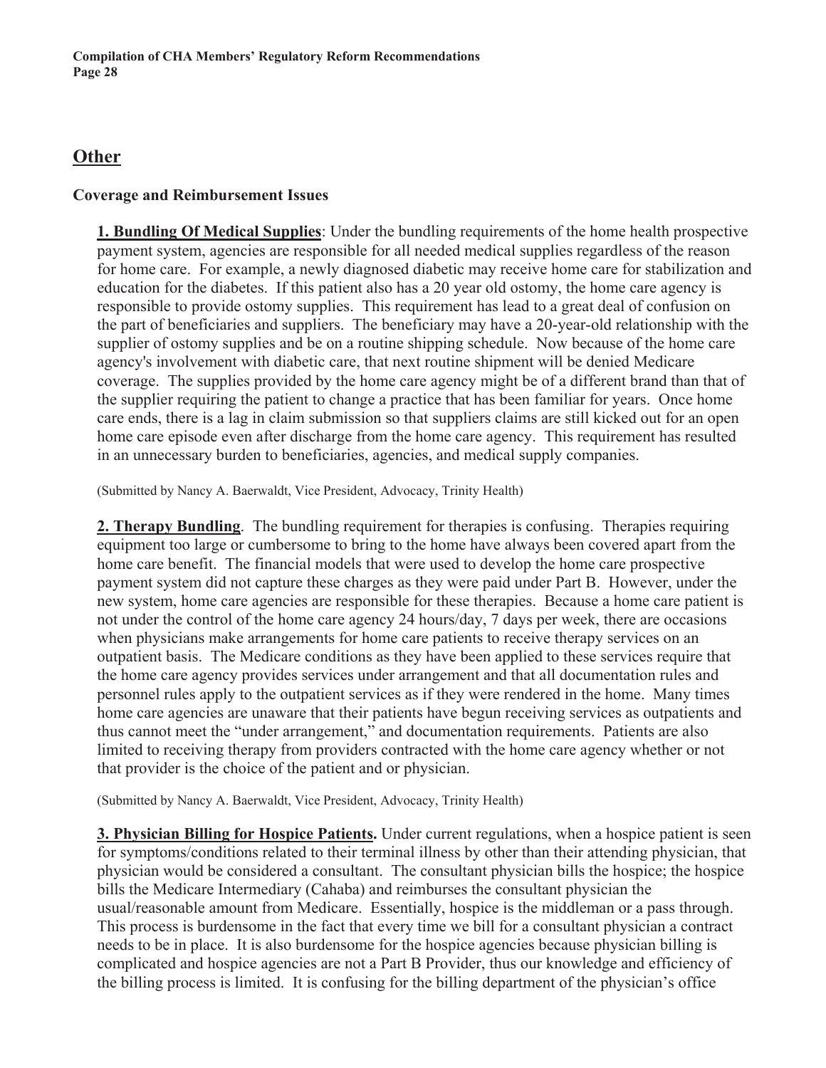## Other

### Coverage and Reimbursement Issues

**1. Bundling Of Medical Supplies**: Under the bundling requirements of the home health prospective payment system, agencies are responsible for all needed medical supplies regardless of the reason for home care. For example, a newly diagnosed diabetic may receive home care for stabilization and education for the diabetes. If this patient also has a 20 year old ostomy, the home care agency is responsible to provide ostomy supplies. This requirement has lead to a great deal of confusion on the part of beneficiaries and suppliers. The beneficiary may have a 20-year-old relationship with the supplier of ostomy supplies and be on a routine shipping schedule. Now because of the home care agency's involvement with diabetic care, that next routine shipment will be denied Medicare coverage. The supplies provided by the home care agency might be of a different brand than that of the supplier requiring the patient to change a practice that has been familiar for years. Once home care ends, there is a lag in claim submission so that suppliers claims are still kicked out for an open home care episode even after discharge from the home care agency. This requirement has resulted in an unnecessary burden to beneficiaries, agencies, and medical supply companies.

(Submitted by Nancy A. Baerwaldt, Vice President, Advocacy, Trinity Health)

**2. Therapy Bundling**. The bundling requirement for therapies is confusing. Therapies requiring equipment too large or cumbersome to bring to the home have always been covered apart from the home care benefit. The financial models that were used to develop the home care prospective payment system did not capture these charges as they were paid under Part B. However, under the new system, home care agencies are responsible for these therapies. Because a home care patient is not under the control of the home care agency 24 hours/day, 7 days per week, there are occasions when physicians make arrangements for home care patients to receive therapy services on an outpatient basis. The Medicare conditions as they have been applied to these services require that the home care agency provides services under arrangement and that all documentation rules and personnel rules apply to the outpatient services as if they were rendered in the home. Many times home care agencies are unaware that their patients have begun receiving services as outpatients and thus cannot meet the "under arrangement," and documentation requirements. Patients are also limited to receiving therapy from providers contracted with the home care agency whether or not that provider is the choice of the patient and or physician.

(Submitted by Nancy A. Baerwaldt, Vice President, Advocacy, Trinity Health)

**3. Physician Billing for Hospice Patients.** Under current regulations, when a hospice patient is seen for symptoms/conditions related to their terminal illness by other than their attending physician, that physician would be considered a consultant. The consultant physician bills the hospice; the hospice bills the Medicare Intermediary (Cahaba) and reimburses the consultant physician the usual/reasonable amount from Medicare. Essentially, hospice is the middleman or a pass through. This process is burdensome in the fact that every time we bill for a consultant physician a contract needs to be in place. It is also burdensome for the hospice agencies because physician billing is complicated and hospice agencies are not a Part B Provider, thus our knowledge and efficiency of the billing process is limited. It is confusing for the billing department of the physician's office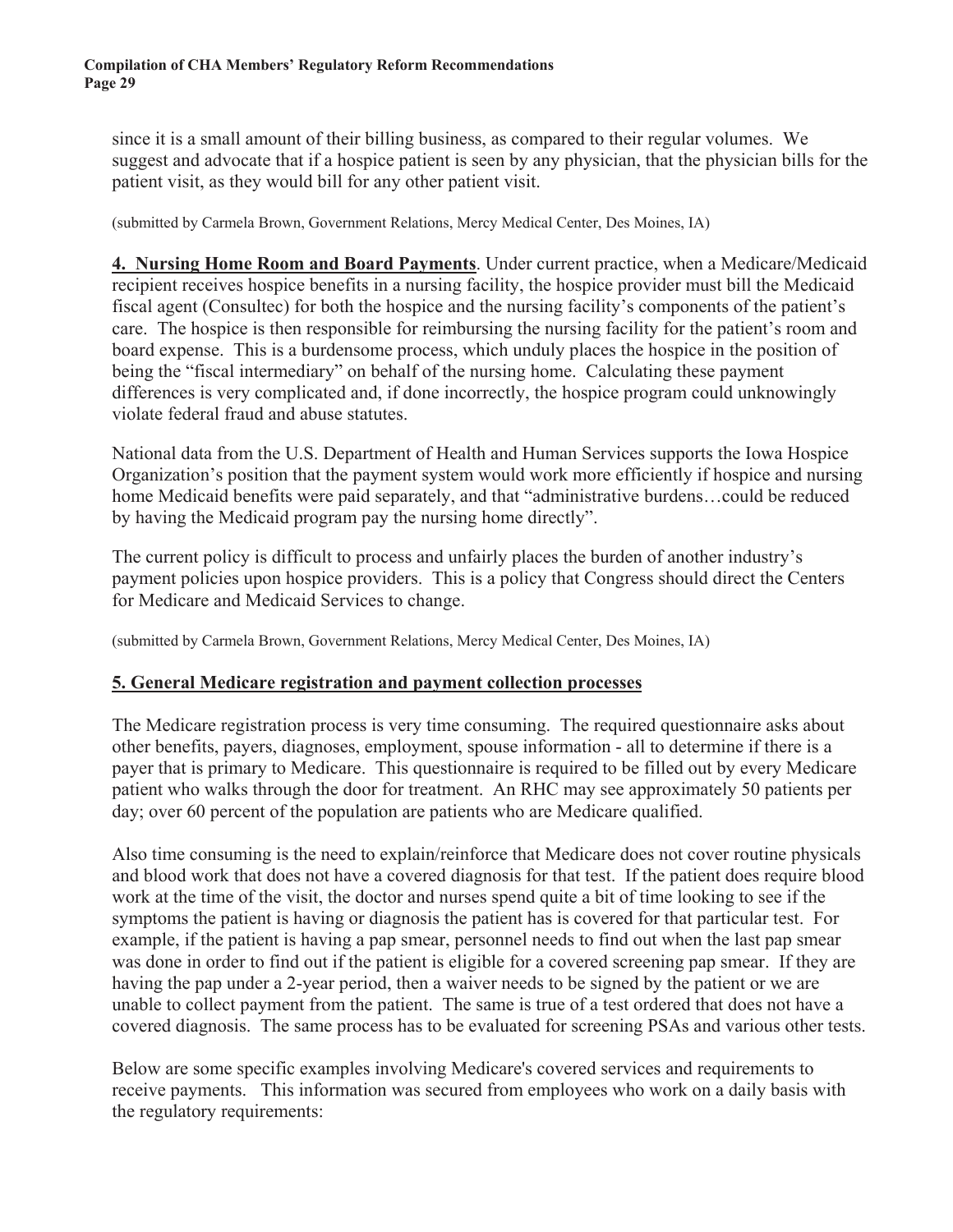since it is a small amount of their billing business, as compared to their regular volumes. We suggest and advocate that if a hospice patient is seen by any physician, that the physician bills for the patient visit, as they would bill for any other patient visit.

(submitted by Carmela Brown, Government Relations, Mercy Medical Center, Des Moines, IA)

**4. Nursing Home Room and Board Payments**. Under current practice, when a Medicare/Medicaid recipient receives hospice benefits in a nursing facility, the hospice provider must bill the Medicaid fiscal agent (Consultec) for both the hospice and the nursing facility's components of the patient's care. The hospice is then responsible for reimbursing the nursing facility for the patient's room and board expense. This is a burdensome process, which unduly places the hospice in the position of being the "fiscal intermediary" on behalf of the nursing home. Calculating these payment differences is very complicated and, if done incorrectly, the hospice program could unknowingly violate federal fraud and abuse statutes.

National data from the U.S. Department of Health and Human Services supports the Iowa Hospice Organization's position that the payment system would work more efficiently if hospice and nursing home Medicaid benefits were paid separately, and that "administrative burdens…could be reduced by having the Medicaid program pay the nursing home directly".

The current policy is difficult to process and unfairly places the burden of another industry's payment policies upon hospice providers. This is a policy that Congress should direct the Centers for Medicare and Medicaid Services to change.

(submitted by Carmela Brown, Government Relations, Mercy Medical Center, Des Moines, IA)

**5. General Medicare registration and payment collection processes**

The Medicare registration process is very time consuming. The required questionnaire asks about other benefits, payers, diagnoses, employment, spouse information - all to determine if there is a payer that is primary to Medicare. This questionnaire is required to be filled out by every Medicare patient who walks through the door for treatment. An RHC may see approximately 50 patients per day; over 60 percent of the population are patients who are Medicare qualified.

Also time consuming is the need to explain/reinforce that Medicare does not cover routine physicals and blood work that does not have a covered diagnosis for that test. If the patient does require blood work at the time of the visit, the doctor and nurses spend quite a bit of time looking to see if the symptoms the patient is having or diagnosis the patient has is covered for that particular test. For example, if the patient is having a pap smear, personnel needs to find out when the last pap smear was done in order to find out if the patient is eligible for a covered screening pap smear. If they are having the pap under a 2-year period, then a waiver needs to be signed by the patient or we are unable to collect payment from the patient. The same is true of a test ordered that does not have a covered diagnosis. The same process has to be evaluated for screening PSAs and various other tests.

Below are some specific examples involving Medicare's covered services and requirements to receive payments. This information was secured from employees who work on a daily basis with the regulatory requirements: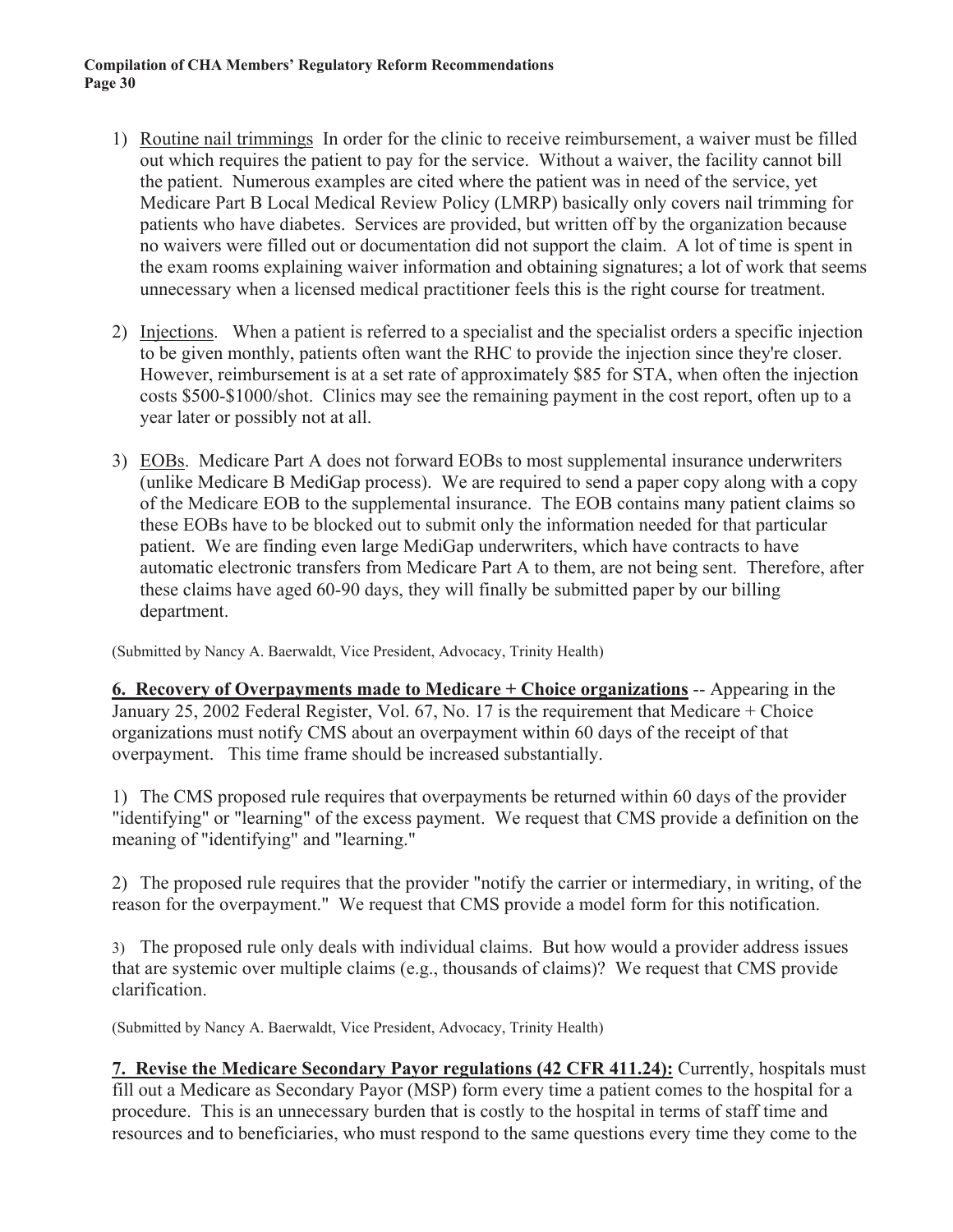1) Routine nail trimmings In order for the clinic to receive reimbursement, a waiver must be filled out which requires the patient to pay for the service. Without a waiver, the facility cannot bill the patient. Numerous examples are cited where the patient was in need of the service, yet Medicare Part B Local Medical Review Policy (LMRP) basically only covers nail trimming for patients who have diabetes. Services are provided, but written off by the organization because no waivers were filled out or documentation did not support the claim. A lot of time is spent in the exam rooms explaining waiver information and obtaining signatures; a lot of work that seems unnecessary when a licensed medical practitioner feels this is the right course for treatment.

2) Injections. When a patient is referred to a specialist and the specialist orders a specific injection to be given monthly, patients often want the RHC to provide the injection since they're closer. However, reimbursement is at a set rate of approximately $85 for STA, when often the injection costs $500-$1000/shot. Clinics may see the remaining payment in the cost report, often up to a year later or possibly not at all.

3) EOBs. Medicare Part A does not forward EOBs to most supplemental insurance underwriters (unlike Medicare B MediGap process). We are required to send a paper copy along with a copy of the Medicare EOB to the supplemental insurance. The EOB contains many patient claims so these EOBs have to be blocked out to submit only the information needed for that particular patient. We are finding even large MediGap underwriters, which have contracts to have automatic electronic transfers from Medicare Part A to them, are not being sent. Therefore, after these claims have aged 60-90 days, they will finally be submitted paper by our billing department.

(Submitted by Nancy A. Baerwaldt, Vice President, Advocacy, Trinity Health)

**6. Recovery of Overpayments made to Medicare + Choice organizations** -- Appearing in the January 25, 2002 Federal Register, Vol. 67, No. 17 is the requirement that Medicare + Choice organizations must notify CMS about an overpayment within 60 days of the receipt of that overpayment. This time frame should be increased substantially.

1) The CMS proposed rule requires that overpayments be returned within 60 days of the provider "identifying" or "learning" of the excess payment. We request that CMS provide a definition on the meaning of "identifying" and "learning."

2) The proposed rule requires that the provider "notify the carrier or intermediary, in writing, of the reason for the overpayment." We request that CMS provide a model form for this notification.

3) The proposed rule only deals with individual claims. But how would a provider address issues that are systemic over multiple claims (e.g., thousands of claims)? We request that CMS provide clarification.

(Submitted by Nancy A. Baerwaldt, Vice President, Advocacy, Trinity Health)

**7. Revise the Medicare Secondary Payor regulations (42 CFR 411.24):** Currently, hospitals must fill out a Medicare as Secondary Payor (MSP) form every time a patient comes to the hospital for a procedure. This is an unnecessary burden that is costly to the hospital in terms of staff time and resources and to beneficiaries, who must respond to the same questions every time they come to the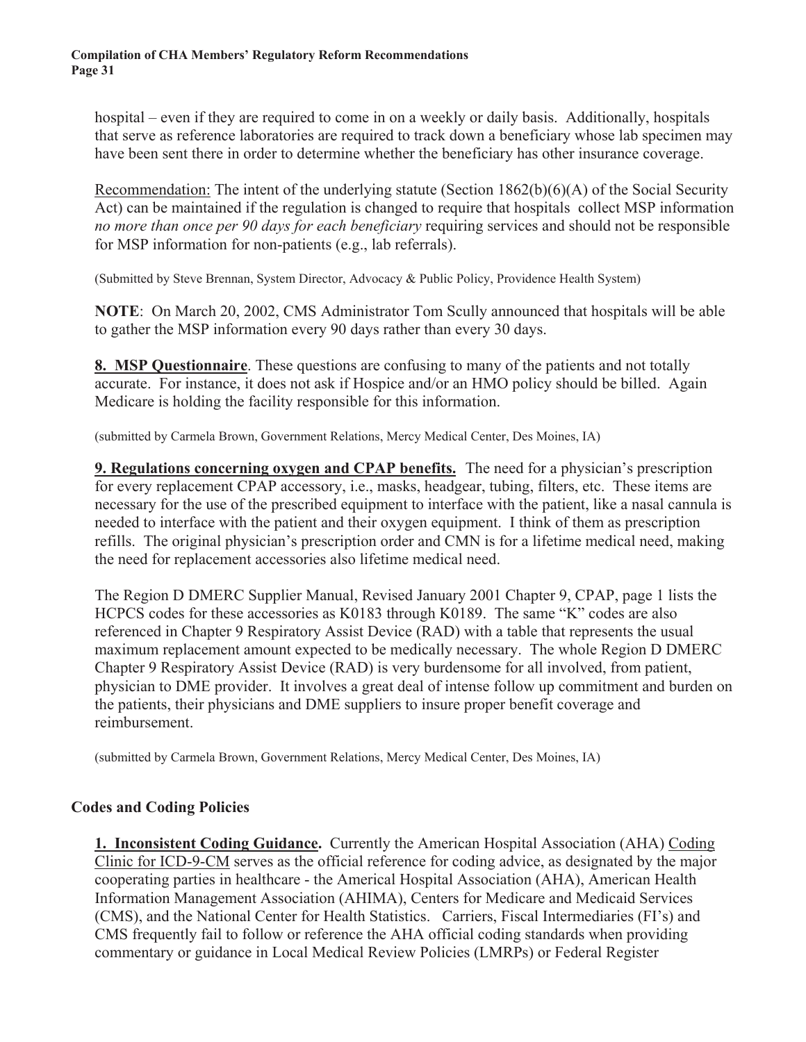hospital – even if they are required to come in on a weekly or daily basis. Additionally, hospitals that serve as reference laboratories are required to track down a beneficiary whose lab specimen may have been sent there in order to determine whether the beneficiary has other insurance coverage.

Recommendation: The intent of the underlying statute (Section 1862(b)(6)(A) of the Social Security Act) can be maintained if the regulation is changed to require that hospitals collect MSP information *no more than once per 90 days for each beneficiary* requiring services and should not be responsible for MSP information for non-patients (e.g., lab referrals).

(Submitted by Steve Brennan, System Director, Advocacy & Public Policy, Providence Health System)

**NOTE**: On March 20, 2002, CMS Administrator Tom Scully announced that hospitals will be able to gather the MSP information every 90 days rather than every 30 days.

**8. MSP Questionnaire**. These questions are confusing to many of the patients and not totally accurate. For instance, it does not ask if Hospice and/or an HMO policy should be billed. Again Medicare is holding the facility responsible for this information.

(submitted by Carmela Brown, Government Relations, Mercy Medical Center, Des Moines, IA)

**9. Regulations concerning oxygen and CPAP benefits.** The need for a physician's prescription for every replacement CPAP accessory, i.e., masks, headgear, tubing, filters, etc. These items are necessary for the use of the prescribed equipment to interface with the patient, like a nasal cannula is needed to interface with the patient and their oxygen equipment. I think of them as prescription refills. The original physician's prescription order and CMN is for a lifetime medical need, making the need for replacement accessories also lifetime medical need.

The Region D DMERC Supplier Manual, Revised January 2001 Chapter 9, CPAP, page 1 lists the HCPCS codes for these accessories as K0183 through K0189. The same "K" codes are also referenced in Chapter 9 Respiratory Assist Device (RAD) with a table that represents the usual maximum replacement amount expected to be medically necessary. The whole Region D DMERC Chapter 9 Respiratory Assist Device (RAD) is very burdensome for all involved, from patient, physician to DME provider. It involves a great deal of intense follow up commitment and burden on the patients, their physicians and DME suppliers to insure proper benefit coverage and reimbursement.

(submitted by Carmela Brown, Government Relations, Mercy Medical Center, Des Moines, IA)

### Codes and Coding Policies

**1. Inconsistent Coding Guidance.** Currently the American Hospital Association (AHA) Coding Clinic for ICD-9-CM serves as the official reference for coding advice, as designated by the major cooperating parties in healthcare - the Americal Hospital Association (AHA), American Health Information Management Association (AHIMA), Centers for Medicare and Medicaid Services (CMS), and the National Center for Health Statistics. Carriers, Fiscal Intermediaries (FI's) and CMS frequently fail to follow or reference the AHA official coding standards when providing commentary or guidance in Local Medical Review Policies (LMRPs) or Federal Register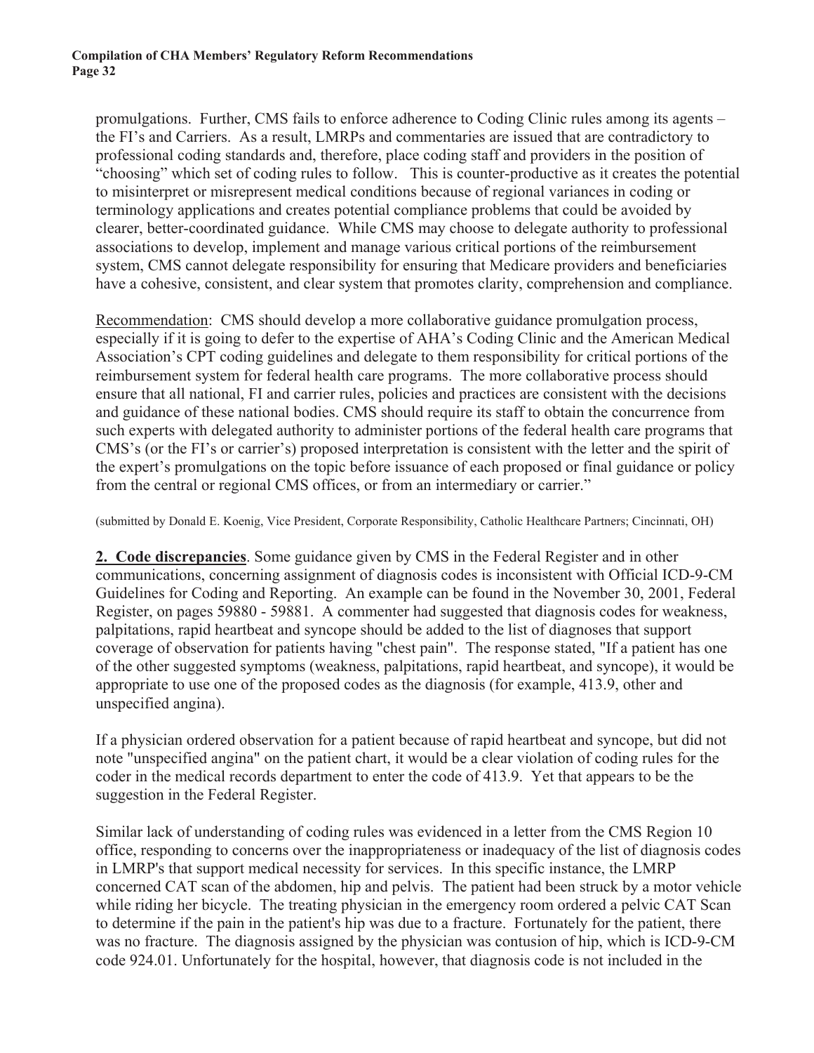promulgations. Further, CMS fails to enforce adherence to Coding Clinic rules among its agents – the FI's and Carriers. As a result, LMRPs and commentaries are issued that are contradictory to professional coding standards and, therefore, place coding staff and providers in the position of "choosing" which set of coding rules to follow. This is counter-productive as it creates the potential to misinterpret or misrepresent medical conditions because of regional variances in coding or terminology applications and creates potential compliance problems that could be avoided by clearer, better-coordinated guidance. While CMS may choose to delegate authority to professional associations to develop, implement and manage various critical portions of the reimbursement system, CMS cannot delegate responsibility for ensuring that Medicare providers and beneficiaries have a cohesive, consistent, and clear system that promotes clarity, comprehension and compliance.

Recommendation: CMS should develop a more collaborative guidance promulgation process, especially if it is going to defer to the expertise of AHA's Coding Clinic and the American Medical Association's CPT coding guidelines and delegate to them responsibility for critical portions of the reimbursement system for federal health care programs. The more collaborative process should ensure that all national, FI and carrier rules, policies and practices are consistent with the decisions and guidance of these national bodies. CMS should require its staff to obtain the concurrence from such experts with delegated authority to administer portions of the federal health care programs that CMS's (or the FI's or carrier's) proposed interpretation is consistent with the letter and the spirit of the expert's promulgations on the topic before issuance of each proposed or final guidance or policy from the central or regional CMS offices, or from an intermediary or carrier."

(submitted by Donald E. Koenig, Vice President, Corporate Responsibility, Catholic Healthcare Partners; Cincinnati, OH)

**2. Code discrepancies**. Some guidance given by CMS in the Federal Register and in other communications, concerning assignment of diagnosis codes is inconsistent with Official ICD-9-CM Guidelines for Coding and Reporting. An example can be found in the November 30, 2001, Federal Register, on pages 59880 - 59881. A commenter had suggested that diagnosis codes for weakness, palpitations, rapid heartbeat and syncope should be added to the list of diagnoses that support coverage of observation for patients having "chest pain". The response stated, "If a patient has one of the other suggested symptoms (weakness, palpitations, rapid heartbeat, and syncope), it would be appropriate to use one of the proposed codes as the diagnosis (for example, 413.9, other and unspecified angina).

If a physician ordered observation for a patient because of rapid heartbeat and syncope, but did not note "unspecified angina" on the patient chart, it would be a clear violation of coding rules for the coder in the medical records department to enter the code of 413.9. Yet that appears to be the suggestion in the Federal Register.

Similar lack of understanding of coding rules was evidenced in a letter from the CMS Region 10 office, responding to concerns over the inappropriateness or inadequacy of the list of diagnosis codes in LMRP's that support medical necessity for services. In this specific instance, the LMRP concerned CAT scan of the abdomen, hip and pelvis. The patient had been struck by a motor vehicle while riding her bicycle. The treating physician in the emergency room ordered a pelvic CAT Scan to determine if the pain in the patient's hip was due to a fracture. Fortunately for the patient, there was no fracture. The diagnosis assigned by the physician was contusion of hip, which is ICD-9-CM code 924.01. Unfortunately for the hospital, however, that diagnosis code is not included in the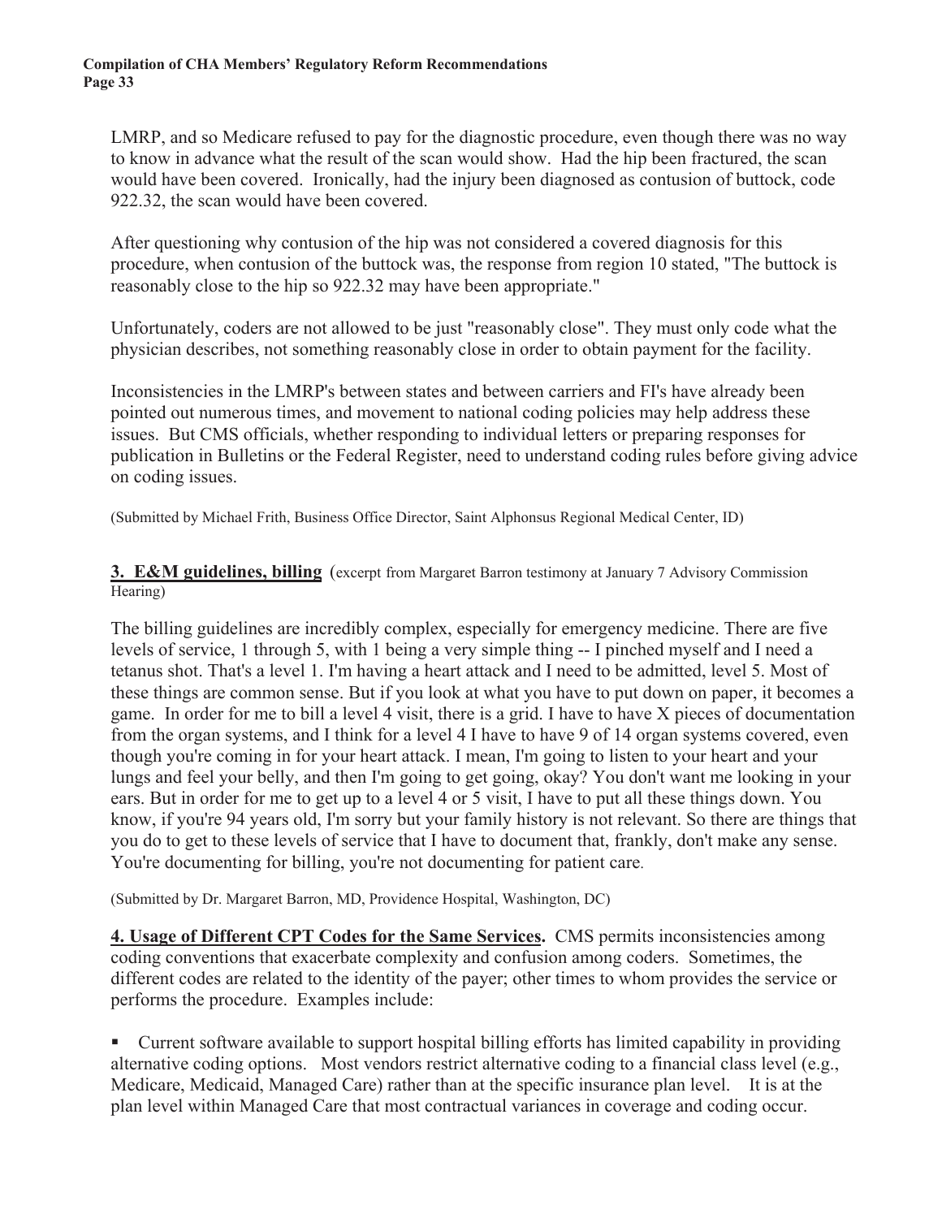LMRP, and so Medicare refused to pay for the diagnostic procedure, even though there was no way to know in advance what the result of the scan would show. Had the hip been fractured, the scan would have been covered. Ironically, had the injury been diagnosed as contusion of buttock, code 922.32, the scan would have been covered.

After questioning why contusion of the hip was not considered a covered diagnosis for this procedure, when contusion of the buttock was, the response from region 10 stated, "The buttock is reasonably close to the hip so 922.32 may have been appropriate."

Unfortunately, coders are not allowed to be just "reasonably close". They must only code what the physician describes, not something reasonably close in order to obtain payment for the facility.

Inconsistencies in the LMRP's between states and between carriers and FI's have already been pointed out numerous times, and movement to national coding policies may help address these issues. But CMS officials, whether responding to individual letters or preparing responses for publication in Bulletins or the Federal Register, need to understand coding rules before giving advice on coding issues.

(Submitted by Michael Frith, Business Office Director, Saint Alphonsus Regional Medical Center, ID)

**3. E&M guidelines, billing** (excerpt from Margaret Barron testimony at January 7 Advisory Commission Hearing)

The billing guidelines are incredibly complex, especially for emergency medicine. There are five levels of service, 1 through 5, with 1 being a very simple thing -- I pinched myself and I need a tetanus shot. That's a level 1. I'm having a heart attack and I need to be admitted, level 5. Most of these things are common sense. But if you look at what you have to put down on paper, it becomes a game. In order for me to bill a level 4 visit, there is a grid. I have to have X pieces of documentation from the organ systems, and I think for a level 4 I have to have 9 of 14 organ systems covered, even though you're coming in for your heart attack. I mean, I'm going to listen to your heart and your lungs and feel your belly, and then I'm going to get going, okay? You don't want me looking in your ears. But in order for me to get up to a level 4 or 5 visit, I have to put all these things down. You know, if you're 94 years old, I'm sorry but your family history is not relevant. So there are things that you do to get to these levels of service that I have to document that, frankly, don't make any sense. You're documenting for billing, you're not documenting for patient care.

(Submitted by Dr. Margaret Barron, MD, Providence Hospital, Washington, DC)

**4. Usage of Different CPT Codes for the Same Services.** CMS permits inconsistencies among coding conventions that exacerbate complexity and confusion among coders. Sometimes, the different codes are related to the identity of the payer; other times to whom provides the service or performs the procedure. Examples include:

- Current software available to support hospital billing efforts has limited capability in providing alternative coding options. Most vendors restrict alternative coding to a financial class level (e.g., Medicare, Medicaid, Managed Care) rather than at the specific insurance plan level. It is at the plan level within Managed Care that most contractual variances in coverage and coding occur.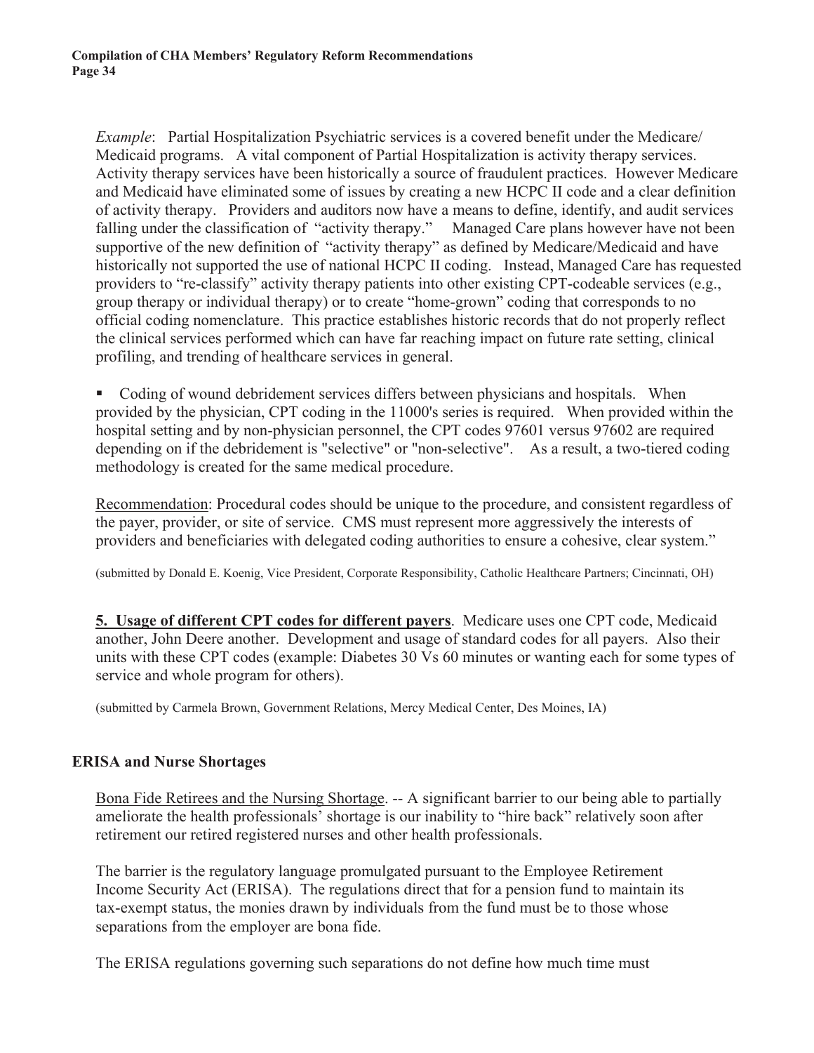*Example*: Partial Hospitalization Psychiatric services is a covered benefit under the Medicare/ Medicaid programs. A vital component of Partial Hospitalization is activity therapy services. Activity therapy services have been historically a source of fraudulent practices. However Medicare and Medicaid have eliminated some of issues by creating a new HCPC II code and a clear definition of activity therapy. Providers and auditors now have a means to define, identify, and audit services falling under the classification of "activity therapy." Managed Care plans however have not been supportive of the new definition of "activity therapy" as defined by Medicare/Medicaid and have historically not supported the use of national HCPC II coding. Instead, Managed Care has requested providers to "re-classify" activity therapy patients into other existing CPT-codeable services (e.g., group therapy or individual therapy) or to create "home-grown" coding that corresponds to no official coding nomenclature. This practice establishes historic records that do not properly reflect the clinical services performed which can have far reaching impact on future rate setting, clinical profiling, and trending of healthcare services in general.

- Coding of wound debridement services differs between physicians and hospitals. When provided by the physician, CPT coding in the 11000's series is required. When provided within the hospital setting and by non-physician personnel, the CPT codes 97601 versus 97602 are required depending on if the debridement is "selective" or "non-selective". As a result, a two-tiered coding methodology is created for the same medical procedure.

<u>Recommendation</u>: Procedural codes should be unique to the procedure, and consistent regardless of the payer, provider, or site of service. CMS must represent more aggressively the interests of providers and beneficiaries with delegated coding authorities to ensure a cohesive, clear system."

(submitted by Donald E. Koenig, Vice President, Corporate Responsibility, Catholic Healthcare Partners; Cincinnati, OH)

**<u>5. Usage of different CPT codes for different payers</u>**. Medicare uses one CPT code, Medicaid another, John Deere another. Development and usage of standard codes for all payers. Also their units with these CPT codes (example: Diabetes 30 Vs 60 minutes or wanting each for some types of service and whole program for others).

(submitted by Carmela Brown, Government Relations, Mercy Medical Center, Des Moines, IA)

## ERISA and Nurse Shortages

<u>Bona Fide Retirees and the Nursing Shortage</u>. -- A significant barrier to our being able to partially ameliorate the health professionals' shortage is our inability to "hire back" relatively soon after retirement our retired registered nurses and other health professionals.

The barrier is the regulatory language promulgated pursuant to the Employee Retirement Income Security Act (ERISA). The regulations direct that for a pension fund to maintain its tax-exempt status, the monies drawn by individuals from the fund must be to those whose separations from the employer are bona fide.

The ERISA regulations governing such separations do not define how much time must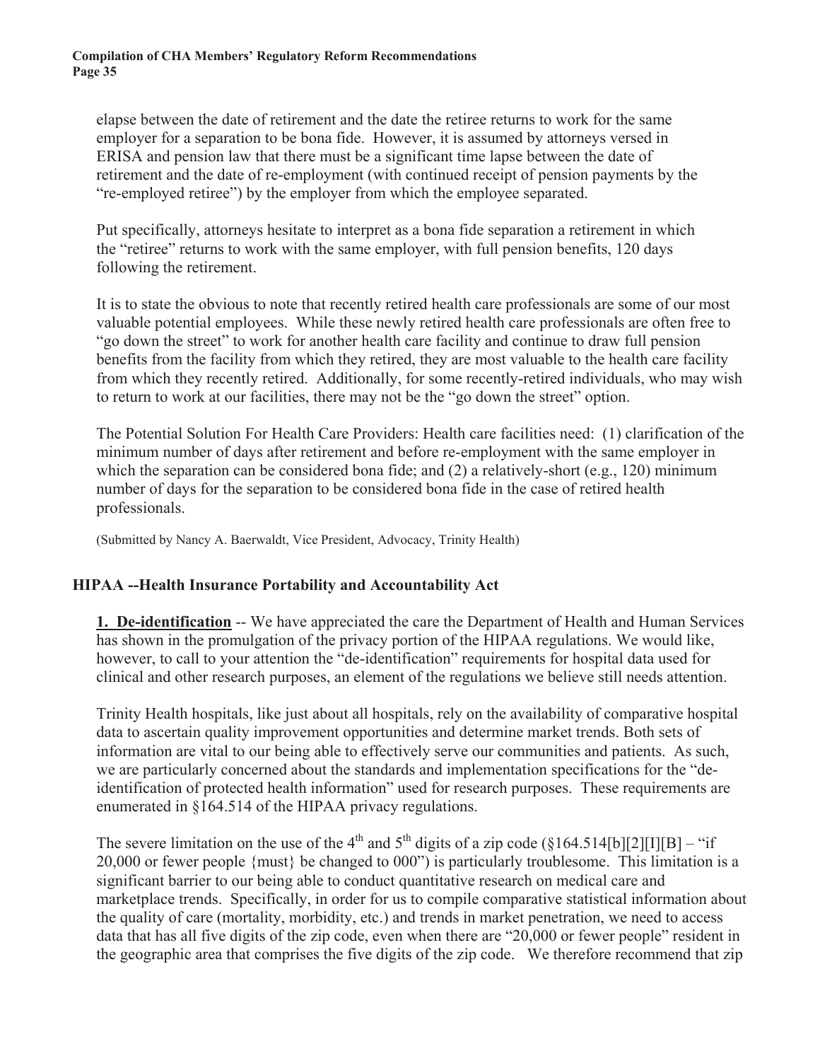elapse between the date of retirement and the date the retiree returns to work for the same employer for a separation to be bona fide. However, it is assumed by attorneys versed in ERISA and pension law that there must be a significant time lapse between the date of retirement and the date of re-employment (with continued receipt of pension payments by the "re-employed retiree") by the employer from which the employee separated.

Put specifically, attorneys hesitate to interpret as a bona fide separation a retirement in which the "retiree" returns to work with the same employer, with full pension benefits, 120 days following the retirement.

It is to state the obvious to note that recently retired health care professionals are some of our most valuable potential employees. While these newly retired health care professionals are often free to "go down the street" to work for another health care facility and continue to draw full pension benefits from the facility from which they retired, they are most valuable to the health care facility from which they recently retired. Additionally, for some recently-retired individuals, who may wish to return to work at our facilities, there may not be the "go down the street" option.

The Potential Solution For Health Care Providers: Health care facilities need: (1) clarification of the minimum number of days after retirement and before re-employment with the same employer in which the separation can be considered bona fide; and (2) a relatively-short (e.g., 120) minimum number of days for the separation to be considered bona fide in the case of retired health professionals.

(Submitted by Nancy A. Baerwaldt, Vice President, Advocacy, Trinity Health)

## HIPAA --Health Insurance Portability and Accountability Act

**1. De-identification** -- We have appreciated the care the Department of Health and Human Services has shown in the promulgation of the privacy portion of the HIPAA regulations. We would like, however, to call to your attention the "de-identification" requirements for hospital data used for clinical and other research purposes, an element of the regulations we believe still needs attention.

Trinity Health hospitals, like just about all hospitals, rely on the availability of comparative hospital data to ascertain quality improvement opportunities and determine market trends. Both sets of information are vital to our being able to effectively serve our communities and patients. As such, we are particularly concerned about the standards and implementation specifications for the "de-identification of protected health information" used for research purposes. These requirements are enumerated in §164.514 of the HIPAA privacy regulations.

The severe limitation on the use of the 4th and 5th digits of a zip code (§164.514[b][2][I][B] – "if 20,000 or fewer people {must} be changed to 000") is particularly troublesome. This limitation is a significant barrier to our being able to conduct quantitative research on medical care and marketplace trends. Specifically, in order for us to compile comparative statistical information about the quality of care (mortality, morbidity, etc.) and trends in market penetration, we need to access data that has all five digits of the zip code, even when there are "20,000 or fewer people" resident in the geographic area that comprises the five digits of the zip code. We therefore recommend that zip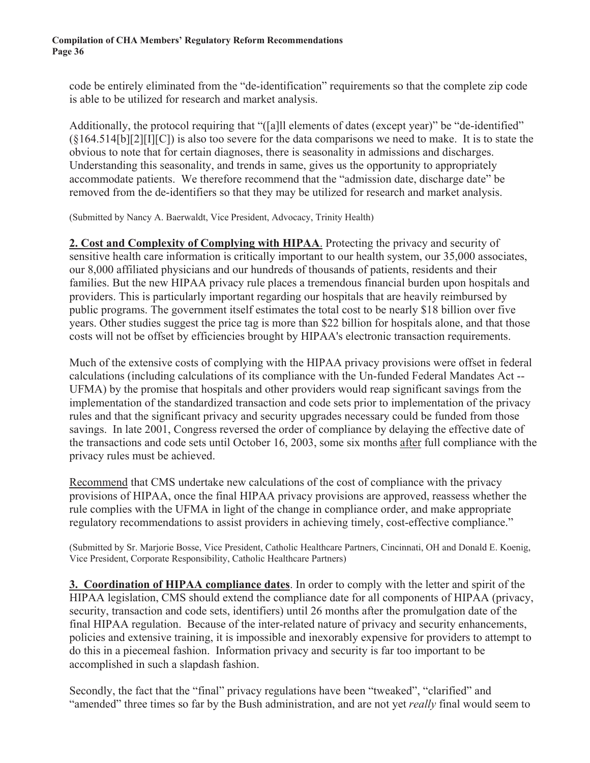code be entirely eliminated from the "de-identification" requirements so that the complete zip code is able to be utilized for research and market analysis.

Additionally, the protocol requiring that "([a]ll elements of dates (except year)" be "de-identified" (§164.514[b][2][I][C]) is also too severe for the data comparisons we need to make. It is to state the obvious to note that for certain diagnoses, there is seasonality in admissions and discharges. Understanding this seasonality, and trends in same, gives us the opportunity to appropriately accommodate patients. We therefore recommend that the "admission date, discharge date" be removed from the de-identifiers so that they may be utilized for research and market analysis.

(Submitted by Nancy A. Baerwaldt, Vice President, Advocacy, Trinity Health)

**2. Cost and Complexity of Complying with HIPAA**. Protecting the privacy and security of sensitive health care information is critically important to our health system, our 35,000 associates, our 8,000 affiliated physicians and our hundreds of thousands of patients, residents and their families. But the new HIPAA privacy rule places a tremendous financial burden upon hospitals and providers. This is particularly important regarding our hospitals that are heavily reimbursed by public programs. The government itself estimates the total cost to be nearly $18 billion over five years. Other studies suggest the price tag is more than $22 billion for hospitals alone, and that those costs will not be offset by efficiencies brought by HIPAA's electronic transaction requirements.

Much of the extensive costs of complying with the HIPAA privacy provisions were offset in federal calculations (including calculations of its compliance with the Un-funded Federal Mandates Act -- UFMA) by the promise that hospitals and other providers would reap significant savings from the implementation of the standardized transaction and code sets prior to implementation of the privacy rules and that the significant privacy and security upgrades necessary could be funded from those savings. In late 2001, Congress reversed the order of compliance by delaying the effective date of the transactions and code sets until October 16, 2003, some six months after full compliance with the privacy rules must be achieved.

Recommend that CMS undertake new calculations of the cost of compliance with the privacy provisions of HIPAA, once the final HIPAA privacy provisions are approved, reassess whether the rule complies with the UFMA in light of the change in compliance order, and make appropriate regulatory recommendations to assist providers in achieving timely, cost-effective compliance."

(Submitted by Sr. Marjorie Bosse, Vice President, Catholic Healthcare Partners, Cincinnati, OH and Donald E. Koenig, Vice President, Corporate Responsibility, Catholic Healthcare Partners)

**3. Coordination of HIPAA compliance dates**. In order to comply with the letter and spirit of the HIPAA legislation, CMS should extend the compliance date for all components of HIPAA (privacy, security, transaction and code sets, identifiers) until 26 months after the promulgation date of the final HIPAA regulation. Because of the inter-related nature of privacy and security enhancements, policies and extensive training, it is impossible and inexorably expensive for providers to attempt to do this in a piecemeal fashion. Information privacy and security is far too important to be accomplished in such a slapdash fashion.

Secondly, the fact that the "final" privacy regulations have been "tweaked", "clarified" and "amended" three times so far by the Bush administration, and are not yet *really* final would seem to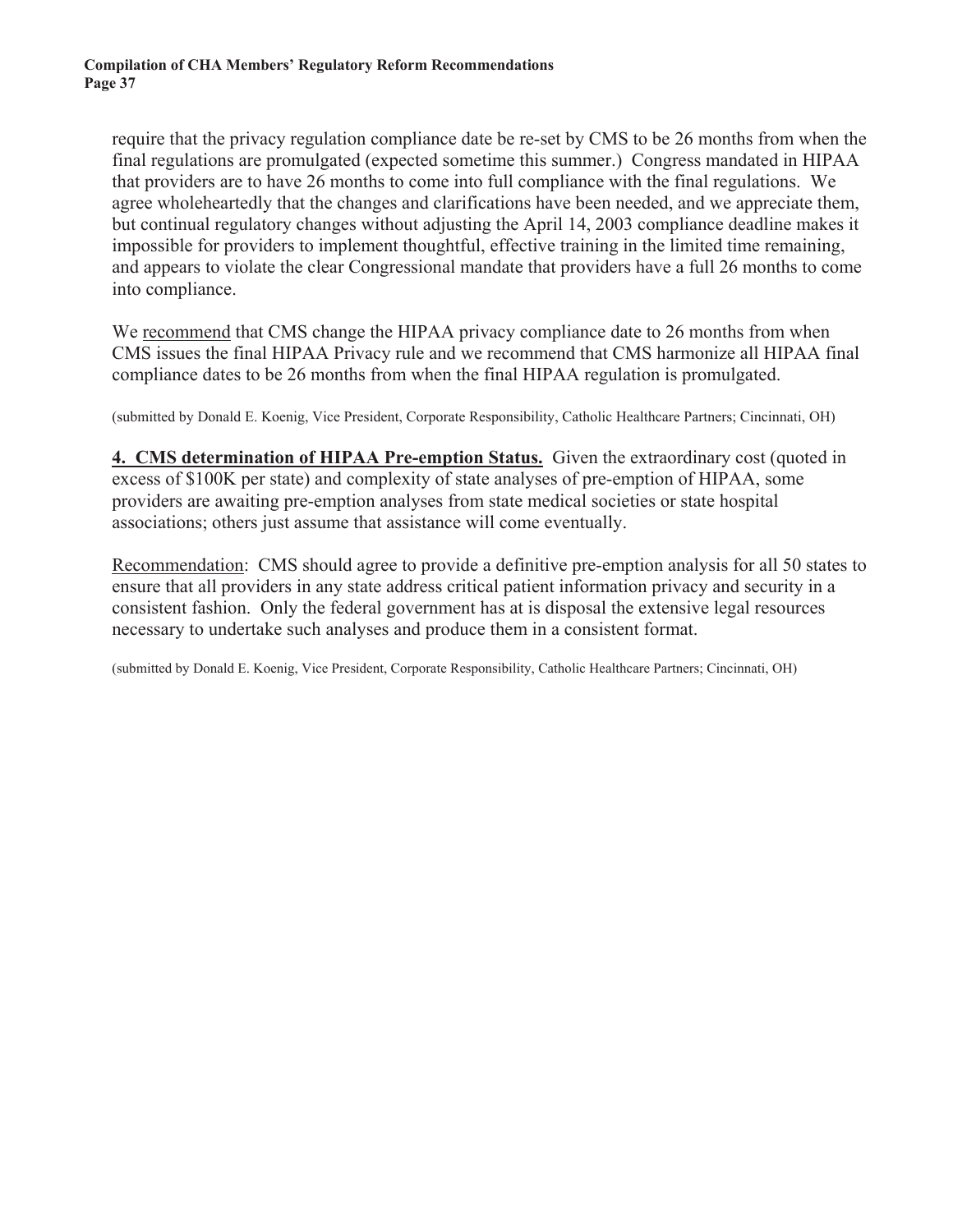require that the privacy regulation compliance date be re-set by CMS to be 26 months from when the final regulations are promulgated (expected sometime this summer.) Congress mandated in HIPAA that providers are to have 26 months to come into full compliance with the final regulations. We agree wholeheartedly that the changes and clarifications have been needed, and we appreciate them, but continual regulatory changes without adjusting the April 14, 2003 compliance deadline makes it impossible for providers to implement thoughtful, effective training in the limited time remaining, and appears to violate the clear Congressional mandate that providers have a full 26 months to come into compliance.

We recommend that CMS change the HIPAA privacy compliance date to 26 months from when CMS issues the final HIPAA Privacy rule and we recommend that CMS harmonize all HIPAA final compliance dates to be 26 months from when the final HIPAA regulation is promulgated.

(submitted by Donald E. Koenig, Vice President, Corporate Responsibility, Catholic Healthcare Partners; Cincinnati, OH)

**4. CMS determination of HIPAA Pre-emption Status.** Given the extraordinary cost (quoted in excess of $100K per state) and complexity of state analyses of pre-emption of HIPAA, some providers are awaiting pre-emption analyses from state medical societies or state hospital associations; others just assume that assistance will come eventually.

Recommendation: CMS should agree to provide a definitive pre-emption analysis for all 50 states to ensure that all providers in any state address critical patient information privacy and security in a consistent fashion. Only the federal government has at is disposal the extensive legal resources necessary to undertake such analyses and produce them in a consistent format.

(submitted by Donald E. Koenig, Vice President, Corporate Responsibility, Catholic Healthcare Partners; Cincinnati, OH)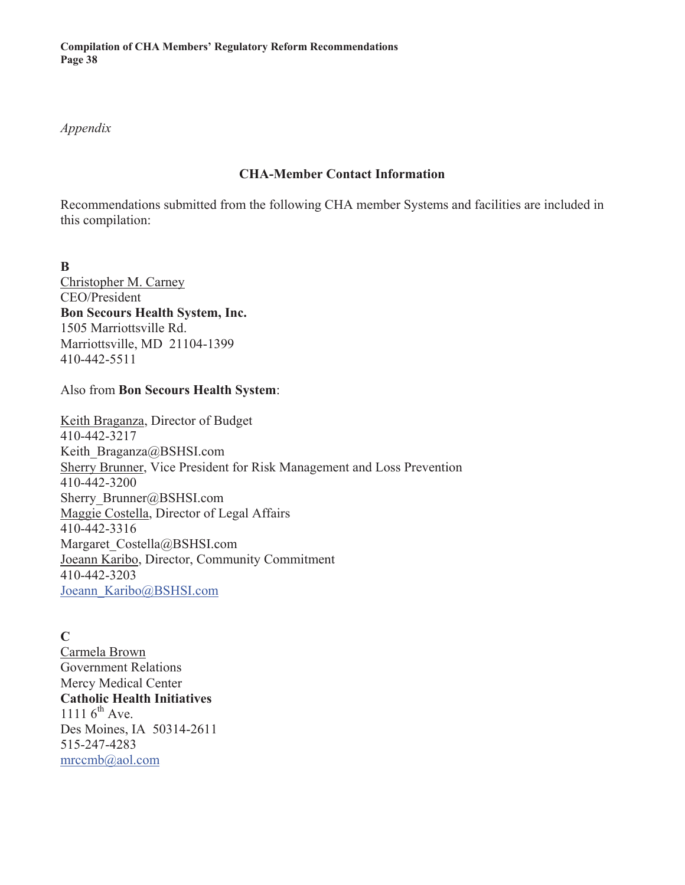*Appendix*

## CHA-Member Contact Information

Recommendations submitted from the following CHA member Systems and facilities are included in this compilation:

**B**

Christopher M. Carney
CEO/President
**Bon Secours Health System, Inc.**
1505 Marriottsville Rd.
Marriottsville, MD 21104-1399
410-442-5511

Also from **Bon Secours Health System**:

Keith Braganza, Director of Budget
410-442-3217
Keith_Braganza@BSHSI.com
Sherry Brunner, Vice President for Risk Management and Loss Prevention
410-442-3200
Sherry_Brunner@BSHSI.com
Maggie Costella, Director of Legal Affairs
410-442-3316
Margaret_Costella@BSHSI.com
Joeann Karibo, Director, Community Commitment
410-442-3203
Joeann_Karibo@BSHSI.com

**C**

Carmela Brown
Government Relations
Mercy Medical Center
**Catholic Health Initiatives**
1111 6th Ave.
Des Moines, IA 50314-2611
515-247-4283
mrccmb@aol.com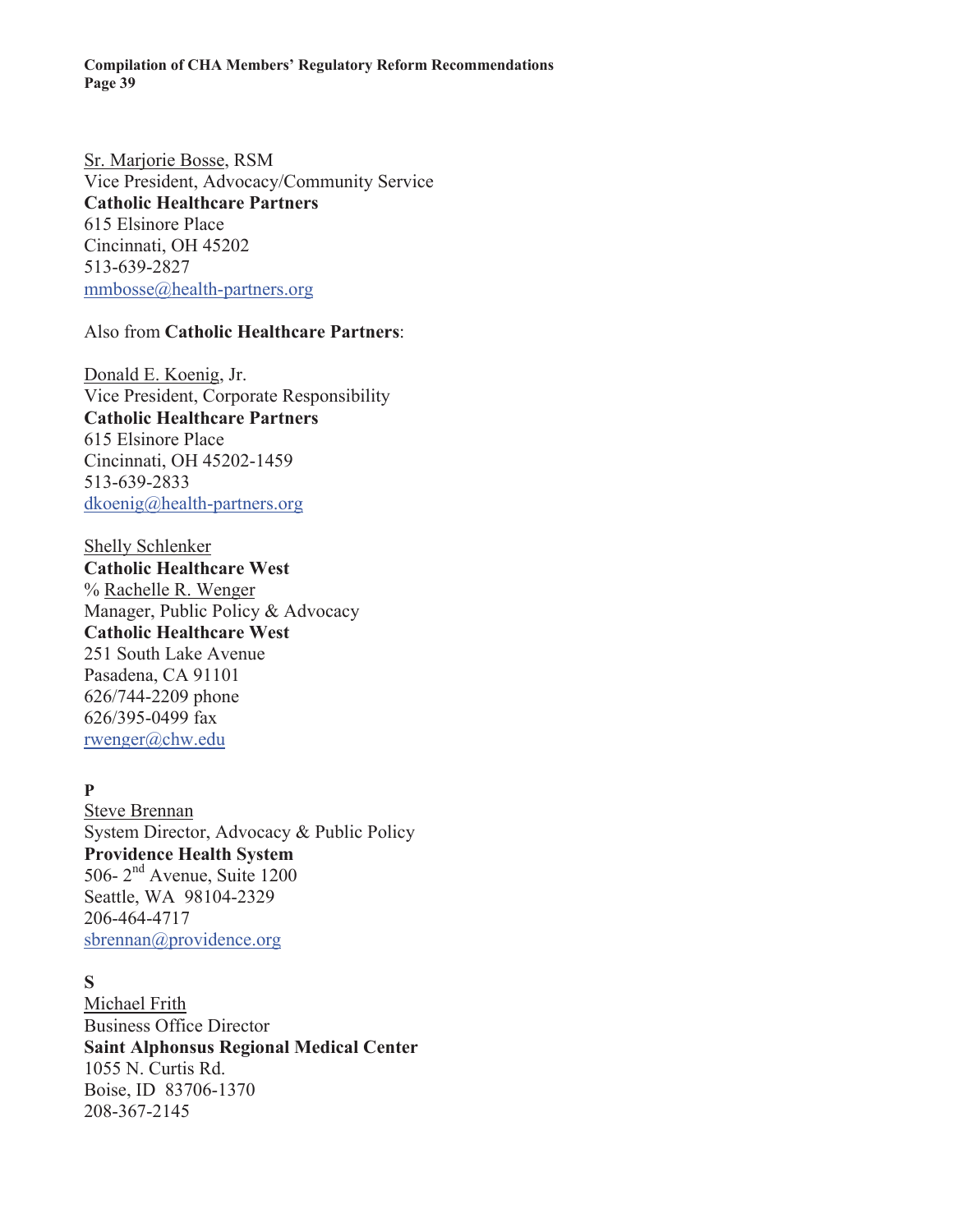Sr. Marjorie Bosse, RSM
Vice President, Advocacy/Community Service
**Catholic Healthcare Partners**
615 Elsinore Place
Cincinnati, OH 45202
513-639-2827
mmbosse@health-partners.org

Also from **Catholic Healthcare Partners**:

Donald E. Koenig, Jr.
Vice President, Corporate Responsibility
**Catholic Healthcare Partners**
615 Elsinore Place
Cincinnati, OH 45202-1459
513-639-2833
dkoenig@health-partners.org

Shelly Schlenker
**Catholic Healthcare West**
% Rachelle R. Wenger
Manager, Public Policy & Advocacy
**Catholic Healthcare West**
251 South Lake Avenue
Pasadena, CA 91101
626/744-2209 phone
626/395-0499 fax
rwenger@chw.edu

**P**

Steve Brennan
System Director, Advocacy & Public Policy
**Providence Health System**
506- 2nd Avenue, Suite 1200
Seattle, WA 98104-2329
206-464-4717
sbrennan@providence.org

**S**

Michael Frith
Business Office Director
**Saint Alphonsus Regional Medical Center**
1055 N. Curtis Rd.
Boise, ID 83706-1370
208-367-2145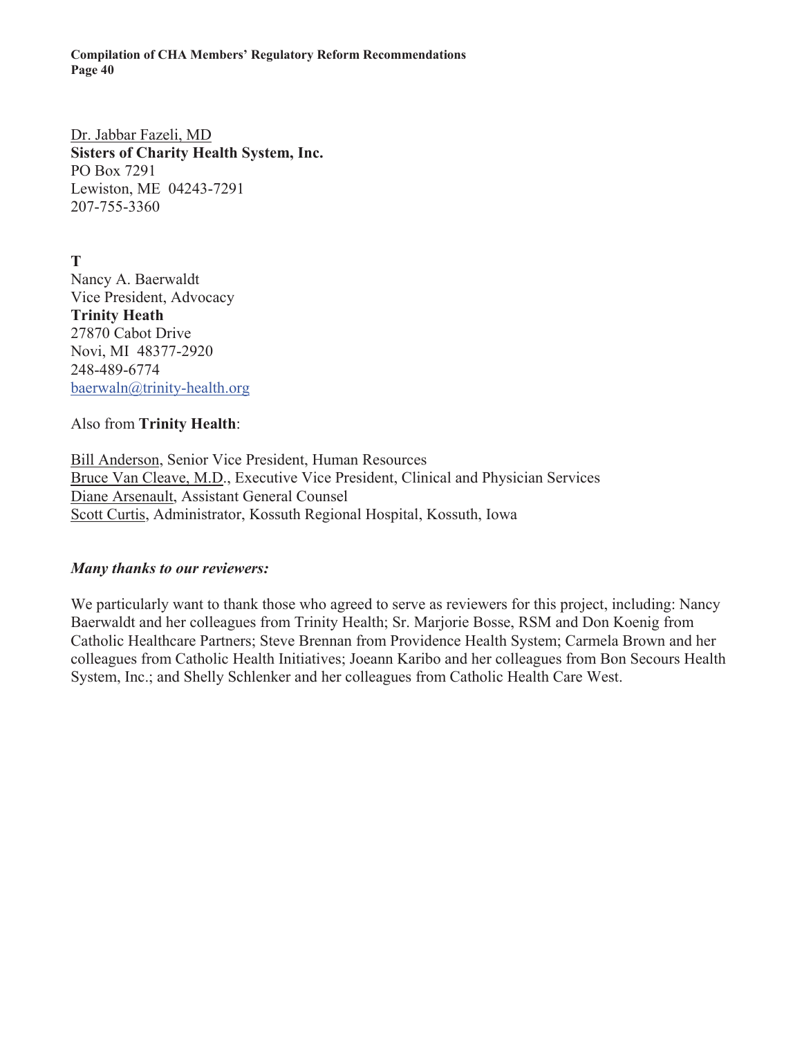<u>Dr. Jabbar Fazeli, MD</u>
**Sisters of Charity Health System, Inc.**
PO Box 7291
Lewiston, ME 04243-7291
207-755-3360

**T**

Nancy A. Baerwaldt
Vice President, Advocacy
**Trinity Heath**
27870 Cabot Drive
Novi, MI 48377-2920
248-489-6774
baerwaln@trinity-health.org

Also from **Trinity Health**:

<u>Bill Anderson</u>, Senior Vice President, Human Resources
<u>Bruce Van Cleave, M.D.</u>, Executive Vice President, Clinical and Physician Services
<u>Diane Arsenault</u>, Assistant General Counsel
<u>Scott Curtis</u>, Administrator, Kossuth Regional Hospital, Kossuth, Iowa

***Many thanks to our reviewers:***

We particularly want to thank those who agreed to serve as reviewers for this project, including: Nancy Baerwaldt and her colleagues from Trinity Health; Sr. Marjorie Bosse, RSM and Don Koenig from Catholic Healthcare Partners; Steve Brennan from Providence Health System; Carmela Brown and her colleagues from Catholic Health Initiatives; Joeann Karibo and her colleagues from Bon Secours Health System, Inc.; and Shelly Schlenker and her colleagues from Catholic Health Care West.